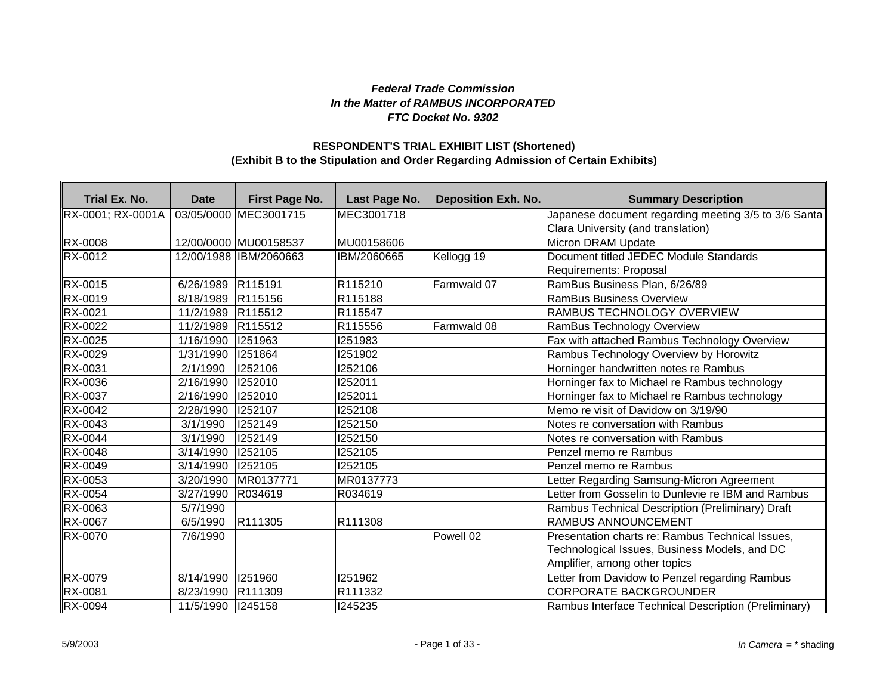***Federal Trade Commission***
***In the Matter of RAMBUS INCORPORATED***
***FTC Docket No. 9302***

**RESPONDENT'S TRIAL EXHIBIT LIST (Shortened)**
**(Exhibit B to the Stipulation and Order Regarding Admission of Certain Exhibits)**

| Trial Ex. No. | Date | First Page No. | Last Page No. | Deposition Exh. No. | Summary Description |
|---|---|---|---|---|---|
| RX-0001; RX-0001A | 03/05/0000 | MEC3001715 | MEC3001718 | | Japanese document regarding meeting 3/5 to 3/6 Santa Clara University (and translation) |
| RX-0008 | 12/00/0000 | MU00158537 | MU00158606 | | Micron DRAM Update |
| RX-0012 | 12/00/1988 | IBM/2060663 | IBM/2060665 | Kellogg 19 | Document titled JEDEC Module Standards Requirements: Proposal |
| RX-0015 | 6/26/1989 | R115191 | R115210 | Farmwald 07 | RamBus Business Plan, 6/26/89 |
| RX-0019 | 8/18/1989 | R115156 | R115188 | | RamBus Business Overview |
| RX-0021 | 11/2/1989 | R115512 | R115547 | | RAMBUS TECHNOLOGY OVERVIEW |
| RX-0022 | 11/2/1989 | R115512 | R115556 | Farmwald 08 | RamBus Technology Overview |
| RX-0025 | 1/16/1990 | I251963 | I251983 | | Fax with attached Rambus Technology Overview |
| RX-0029 | 1/31/1990 | I251864 | I251902 | | Rambus Technology Overview by Horowitz |
| RX-0031 | 2/1/1990 | I252106 | I252106 | | Horninger handwritten notes re Rambus |
| RX-0036 | 2/16/1990 | I252010 | I252011 | | Horninger fax to Michael re Rambus technology |
| RX-0037 | 2/16/1990 | I252010 | I252011 | | Horninger fax to Michael re Rambus technology |
| RX-0042 | 2/28/1990 | I252107 | I252108 | | Memo re visit of Davidow on 3/19/90 |
| RX-0043 | 3/1/1990 | I252149 | I252150 | | Notes re conversation with Rambus |
| RX-0044 | 3/1/1990 | I252149 | I252150 | | Notes re conversation with Rambus |
| RX-0048 | 3/14/1990 | I252105 | I252105 | | Penzel memo re Rambus |
| RX-0049 | 3/14/1990 | I252105 | I252105 | | Penzel memo re Rambus |
| RX-0053 | 3/20/1990 | MR0137771 | MR0137773 | | Letter Regarding Samsung-Micron Agreement |
| RX-0054 | 3/27/1990 | R034619 | R034619 | | Letter from Gosselin to Dunlevie re IBM and Rambus |
| RX-0063 | 5/7/1990 | | | | Rambus Technical Description (Preliminary) Draft |
| RX-0067 | 6/5/1990 | R111305 | R111308 | | RAMBUS ANNOUNCEMENT |
| RX-0070 | 7/6/1990 | | | Powell 02 | Presentation charts re: Rambus Technical Issues, Technological Issues, Business Models, and DC Amplifier, among other topics |
| RX-0079 | 8/14/1990 | I251960 | I251962 | | Letter from Davidow to Penzel regarding Rambus |
| RX-0081 | 8/23/1990 | R111309 | R111332 | | CORPORATE BACKGROUNDER |
| RX-0094 | 11/5/1990 | I245158 | I245235 | | Rambus Interface Technical Description (Preliminary) |

5/9/2003 *In Camera* = * shading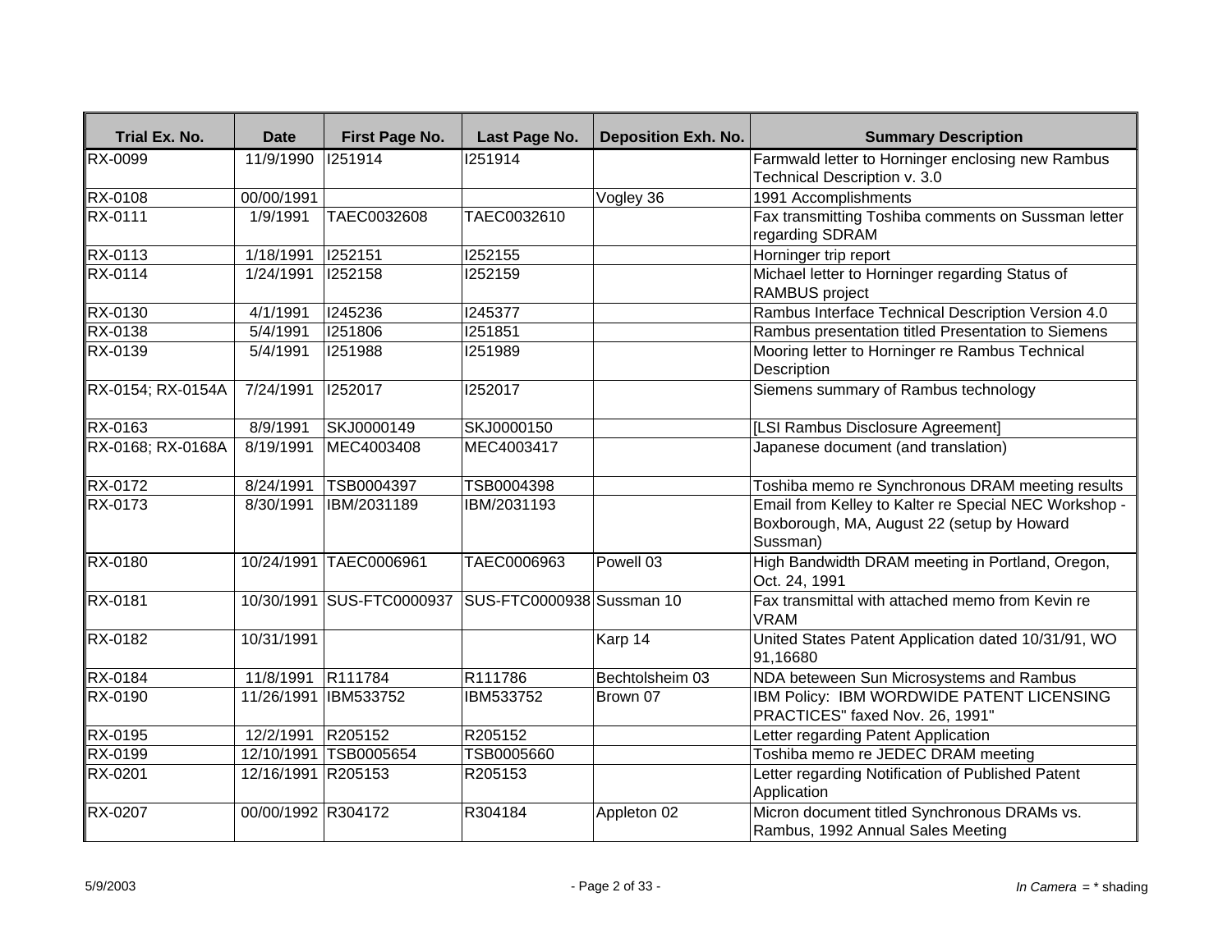| Trial Ex. No. | Date | First Page No. | Last Page No. | Deposition Exh. No. | Summary Description |
| --- | --- | --- | --- | --- | --- |
| RX-0099 | 11/9/1990 | I251914 | I251914 | | Farmwald letter to Horninger enclosing new Rambus Technical Description v. 3.0 |
| RX-0108 | 00/00/1991 | | | Vogley 36 | 1991 Accomplishments |
| RX-0111 | 1/9/1991 | TAEC0032608 | TAEC0032610 | | Fax transmitting Toshiba comments on Sussman letter regarding SDRAM |
| RX-0113 | 1/18/1991 | I252151 | I252155 | | Horninger trip report |
| RX-0114 | 1/24/1991 | I252158 | I252159 | | Michael letter to Horninger regarding Status of RAMBUS project |
| RX-0130 | 4/1/1991 | I245236 | I245377 | | Rambus Interface Technical Description Version 4.0 |
| RX-0138 | 5/4/1991 | I251806 | I251851 | | Rambus presentation titled Presentation to Siemens |
| RX-0139 | 5/4/1991 | I251988 | I251989 | | Mooring letter to Horninger re Rambus Technical Description |
| RX-0154; RX-0154A | 7/24/1991 | I252017 | I252017 | | Siemens summary of Rambus technology |
| RX-0163 | 8/9/1991 | SKJ0000149 | SKJ0000150 | | [LSI Rambus Disclosure Agreement] |
| RX-0168; RX-0168A | 8/19/1991 | MEC4003408 | MEC4003417 | | Japanese document (and translation) |
| RX-0172 | 8/24/1991 | TSB0004397 | TSB0004398 | | Toshiba memo re Synchronous DRAM meeting results |
| RX-0173 | 8/30/1991 | IBM/2031189 | IBM/2031193 | | Email from Kelley to Kalter re Special NEC Workshop - Boxborough, MA, August 22 (setup by Howard Sussman) |
| RX-0180 | 10/24/1991 | TAEC0006961 | TAEC0006963 | Powell 03 | High Bandwidth DRAM meeting in Portland, Oregon, Oct. 24, 1991 |
| RX-0181 | 10/30/1991 | SUS-FTC0000937 | SUS-FTC0000938 | Sussman 10 | Fax transmittal with attached memo from Kevin re VRAM |
| RX-0182 | 10/31/1991 | | | Karp 14 | United States Patent Application dated 10/31/91, WO 91,16680 |
| RX-0184 | 11/8/1991 | R111784 | R111786 | Bechtolsheim 03 | NDA beteween Sun Microsystems and Rambus |
| RX-0190 | 11/26/1991 | IBM533752 | IBM533752 | Brown 07 | IBM Policy: IBM WORDWIDE PATENT LICENSING PRACTICES" faxed Nov. 26, 1991" |
| RX-0195 | 12/2/1991 | R205152 | R205152 | | Letter regarding Patent Application |
| RX-0199 | 12/10/1991 | TSB0005654 | TSB0005660 | | Toshiba memo re JEDEC DRAM meeting |
| RX-0201 | 12/16/1991 | R205153 | R205153 | | Letter regarding Notification of Published Patent Application |
| RX-0207 | 00/00/1992 | R304172 | R304184 | Appleton 02 | Micron document titled Synchronous DRAMs vs. Rambus, 1992 Annual Sales Meeting |

5/9/2003 *In Camera* = * shading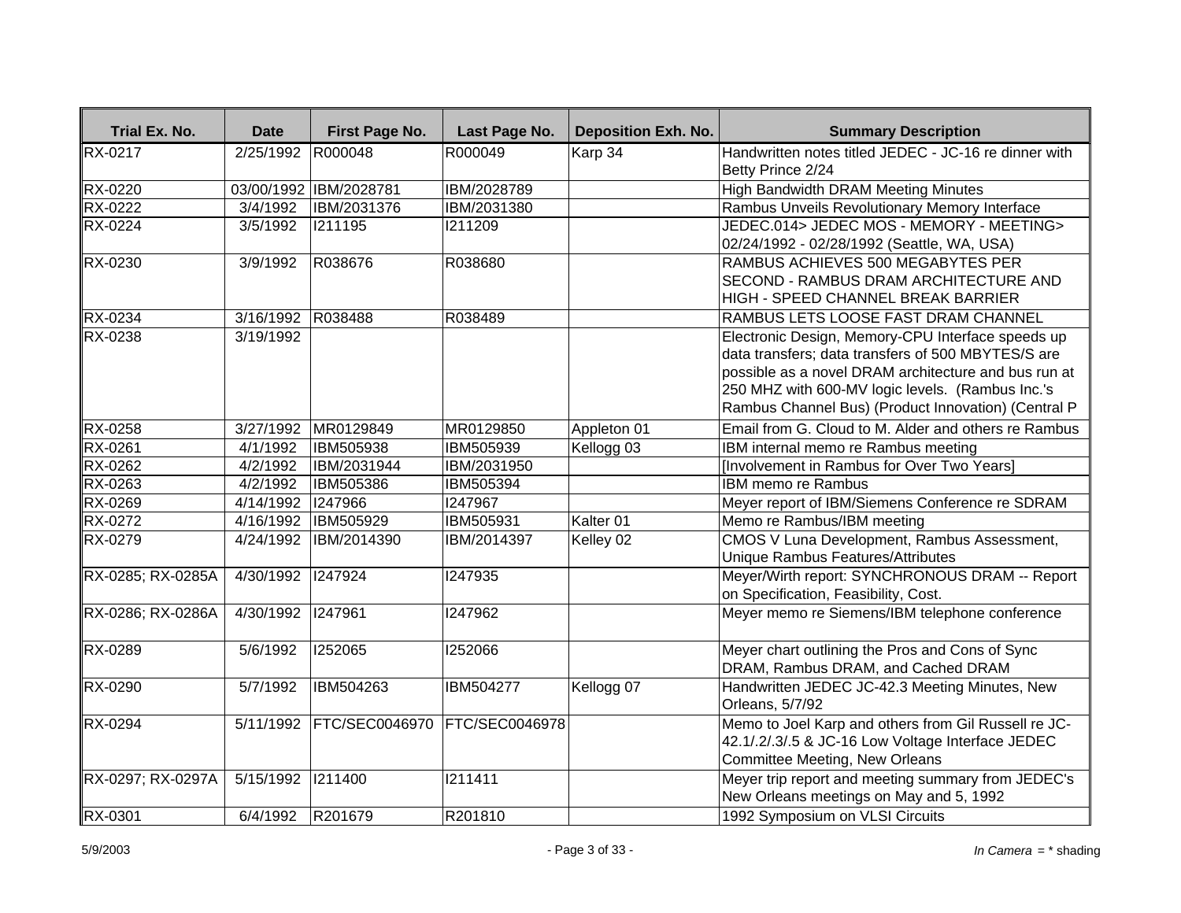| Trial Ex. No. | Date | First Page No. | Last Page No. | Deposition Exh. No. | Summary Description |
|---|---|---|---|---|---|
| RX-0217 | 2/25/1992 | R000048 | R000049 | Karp 34 | Handwritten notes titled JEDEC - JC-16 re dinner with Betty Prince 2/24 |
| RX-0220 | 03/00/1992 | IBM/2028781 | IBM/2028789 | | High Bandwidth DRAM Meeting Minutes |
| RX-0222 | 3/4/1992 | IBM/2031376 | IBM/2031380 | | Rambus Unveils Revolutionary Memory Interface |
| RX-0224 | 3/5/1992 | I211195 | I211209 | | JEDEC.014> JEDEC MOS - MEMORY - MEETING> 02/24/1992 - 02/28/1992 (Seattle, WA, USA) |
| RX-0230 | 3/9/1992 | R038676 | R038680 | | RAMBUS ACHIEVES 500 MEGABYTES PER SECOND - RAMBUS DRAM ARCHITECTURE AND HIGH - SPEED CHANNEL BREAK BARRIER |
| RX-0234 | 3/16/1992 | R038488 | R038489 | | RAMBUS LETS LOOSE FAST DRAM CHANNEL |
| RX-0238 | 3/19/1992 | | | | Electronic Design, Memory-CPU Interface speeds up data transfers; data transfers of 500 MBYTES/S are possible as a novel DRAM architecture and bus run at 250 MHZ with 600-MV logic levels. (Rambus Inc.'s Rambus Channel Bus) (Product Innovation) (Central P |
| RX-0258 | 3/27/1992 | MR0129849 | MR0129850 | Appleton 01 | Email from G. Cloud to M. Alder and others re Rambus |
| RX-0261 | 4/1/1992 | IBM505938 | IBM505939 | Kellogg 03 | IBM internal memo re Rambus meeting |
| RX-0262 | 4/2/1992 | IBM/2031944 | IBM/2031950 | | [Involvement in Rambus for Over Two Years] |
| RX-0263 | 4/2/1992 | IBM505386 | IBM505394 | | IBM memo re Rambus |
| RX-0269 | 4/14/1992 | I247966 | I247967 | | Meyer report of IBM/Siemens Conference re SDRAM |
| RX-0272 | 4/16/1992 | IBM505929 | IBM505931 | Kalter 01 | Memo re Rambus/IBM meeting |
| RX-0279 | 4/24/1992 | IBM/2014390 | IBM/2014397 | Kelley 02 | CMOS V Luna Development, Rambus Assessment, Unique Rambus Features/Attributes |
| RX-0285; RX-0285A | 4/30/1992 | I247924 | I247935 | | Meyer/Wirth report: SYNCHRONOUS DRAM -- Report on Specification, Feasibility, Cost. |
| RX-0286; RX-0286A | 4/30/1992 | I247961 | I247962 | | Meyer memo re Siemens/IBM telephone conference |
| RX-0289 | 5/6/1992 | I252065 | I252066 | | Meyer chart outlining the Pros and Cons of Sync DRAM, Rambus DRAM, and Cached DRAM |
| RX-0290 | 5/7/1992 | IBM504263 | IBM504277 | Kellogg 07 | Handwritten JEDEC JC-42.3 Meeting Minutes, New Orleans, 5/7/92 |
| RX-0294 | 5/11/1992 | FTC/SEC0046970 | FTC/SEC0046978 | | Memo to Joel Karp and others from Gil Russell re JC-42.1/.2/.3/.5 & JC-16 Low Voltage Interface JEDEC Committee Meeting, New Orleans |
| RX-0297; RX-0297A | 5/15/1992 | I211400 | I211411 | | Meyer trip report and meeting summary from JEDEC's New Orleans meetings on May and 5, 1992 |
| RX-0301 | 6/4/1992 | R201679 | R201810 | | 1992 Symposium on VLSI Circuits |

5/9/2003

*In Camera* = * shading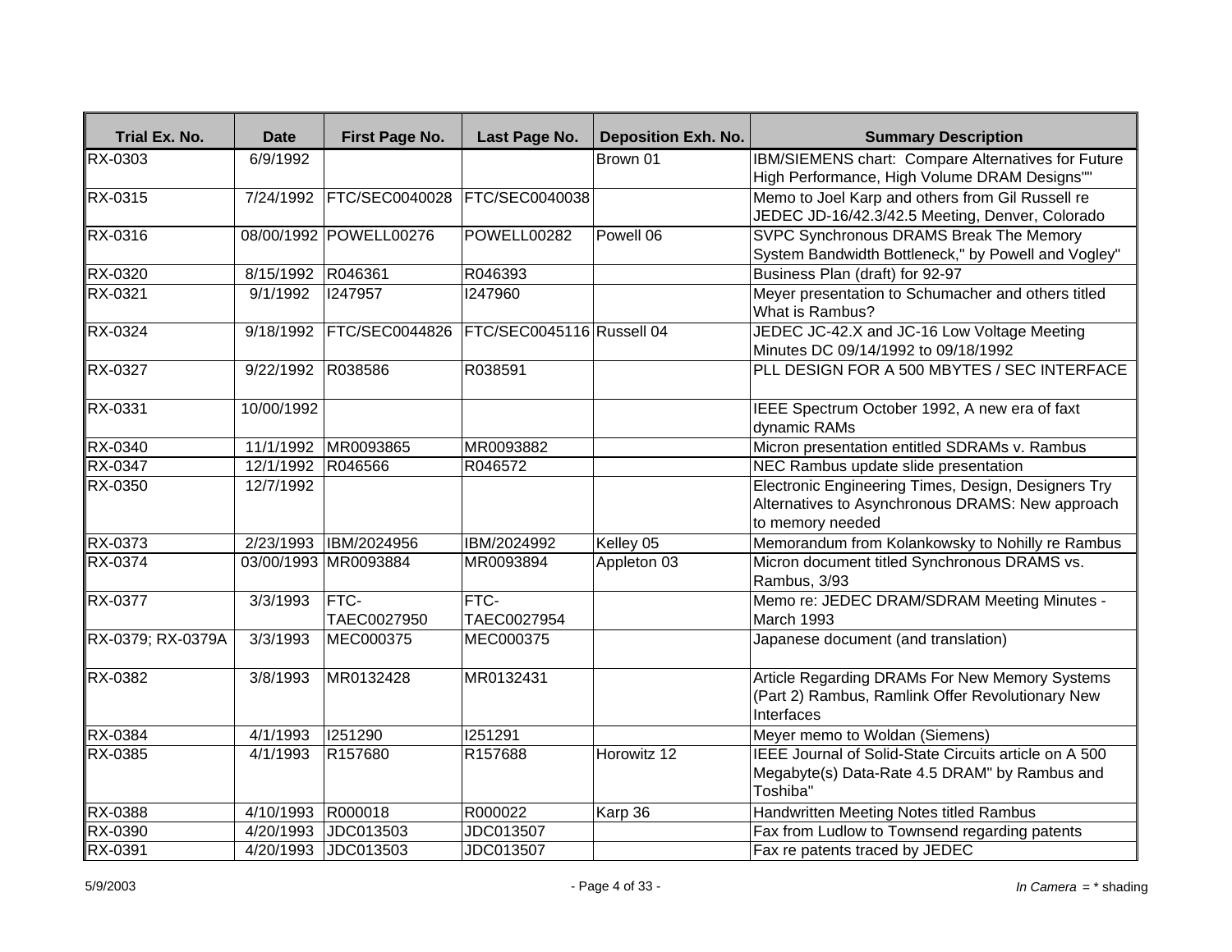| Trial Ex. No. | Date | First Page No. | Last Page No. | Deposition Exh. No. | Summary Description |
|---|---|---|---|---|---|
| RX-0303 | 6/9/1992 | | | Brown 01 | IBM/SIEMENS chart: Compare Alternatives for Future High Performance, High Volume DRAM Designs"" |
| RX-0315 | 7/24/1992 | FTC/SEC0040028 | FTC/SEC0040038 | | Memo to Joel Karp and others from Gil Russell re JEDEC JD-16/42.3/42.5 Meeting, Denver, Colorado |
| RX-0316 | 08/00/1992 | POWELL00276 | POWELL00282 | Powell 06 | SVPC Synchronous DRAMS Break The Memory System Bandwidth Bottleneck," by Powell and Vogley" |
| RX-0320 | 8/15/1992 | R046361 | R046393 | | Business Plan (draft) for 92-97 |
| RX-0321 | 9/1/1992 | I247957 | I247960 | | Meyer presentation to Schumacher and others titled What is Rambus? |
| RX-0324 | 9/18/1992 | FTC/SEC0044826 | FTC/SEC0045116 | Russell 04 | JEDEC JC-42.X and JC-16 Low Voltage Meeting Minutes DC 09/14/1992 to 09/18/1992 |
| RX-0327 | 9/22/1992 | R038586 | R038591 | | PLL DESIGN FOR A 500 MBYTES / SEC INTERFACE |
| RX-0331 | 10/00/1992 | | | | IEEE Spectrum October 1992, A new era of faxt dynamic RAMs |
| RX-0340 | 11/1/1992 | MR0093865 | MR0093882 | | Micron presentation entitled SDRAMs v. Rambus |
| RX-0347 | 12/1/1992 | R046566 | R046572 | | NEC Rambus update slide presentation |
| RX-0350 | 12/7/1992 | | | | Electronic Engineering Times, Design, Designers Try Alternatives to Asynchronous DRAMS: New approach to memory needed |
| RX-0373 | 2/23/1993 | IBM/2024956 | IBM/2024992 | Kelley 05 | Memorandum from Kolankowsky to Nohilly re Rambus |
| RX-0374 | 03/00/1993 | MR0093884 | MR0093894 | Appleton 03 | Micron document titled Synchronous DRAMS vs. Rambus, 3/93 |
| RX-0377 | 3/3/1993 | FTC-TAEC0027950 | FTC-TAEC0027954 | | Memo re: JEDEC DRAM/SDRAM Meeting Minutes - March 1993 |
| RX-0379; RX-0379A | 3/3/1993 | MEC000375 | MEC000375 | | Japanese document (and translation) |
| RX-0382 | 3/8/1993 | MR0132428 | MR0132431 | | Article Regarding DRAMs For New Memory Systems (Part 2) Rambus, Ramlink Offer Revolutionary New Interfaces |
| RX-0384 | 4/1/1993 | I251290 | I251291 | | Meyer memo to Woldan (Siemens) |
| RX-0385 | 4/1/1993 | R157680 | R157688 | Horowitz 12 | IEEE Journal of Solid-State Circuits article on A 500 Megabyte(s) Data-Rate 4.5 DRAM" by Rambus and Toshiba" |
| RX-0388 | 4/10/1993 | R000018 | R000022 | Karp 36 | Handwritten Meeting Notes titled Rambus |
| RX-0390 | 4/20/1993 | JDC013503 | JDC013507 | | Fax from Ludlow to Townsend regarding patents |
| RX-0391 | 4/20/1993 | JDC013503 | JDC013507 | | Fax re patents traced by JEDEC |

5/9/2003 *In Camera* = * shading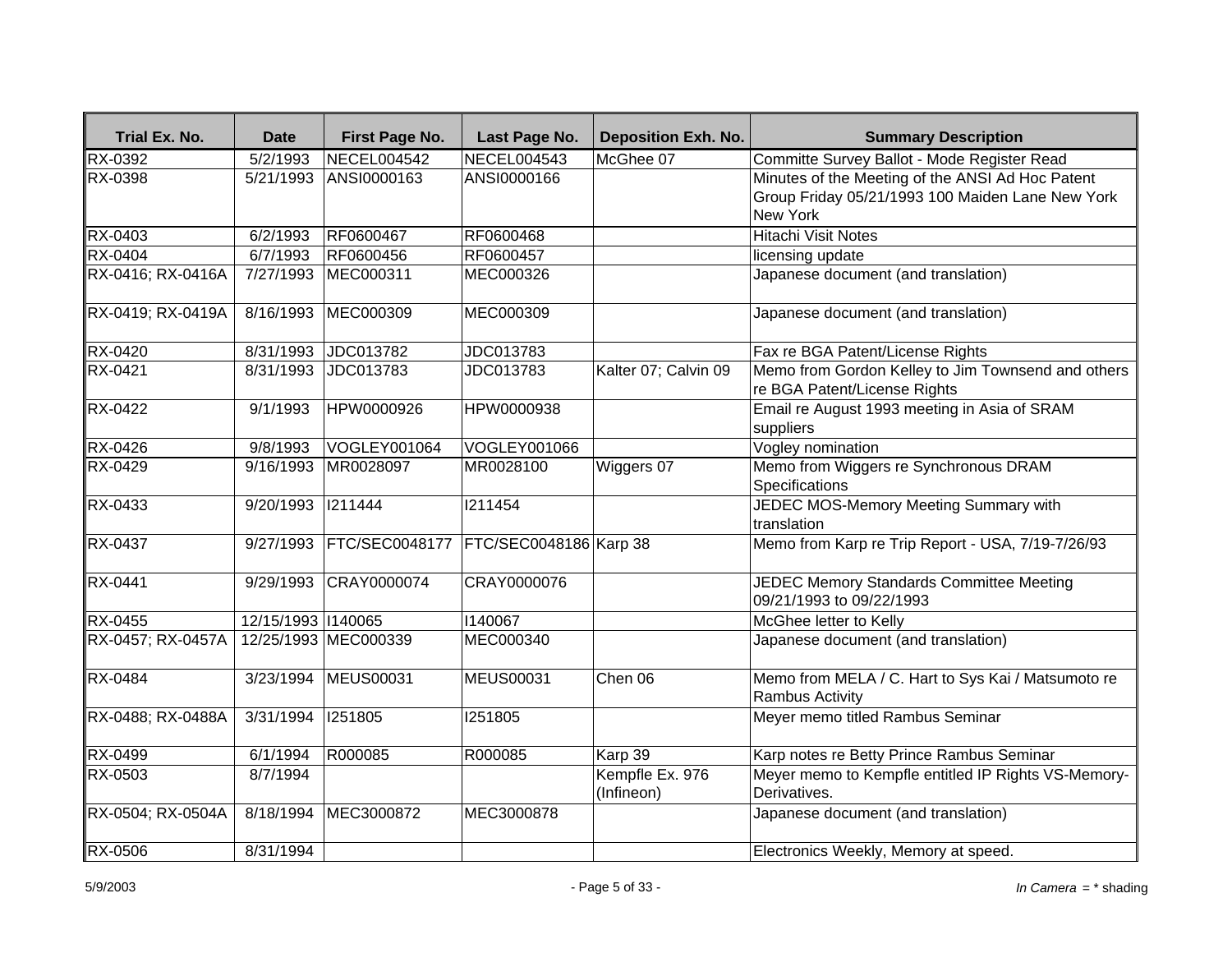| Trial Ex. No. | Date | First Page No. | Last Page No. | Deposition Exh. No. | Summary Description |
|---|---|---|---|---|---|
| RX-0392 | 5/2/1993 | NECEL004542 | NECEL004543 | McGhee 07 | Committe Survey Ballot - Mode Register Read |
| RX-0398 | 5/21/1993 | ANSI0000163 | ANSI0000166 | | Minutes of the Meeting of the ANSI Ad Hoc Patent Group Friday 05/21/1993 100 Maiden Lane New York New York |
| RX-0403 | 6/2/1993 | RF0600467 | RF0600468 | | Hitachi Visit Notes |
| RX-0404 | 6/7/1993 | RF0600456 | RF0600457 | | licensing update |
| RX-0416; RX-0416A | 7/27/1993 | MEC000311 | MEC000326 | | Japanese document (and translation) |
| RX-0419; RX-0419A | 8/16/1993 | MEC000309 | MEC000309 | | Japanese document (and translation) |
| RX-0420 | 8/31/1993 | JDC013782 | JDC013783 | | Fax re BGA Patent/License Rights |
| RX-0421 | 8/31/1993 | JDC013783 | JDC013783 | Kalter 07; Calvin 09 | Memo from Gordon Kelley to Jim Townsend and others re BGA Patent/License Rights |
| RX-0422 | 9/1/1993 | HPW0000926 | HPW0000938 | | Email re August 1993 meeting in Asia of SRAM suppliers |
| RX-0426 | 9/8/1993 | VOGLEY001064 | VOGLEY001066 | | Vogley nomination |
| RX-0429 | 9/16/1993 | MR0028097 | MR0028100 | Wiggers 07 | Memo from Wiggers re Synchronous DRAM Specifications |
| RX-0433 | 9/20/1993 | I211444 | I211454 | | JEDEC MOS-Memory Meeting Summary with translation |
| RX-0437 | 9/27/1993 | FTC/SEC0048177 | FTC/SEC0048186 | Karp 38 | Memo from Karp re Trip Report - USA, 7/19-7/26/93 |
| RX-0441 | 9/29/1993 | CRAY0000074 | CRAY0000076 | | JEDEC Memory Standards Committee Meeting 09/21/1993 to 09/22/1993 |
| RX-0455 | 12/15/1993 | I140065 | I140067 | | McGhee letter to Kelly |
| RX-0457; RX-0457A | 12/25/1993 | MEC000339 | MEC000340 | | Japanese document (and translation) |
| RX-0484 | 3/23/1994 | MEUS00031 | MEUS00031 | Chen 06 | Memo from MELA / C. Hart to Sys Kai / Matsumoto re Rambus Activity |
| RX-0488; RX-0488A | 3/31/1994 | I251805 | I251805 | | Meyer memo titled Rambus Seminar |
| RX-0499 | 6/1/1994 | R000085 | R000085 | Karp 39 | Karp notes re Betty Prince Rambus Seminar |
| RX-0503 | 8/7/1994 | | | Kempfle Ex. 976 (Infineon) | Meyer memo to Kempfle entitled IP Rights VS-Memory-Derivatives. |
| RX-0504; RX-0504A | 8/18/1994 | MEC3000872 | MEC3000878 | | Japanese document (and translation) |
| RX-0506 | 8/31/1994 | | | | Electronics Weekly, Memory at speed. |

5/9/2003

*In Camera* = * shading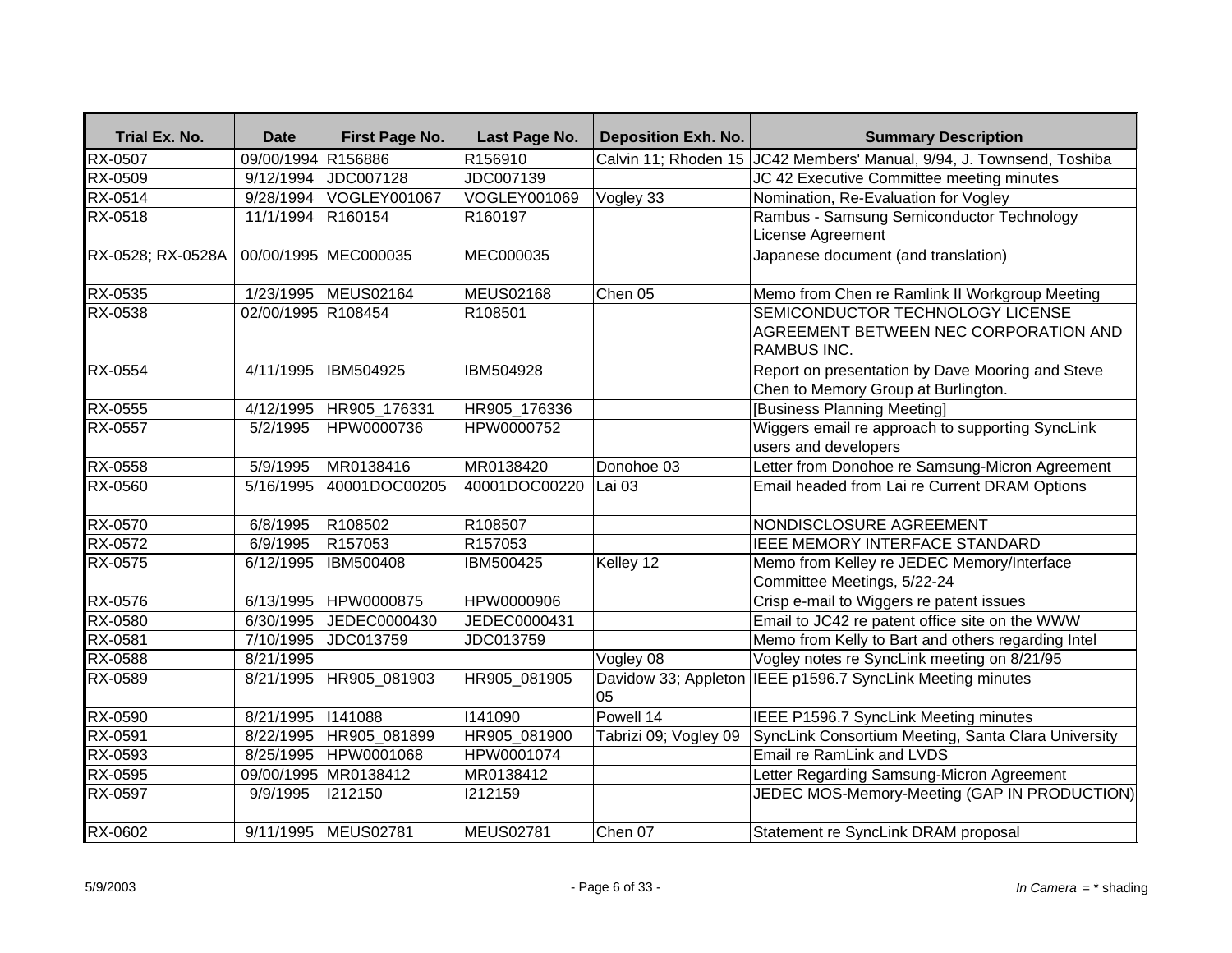| Trial Ex. No. | Date | First Page No. | Last Page No. | Deposition Exh. No. | Summary Description |
|---|---|---|---|---|---|
| RX-0507 | 09/00/1994 | R156886 | R156910 | Calvin 11; Rhoden 15 | JC42 Members' Manual, 9/94, J. Townsend, Toshiba |
| RX-0509 | 9/12/1994 | JDC007128 | JDC007139 | | JC 42 Executive Committee meeting minutes |
| RX-0514 | 9/28/1994 | VOGLEY001067 | VOGLEY001069 | Vogley 33 | Nomination, Re-Evaluation for Vogley |
| RX-0518 | 11/1/1994 | R160154 | R160197 | | Rambus - Samsung Semiconductor Technology License Agreement |
| RX-0528; RX-0528A | 00/00/1995 | MEC000035 | MEC000035 | | Japanese document (and translation) |
| RX-0535 | 1/23/1995 | MEUS02164 | MEUS02168 | Chen 05 | Memo from Chen re Ramlink II Workgroup Meeting |
| RX-0538 | 02/00/1995 | R108454 | R108501 | | SEMICONDUCTOR TECHNOLOGY LICENSE AGREEMENT BETWEEN NEC CORPORATION AND RAMBUS INC. |
| RX-0554 | 4/11/1995 | IBM504925 | IBM504928 | | Report on presentation by Dave Mooring and Steve Chen to Memory Group at Burlington. |
| RX-0555 | 4/12/1995 | HR905_176331 | HR905_176336 | | [Business Planning Meeting] |
| RX-0557 | 5/2/1995 | HPW0000736 | HPW0000752 | | Wiggers email re approach to supporting SyncLink users and developers |
| RX-0558 | 5/9/1995 | MR0138416 | MR0138420 | Donohoe 03 | Letter from Donohoe re Samsung-Micron Agreement |
| RX-0560 | 5/16/1995 | 40001DOC00205 | 40001DOC00220 | Lai 03 | Email headed from Lai re Current DRAM Options |
| RX-0570 | 6/8/1995 | R108502 | R108507 | | NONDISCLOSURE AGREEMENT |
| RX-0572 | 6/9/1995 | R157053 | R157053 | | IEEE MEMORY INTERFACE STANDARD |
| RX-0575 | 6/12/1995 | IBM500408 | IBM500425 | Kelley 12 | Memo from Kelley re JEDEC Memory/Interface Committee Meetings, 5/22-24 |
| RX-0576 | 6/13/1995 | HPW0000875 | HPW0000906 | | Crisp e-mail to Wiggers re patent issues |
| RX-0580 | 6/30/1995 | JEDEC0000430 | JEDEC0000431 | | Email to JC42 re patent office site on the WWW |
| RX-0581 | 7/10/1995 | JDC013759 | JDC013759 | | Memo from Kelly to Bart and others regarding Intel |
| RX-0588 | 8/21/1995 | | | Vogley 08 | Vogley notes re SyncLink meeting on 8/21/95 |
| RX-0589 | 8/21/1995 | HR905_081903 | HR905_081905 | Davidow 33; Appleton 05 | IEEE p1596.7 SyncLink Meeting minutes |
| RX-0590 | 8/21/1995 | I141088 | I141090 | Powell 14 | IEEE P1596.7 SyncLink Meeting minutes |
| RX-0591 | 8/22/1995 | HR905_081899 | HR905_081900 | Tabrizi 09; Vogley 09 | SyncLink Consortium Meeting, Santa Clara University |
| RX-0593 | 8/25/1995 | HPW0001068 | HPW0001074 | | Email re RamLink and LVDS |
| RX-0595 | 09/00/1995 | MR0138412 | MR0138412 | | Letter Regarding Samsung-Micron Agreement |
| RX-0597 | 9/9/1995 | I212150 | I212159 | | JEDEC MOS-Memory-Meeting (GAP IN PRODUCTION) |
| RX-0602 | 9/11/1995 | MEUS02781 | MEUS02781 | Chen 07 | Statement re SyncLink DRAM proposal |

5/9/2003

*In Camera* = * shading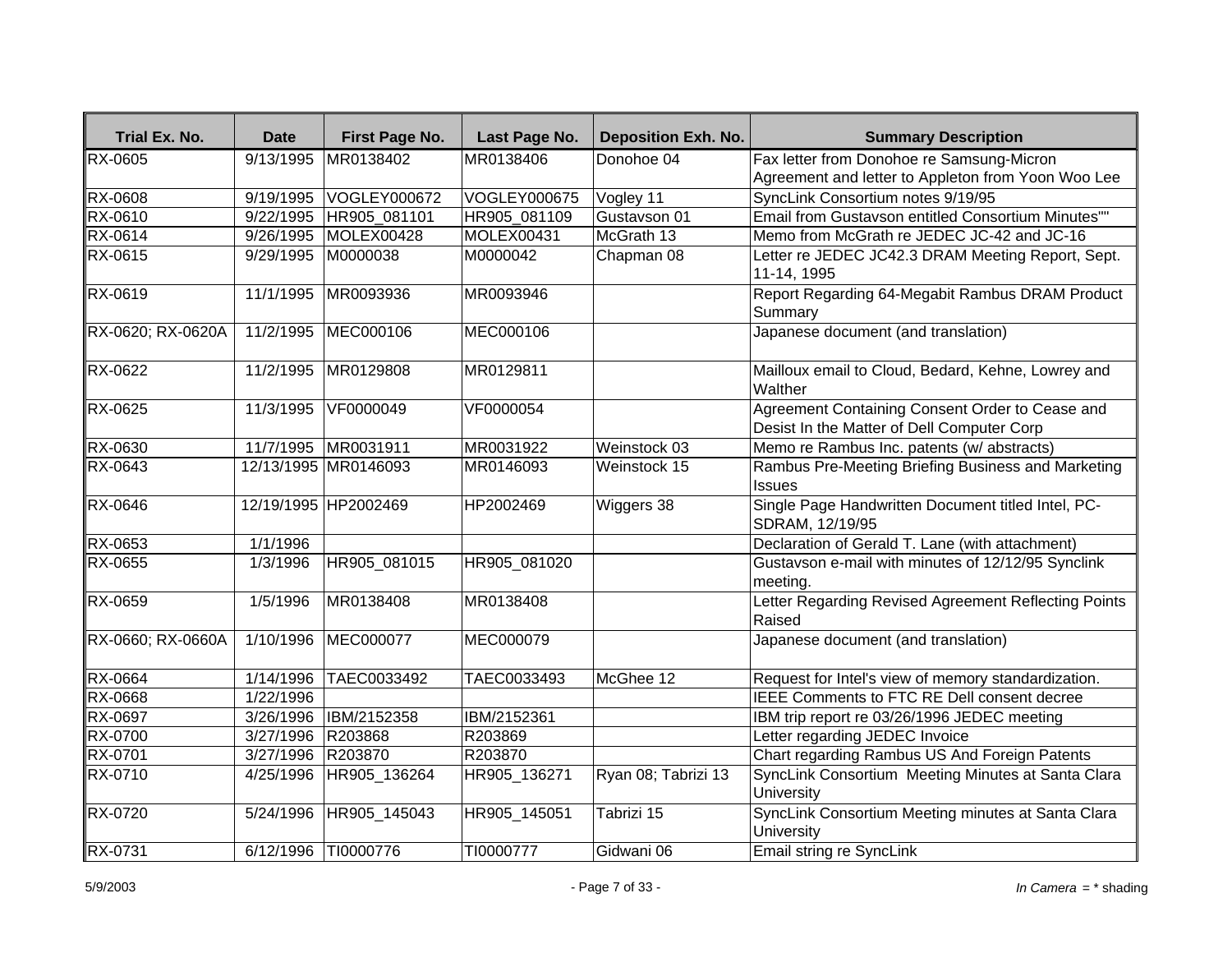| Trial Ex. No. | Date | First Page No. | Last Page No. | Deposition Exh. No. | Summary Description |
|---|---|---|---|---|---|
| RX-0605 | 9/13/1995 | MR0138402 | MR0138406 | Donohoe 04 | Fax letter from Donohoe re Samsung-Micron Agreement and letter to Appleton from Yoon Woo Lee |
| RX-0608 | 9/19/1995 | VOGLEY000672 | VOGLEY000675 | Vogley 11 | SyncLink Consortium notes 9/19/95 |
| RX-0610 | 9/22/1995 | HR905_081101 | HR905_081109 | Gustavson 01 | Email from Gustavson entitled Consortium Minutes"" |
| RX-0614 | 9/26/1995 | MOLEX00428 | MOLEX00431 | McGrath 13 | Memo from McGrath re JEDEC JC-42 and JC-16 |
| RX-0615 | 9/29/1995 | M0000038 | M0000042 | Chapman 08 | Letter re JEDEC JC42.3 DRAM Meeting Report, Sept. 11-14, 1995 |
| RX-0619 | 11/1/1995 | MR0093936 | MR0093946 | | Report Regarding 64-Megabit Rambus DRAM Product Summary |
| RX-0620; RX-0620A | 11/2/1995 | MEC000106 | MEC000106 | | Japanese document (and translation) |
| RX-0622 | 11/2/1995 | MR0129808 | MR0129811 | | Mailloux email to Cloud, Bedard, Kehne, Lowrey and Walther |
| RX-0625 | 11/3/1995 | VF0000049 | VF0000054 | | Agreement Containing Consent Order to Cease and Desist In the Matter of Dell Computer Corp |
| RX-0630 | 11/7/1995 | MR0031911 | MR0031922 | Weinstock 03 | Memo re Rambus Inc. patents (w/ abstracts) |
| RX-0643 | 12/13/1995 | MR0146093 | MR0146093 | Weinstock 15 | Rambus Pre-Meeting Briefing Business and Marketing Issues |
| RX-0646 | 12/19/1995 | HP2002469 | HP2002469 | Wiggers 38 | Single Page Handwritten Document titled Intel, PC-SDRAM, 12/19/95 |
| RX-0653 | 1/1/1996 | | | | Declaration of Gerald T. Lane (with attachment) |
| RX-0655 | 1/3/1996 | HR905_081015 | HR905_081020 | | Gustavson e-mail with minutes of 12/12/95 Synclink meeting. |
| RX-0659 | 1/5/1996 | MR0138408 | MR0138408 | | Letter Regarding Revised Agreement Reflecting Points Raised |
| RX-0660; RX-0660A | 1/10/1996 | MEC000077 | MEC000079 | | Japanese document (and translation) |
| RX-0664 | 1/14/1996 | TAEC0033492 | TAEC0033493 | McGhee 12 | Request for Intel's view of memory standardization. |
| RX-0668 | 1/22/1996 | | | | IEEE Comments to FTC RE Dell consent decree |
| RX-0697 | 3/26/1996 | IBM/2152358 | IBM/2152361 | | IBM trip report re 03/26/1996 JEDEC meeting |
| RX-0700 | 3/27/1996 | R203868 | R203869 | | Letter regarding JEDEC Invoice |
| RX-0701 | 3/27/1996 | R203870 | R203870 | | Chart regarding Rambus US And Foreign Patents |
| RX-0710 | 4/25/1996 | HR905_136264 | HR905_136271 | Ryan 08; Tabrizi 13 | SyncLink Consortium Meeting Minutes at Santa Clara University |
| RX-0720 | 5/24/1996 | HR905_145043 | HR905_145051 | Tabrizi 15 | SyncLink Consortium Meeting minutes at Santa Clara University |
| RX-0731 | 6/12/1996 | TI0000776 | TI0000777 | Gidwani 06 | Email string re SyncLink |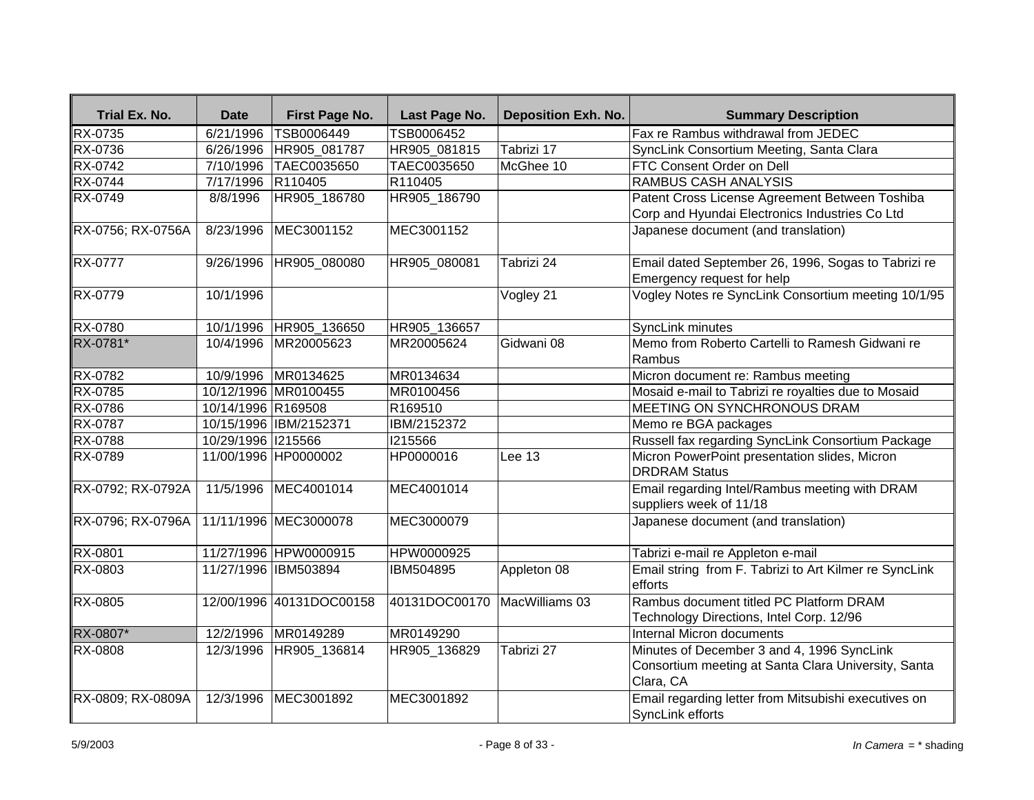| Trial Ex. No. | Date | First Page No. | Last Page No. | Deposition Exh. No. | Summary Description |
|---|---|---|---|---|---|
| RX-0735 | 6/21/1996 | TSB0006449 | TSB0006452 | | Fax re Rambus withdrawal from JEDEC |
| RX-0736 | 6/26/1996 | HR905_081787 | HR905_081815 | Tabrizi 17 | SyncLink Consortium Meeting, Santa Clara |
| RX-0742 | 7/10/1996 | TAEC0035650 | TAEC0035650 | McGhee 10 | FTC Consent Order on Dell |
| RX-0744 | 7/17/1996 | R110405 | R110405 | | RAMBUS CASH ANALYSIS |
| RX-0749 | 8/8/1996 | HR905_186780 | HR905_186790 | | Patent Cross License Agreement Between Toshiba Corp and Hyundai Electronics Industries Co Ltd |
| RX-0756; RX-0756A | 8/23/1996 | MEC3001152 | MEC3001152 | | Japanese document (and translation) |
| RX-0777 | 9/26/1996 | HR905_080080 | HR905_080081 | Tabrizi 24 | Email dated September 26, 1996, Sogas to Tabrizi re Emergency request for help |
| RX-0779 | 10/1/1996 | | | Vogley 21 | Vogley Notes re SyncLink Consortium meeting 10/1/95 |
| RX-0780 | 10/1/1996 | HR905_136650 | HR905_136657 | | SyncLink minutes |
| RX-0781* | 10/4/1996 | MR20005623 | MR20005624 | Gidwani 08 | Memo from Roberto Cartelli to Ramesh Gidwani re Rambus |
| RX-0782 | 10/9/1996 | MR0134625 | MR0134634 | | Micron document re: Rambus meeting |
| RX-0785 | 10/12/1996 | MR0100455 | MR0100456 | | Mosaid e-mail to Tabrizi re royalties due to Mosaid |
| RX-0786 | 10/14/1996 | R169508 | R169510 | | MEETING ON SYNCHRONOUS DRAM |
| RX-0787 | 10/15/1996 | IBM/2152371 | IBM/2152372 | | Memo re BGA packages |
| RX-0788 | 10/29/1996 | I215566 | I215566 | | Russell fax regarding SyncLink Consortium Package |
| RX-0789 | 11/00/1996 | HP0000002 | HP0000016 | Lee 13 | Micron PowerPoint presentation slides, Micron DRDRAM Status |
| RX-0792; RX-0792A | 11/5/1996 | MEC4001014 | MEC4001014 | | Email regarding Intel/Rambus meeting with DRAM suppliers week of 11/18 |
| RX-0796; RX-0796A | 11/11/1996 | MEC3000078 | MEC3000079 | | Japanese document (and translation) |
| RX-0801 | 11/27/1996 | HPW0000915 | HPW0000925 | | Tabrizi e-mail re Appleton e-mail |
| RX-0803 | 11/27/1996 | IBM503894 | IBM504895 | Appleton 08 | Email string from F. Tabrizi to Art Kilmer re SyncLink efforts |
| RX-0805 | 12/00/1996 | 40131DOC00158 | 40131DOC00170 | MacWilliams 03 | Rambus document titled PC Platform DRAM Technology Directions, Intel Corp. 12/96 |
| RX-0807* | 12/2/1996 | MR0149289 | MR0149290 | | Internal Micron documents |
| RX-0808 | 12/3/1996 | HR905_136814 | HR905_136829 | Tabrizi 27 | Minutes of December 3 and 4, 1996 SyncLink Consortium meeting at Santa Clara University, Santa Clara, CA |
| RX-0809; RX-0809A | 12/3/1996 | MEC3001892 | MEC3001892 | | Email regarding letter from Mitsubishi executives on SyncLink efforts |

*In Camera* = * shading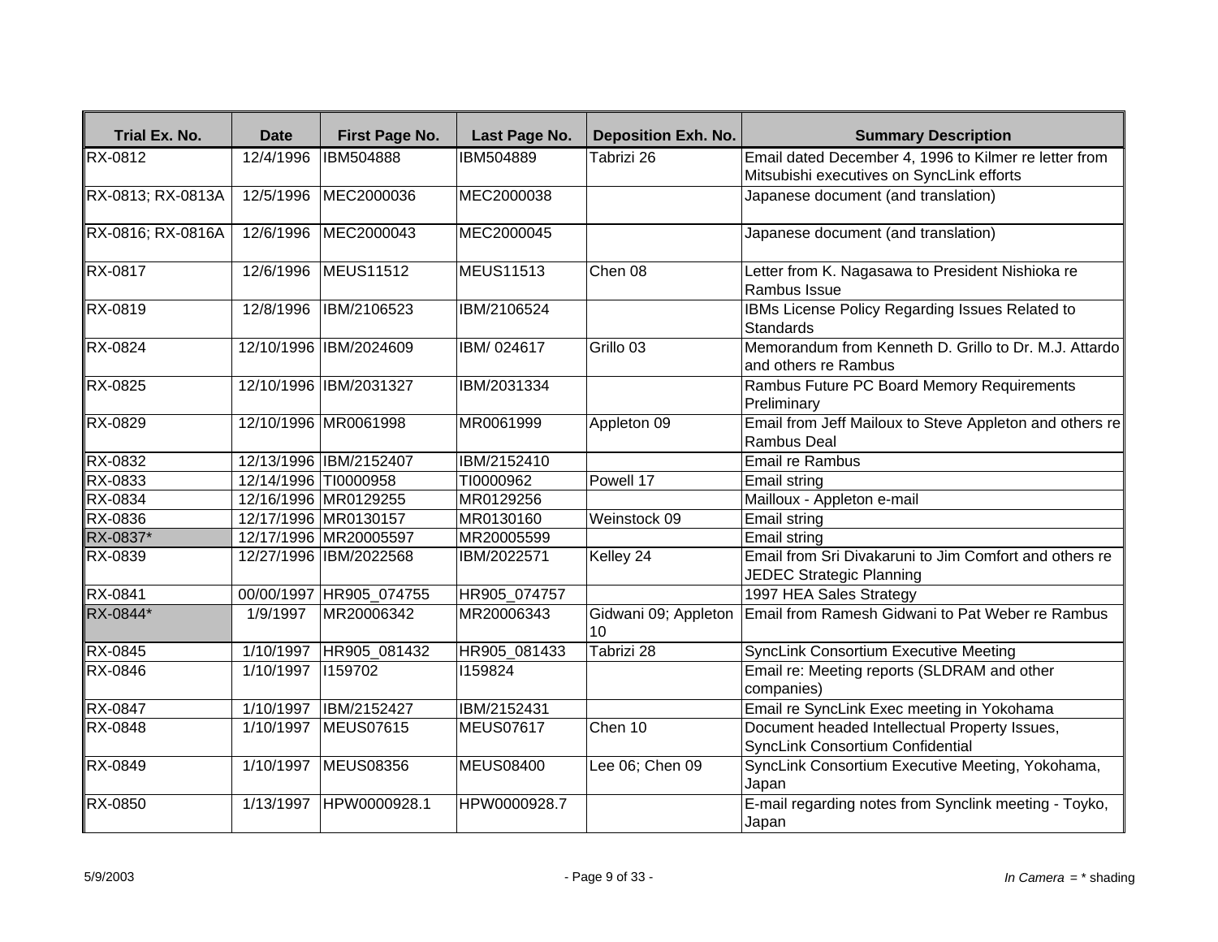| Trial Ex. No. | Date | First Page No. | Last Page No. | Deposition Exh. No. | Summary Description |
|---|---|---|---|---|---|
| RX-0812 | 12/4/1996 | IBM504888 | IBM504889 | Tabrizi 26 | Email dated December 4, 1996 to Kilmer re letter from Mitsubishi executives on SyncLink efforts |
| RX-0813; RX-0813A | 12/5/1996 | MEC2000036 | MEC2000038 | | Japanese document (and translation) |
| RX-0816; RX-0816A | 12/6/1996 | MEC2000043 | MEC2000045 | | Japanese document (and translation) |
| RX-0817 | 12/6/1996 | MEUS11512 | MEUS11513 | Chen 08 | Letter from K. Nagasawa to President Nishioka re Rambus Issue |
| RX-0819 | 12/8/1996 | IBM/2106523 | IBM/2106524 | | IBMs License Policy Regarding Issues Related to Standards |
| RX-0824 | 12/10/1996 | IBM/2024609 | IBM/ 024617 | Grillo 03 | Memorandum from Kenneth D. Grillo to Dr. M.J. Attardo and others re Rambus |
| RX-0825 | 12/10/1996 | IBM/2031327 | IBM/2031334 | | Rambus Future PC Board Memory Requirements Preliminary |
| RX-0829 | 12/10/1996 | MR0061998 | MR0061999 | Appleton 09 | Email from Jeff Mailoux to Steve Appleton and others re Rambus Deal |
| RX-0832 | 12/13/1996 | IBM/2152407 | IBM/2152410 | | Email re Rambus |
| RX-0833 | 12/14/1996 | TI0000958 | TI0000962 | Powell 17 | Email string |
| RX-0834 | 12/16/1996 | MR0129255 | MR0129256 | | Mailloux - Appleton e-mail |
| RX-0836 | 12/17/1996 | MR0130157 | MR0130160 | Weinstock 09 | Email string |
| RX-0837* | 12/17/1996 | MR20005597 | MR20005599 | | Email string |
| RX-0839 | 12/27/1996 | IBM/2022568 | IBM/2022571 | Kelley 24 | Email from Sri Divakaruni to Jim Comfort and others re JEDEC Strategic Planning |
| RX-0841 | 00/00/1997 | HR905_074755 | HR905_074757 | | 1997 HEA Sales Strategy |
| RX-0844* | 1/9/1997 | MR20006342 | MR20006343 | Gidwani 09; Appleton 10 | Email from Ramesh Gidwani to Pat Weber re Rambus |
| RX-0845 | 1/10/1997 | HR905_081432 | HR905_081433 | Tabrizi 28 | SyncLink Consortium Executive Meeting |
| RX-0846 | 1/10/1997 | I159702 | I159824 | | Email re: Meeting reports (SLDRAM and other companies) |
| RX-0847 | 1/10/1997 | IBM/2152427 | IBM/2152431 | | Email re SyncLink Exec meeting in Yokohama |
| RX-0848 | 1/10/1997 | MEUS07615 | MEUS07617 | Chen 10 | Document headed Intellectual Property Issues, SyncLink Consortium Confidential |
| RX-0849 | 1/10/1997 | MEUS08356 | MEUS08400 | Lee 06; Chen 09 | SyncLink Consortium Executive Meeting, Yokohama, Japan |
| RX-0850 | 1/13/1997 | HPW0000928.1 | HPW0000928.7 | | E-mail regarding notes from Synclink meeting - Toyko, Japan |

5/9/2003

*In Camera* = * shading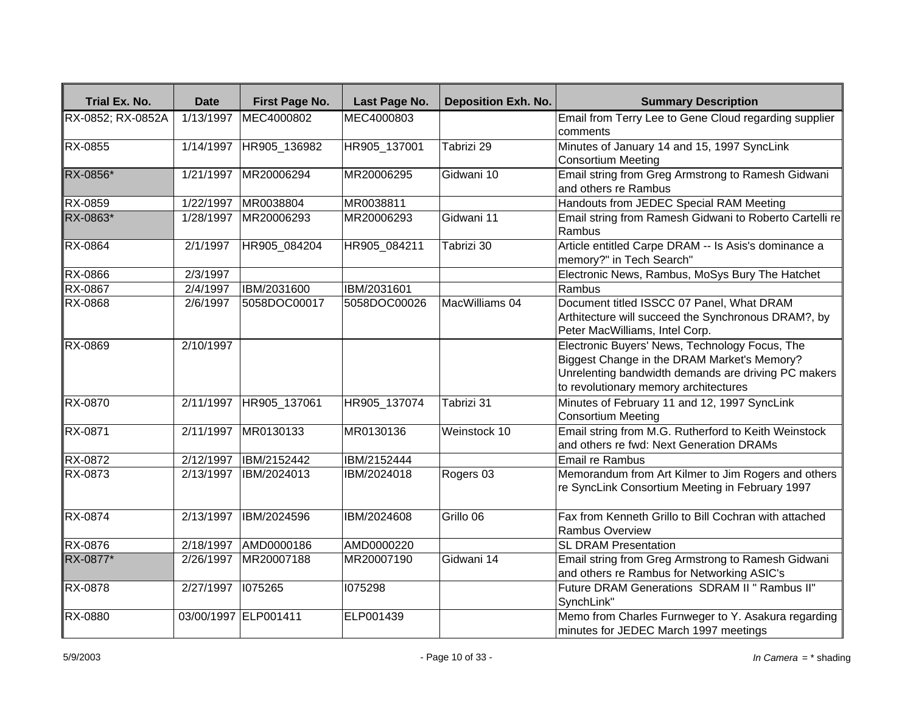| Trial Ex. No. | Date | First Page No. | Last Page No. | Deposition Exh. No. | Summary Description |
|---|---|---|---|---|---|
| RX-0852; RX-0852A | 1/13/1997 | MEC4000802 | MEC4000803 | | Email from Terry Lee to Gene Cloud regarding supplier comments |
| RX-0855 | 1/14/1997 | HR905_136982 | HR905_137001 | Tabrizi 29 | Minutes of January 14 and 15, 1997 SyncLink Consortium Meeting |
| RX-0856* | 1/21/1997 | MR20006294 | MR20006295 | Gidwani 10 | Email string from Greg Armstrong to Ramesh Gidwani and others re Rambus |
| RX-0859 | 1/22/1997 | MR0038804 | MR0038811 | | Handouts from JEDEC Special RAM Meeting |
| RX-0863* | 1/28/1997 | MR20006293 | MR20006293 | Gidwani 11 | Email string from Ramesh Gidwani to Roberto Cartelli re Rambus |
| RX-0864 | 2/1/1997 | HR905_084204 | HR905_084211 | Tabrizi 30 | Article entitled Carpe DRAM -- Is Asis's dominance a memory?" in Tech Search" |
| RX-0866 | 2/3/1997 | | | | Electronic News, Rambus, MoSys Bury The Hatchet |
| RX-0867 | 2/4/1997 | IBM/2031600 | IBM/2031601 | | Rambus |
| RX-0868 | 2/6/1997 | 5058DOC00017 | 5058DOC00026 | MacWilliams 04 | Document titled ISSCC 07 Panel, What DRAM Arthitecture will succeed the Synchronous DRAM?, by Peter MacWilliams, Intel Corp. |
| RX-0869 | 2/10/1997 | | | | Electronic Buyers' News, Technology Focus, The Biggest Change in the DRAM Market's Memory? Unrelenting bandwidth demands are driving PC makers to revolutionary memory architectures |
| RX-0870 | 2/11/1997 | HR905_137061 | HR905_137074 | Tabrizi 31 | Minutes of February 11 and 12, 1997 SyncLink Consortium Meeting |
| RX-0871 | 2/11/1997 | MR0130133 | MR0130136 | Weinstock 10 | Email string from M.G. Rutherford to Keith Weinstock and others re fwd: Next Generation DRAMs |
| RX-0872 | 2/12/1997 | IBM/2152442 | IBM/2152444 | | Email re Rambus |
| RX-0873 | 2/13/1997 | IBM/2024013 | IBM/2024018 | Rogers 03 | Memorandum from Art Kilmer to Jim Rogers and others re SyncLink Consortium Meeting in February 1997 |
| RX-0874 | 2/13/1997 | IBM/2024596 | IBM/2024608 | Grillo 06 | Fax from Kenneth Grillo to Bill Cochran with attached Rambus Overview |
| RX-0876 | 2/18/1997 | AMD0000186 | AMD0000220 | | SL DRAM Presentation |
| RX-0877* | 2/26/1997 | MR20007188 | MR20007190 | Gidwani 14 | Email string from Greg Armstrong to Ramesh Gidwani and others re Rambus for Networking ASIC's |
| RX-0878 | 2/27/1997 | I075265 | I075298 | | Future DRAM Generations SDRAM II " Rambus II" SynchLink" |
| RX-0880 | 03/00/1997 | ELP001411 | ELP001439 | | Memo from Charles Furnweger to Y. Asakura regarding minutes for JEDEC March 1997 meetings |

5/9/2003

*In Camera* = * shading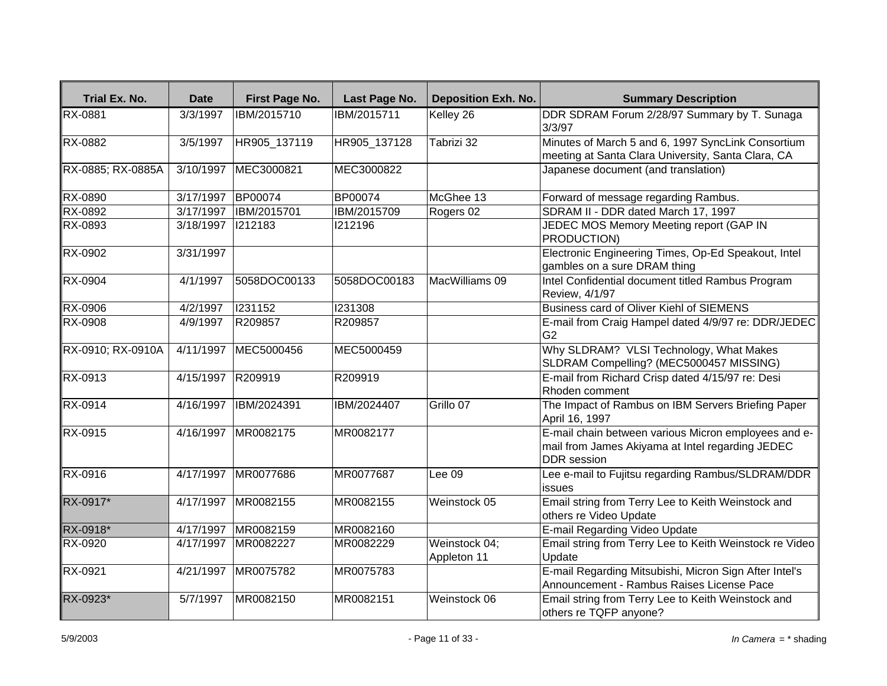| Trial Ex. No. | Date | First Page No. | Last Page No. | Deposition Exh. No. | Summary Description |
|---|---|---|---|---|---|
| RX-0881 | 3/3/1997 | IBM/2015710 | IBM/2015711 | Kelley 26 | DDR SDRAM Forum 2/28/97 Summary by T. Sunaga 3/3/97 |
| RX-0882 | 3/5/1997 | HR905_137119 | HR905_137128 | Tabrizi 32 | Minutes of March 5 and 6, 1997 SyncLink Consortium meeting at Santa Clara University, Santa Clara, CA |
| RX-0885; RX-0885A | 3/10/1997 | MEC3000821 | MEC3000822 | | Japanese document (and translation) |
| RX-0890 | 3/17/1997 | BP00074 | BP00074 | McGhee 13 | Forward of message regarding Rambus. |
| RX-0892 | 3/17/1997 | IBM/2015701 | IBM/2015709 | Rogers 02 | SDRAM II - DDR dated March 17, 1997 |
| RX-0893 | 3/18/1997 | I212183 | I212196 | | JEDEC MOS Memory Meeting report (GAP IN PRODUCTION) |
| RX-0902 | 3/31/1997 | | | | Electronic Engineering Times, Op-Ed Speakout, Intel gambles on a sure DRAM thing |
| RX-0904 | 4/1/1997 | 5058DOC00133 | 5058DOC00183 | MacWilliams 09 | Intel Confidential document titled Rambus Program Review, 4/1/97 |
| RX-0906 | 4/2/1997 | I231152 | I231308 | | Business card of Oliver Kiehl of SIEMENS |
| RX-0908 | 4/9/1997 | R209857 | R209857 | | E-mail from Craig Hampel dated 4/9/97 re: DDR/JEDEC G2 |
| RX-0910; RX-0910A | 4/11/1997 | MEC5000456 | MEC5000459 | | Why SLDRAM? VLSI Technology, What Makes SLDRAM Compelling? (MEC5000457 MISSING) |
| RX-0913 | 4/15/1997 | R209919 | R209919 | | E-mail from Richard Crisp dated 4/15/97 re: Desi Rhoden comment |
| RX-0914 | 4/16/1997 | IBM/2024391 | IBM/2024407 | Grillo 07 | The Impact of Rambus on IBM Servers Briefing Paper April 16, 1997 |
| RX-0915 | 4/16/1997 | MR0082175 | MR0082177 | | E-mail chain between various Micron employees and e-mail from James Akiyama at Intel regarding JEDEC DDR session |
| RX-0916 | 4/17/1997 | MR0077686 | MR0077687 | Lee 09 | Lee e-mail to Fujitsu regarding Rambus/SLDRAM/DDR issues |
| RX-0917* | 4/17/1997 | MR0082155 | MR0082155 | Weinstock 05 | Email string from Terry Lee to Keith Weinstock and others re Video Update |
| RX-0918* | 4/17/1997 | MR0082159 | MR0082160 | | E-mail Regarding Video Update |
| RX-0920 | 4/17/1997 | MR0082227 | MR0082229 | Weinstock 04; Appleton 11 | Email string from Terry Lee to Keith Weinstock re Video Update |
| RX-0921 | 4/21/1997 | MR0075782 | MR0075783 | | E-mail Regarding Mitsubishi, Micron Sign After Intel's Announcement - Rambus Raises License Pace |
| RX-0923* | 5/7/1997 | MR0082150 | MR0082151 | Weinstock 06 | Email string from Terry Lee to Keith Weinstock and others re TQFP anyone? |

5/9/2003 — *In Camera* = * shading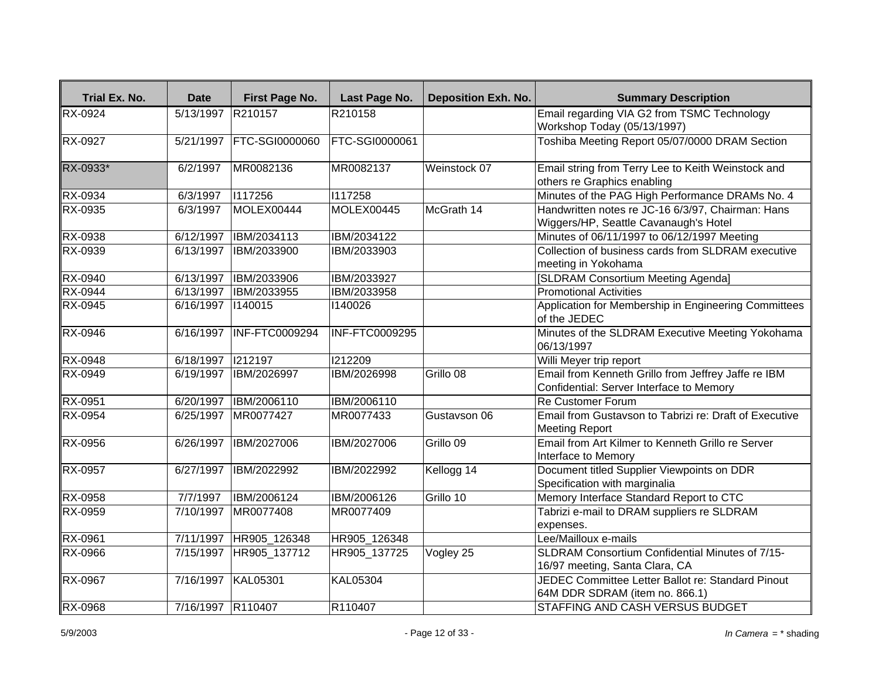| Trial Ex. No. | Date | First Page No. | Last Page No. | Deposition Exh. No. | Summary Description |
|---|---|---|---|---|---|
| RX-0924 | 5/13/1997 | R210157 | R210158 | | Email regarding VIA G2 from TSMC Technology Workshop Today (05/13/1997) |
| RX-0927 | 5/21/1997 | FTC-SGI0000060 | FTC-SGI0000061 | | Toshiba Meeting Report 05/07/0000 DRAM Section |
| RX-0933* | 6/2/1997 | MR0082136 | MR0082137 | Weinstock 07 | Email string from Terry Lee to Keith Weinstock and others re Graphics enabling |
| RX-0934 | 6/3/1997 | I117256 | I117258 | | Minutes of the PAG High Performance DRAMs No. 4 |
| RX-0935 | 6/3/1997 | MOLEX00444 | MOLEX00445 | McGrath 14 | Handwritten notes re JC-16 6/3/97, Chairman: Hans Wiggers/HP, Seattle Cavanaugh's Hotel |
| RX-0938 | 6/12/1997 | IBM/2034113 | IBM/2034122 | | Minutes of 06/11/1997 to 06/12/1997 Meeting |
| RX-0939 | 6/13/1997 | IBM/2033900 | IBM/2033903 | | Collection of business cards from SLDRAM executive meeting in Yokohama |
| RX-0940 | 6/13/1997 | IBM/2033906 | IBM/2033927 | | [SLDRAM Consortium Meeting Agenda] |
| RX-0944 | 6/13/1997 | IBM/2033955 | IBM/2033958 | | Promotional Activities |
| RX-0945 | 6/16/1997 | I140015 | I140026 | | Application for Membership in Engineering Committees of the JEDEC |
| RX-0946 | 6/16/1997 | INF-FTC0009294 | INF-FTC0009295 | | Minutes of the SLDRAM Executive Meeting Yokohama 06/13/1997 |
| RX-0948 | 6/18/1997 | I212197 | I212209 | | Willi Meyer trip report |
| RX-0949 | 6/19/1997 | IBM/2026997 | IBM/2026998 | Grillo 08 | Email from Kenneth Grillo from Jeffrey Jaffe re IBM Confidential: Server Interface to Memory |
| RX-0951 | 6/20/1997 | IBM/2006110 | IBM/2006110 | | Re Customer Forum |
| RX-0954 | 6/25/1997 | MR0077427 | MR0077433 | Gustavson 06 | Email from Gustavson to Tabrizi re: Draft of Executive Meeting Report |
| RX-0956 | 6/26/1997 | IBM/2027006 | IBM/2027006 | Grillo 09 | Email from Art Kilmer to Kenneth Grillo re Server Interface to Memory |
| RX-0957 | 6/27/1997 | IBM/2022992 | IBM/2022992 | Kellogg 14 | Document titled Supplier Viewpoints on DDR Specification with marginalia |
| RX-0958 | 7/7/1997 | IBM/2006124 | IBM/2006126 | Grillo 10 | Memory Interface Standard Report to CTC |
| RX-0959 | 7/10/1997 | MR0077408 | MR0077409 | | Tabrizi e-mail to DRAM suppliers re SLDRAM expenses. |
| RX-0961 | 7/11/1997 | HR905_126348 | HR905_126348 | | Lee/Mailloux e-mails |
| RX-0966 | 7/15/1997 | HR905_137712 | HR905_137725 | Vogley 25 | SLDRAM Consortium Confidential Minutes of 7/15-16/97 meeting, Santa Clara, CA |
| RX-0967 | 7/16/1997 | KAL05301 | KAL05304 | | JEDEC Committee Letter Ballot re: Standard Pinout 64M DDR SDRAM (item no. 866.1) |
| RX-0968 | 7/16/1997 | R110407 | R110407 | | STAFFING AND CASH VERSUS BUDGET |

5/9/2003

*In Camera* = * shading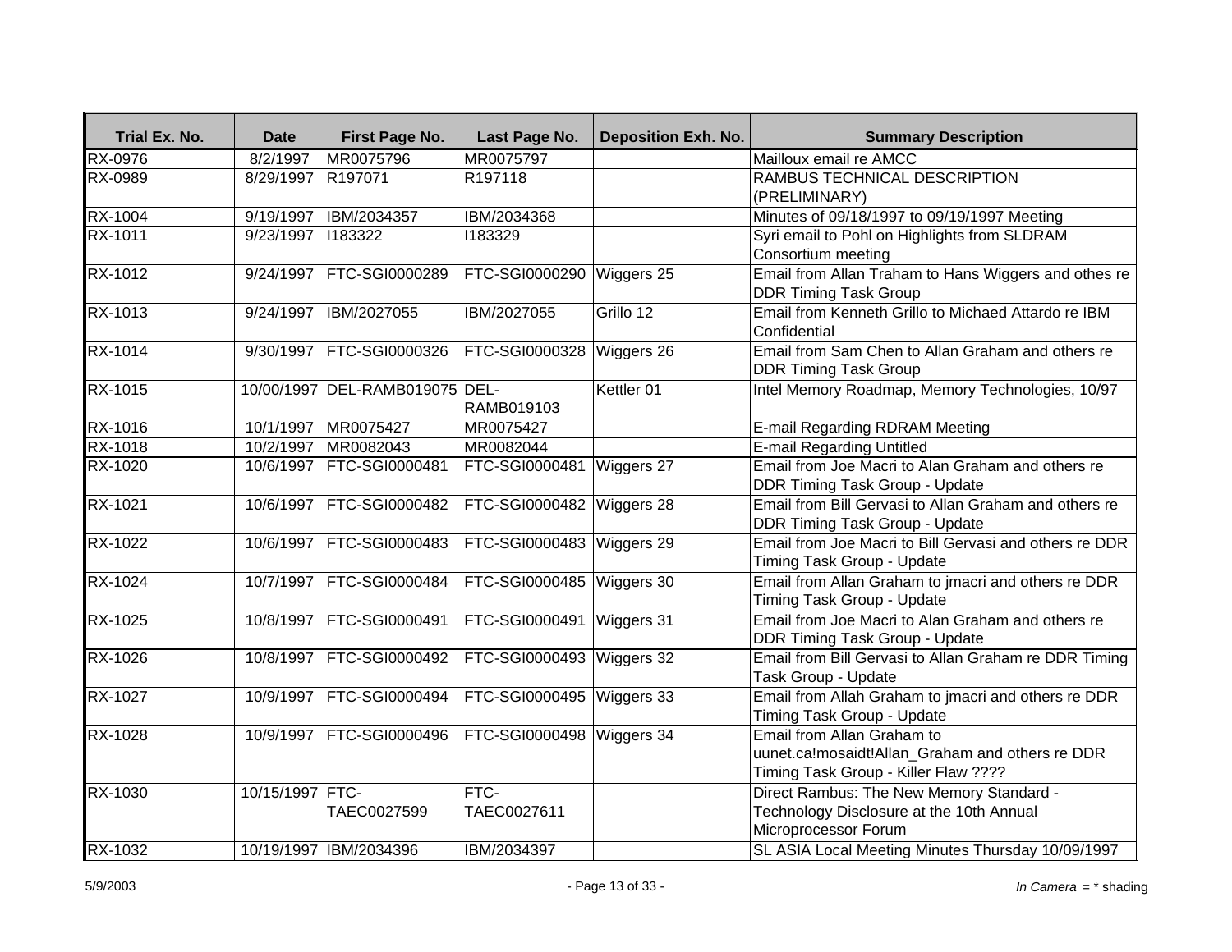| Trial Ex. No. | Date | First Page No. | Last Page No. | Deposition Exh. No. | Summary Description |
|---|---|---|---|---|---|
| RX-0976 | 8/2/1997 | MR0075796 | MR0075797 | | Mailloux email re AMCC |
| RX-0989 | 8/29/1997 | R197071 | R197118 | | RAMBUS TECHNICAL DESCRIPTION (PRELIMINARY) |
| RX-1004 | 9/19/1997 | IBM/2034357 | IBM/2034368 | | Minutes of 09/18/1997 to 09/19/1997 Meeting |
| RX-1011 | 9/23/1997 | I183322 | I183329 | | Syri email to Pohl on Highlights from SLDRAM Consortium meeting |
| RX-1012 | 9/24/1997 | FTC-SGI0000289 | FTC-SGI0000290 | Wiggers 25 | Email from Allan Traham to Hans Wiggers and othes re DDR Timing Task Group |
| RX-1013 | 9/24/1997 | IBM/2027055 | IBM/2027055 | Grillo 12 | Email from Kenneth Grillo to Michaed Attardo re IBM Confidential |
| RX-1014 | 9/30/1997 | FTC-SGI0000326 | FTC-SGI0000328 | Wiggers 26 | Email from Sam Chen to Allan Graham and others re DDR Timing Task Group |
| RX-1015 | 10/00/1997 | DEL-RAMB019075 | DEL-RAMB019103 | Kettler 01 | Intel Memory Roadmap, Memory Technologies, 10/97 |
| RX-1016 | 10/1/1997 | MR0075427 | MR0075427 | | E-mail Regarding RDRAM Meeting |
| RX-1018 | 10/2/1997 | MR0082043 | MR0082044 | | E-mail Regarding Untitled |
| RX-1020 | 10/6/1997 | FTC-SGI0000481 | FTC-SGI0000481 | Wiggers 27 | Email from Joe Macri to Alan Graham and others re DDR Timing Task Group - Update |
| RX-1021 | 10/6/1997 | FTC-SGI0000482 | FTC-SGI0000482 | Wiggers 28 | Email from Bill Gervasi to Allan Graham and others re DDR Timing Task Group - Update |
| RX-1022 | 10/6/1997 | FTC-SGI0000483 | FTC-SGI0000483 | Wiggers 29 | Email from Joe Macri to Bill Gervasi and others re DDR Timing Task Group - Update |
| RX-1024 | 10/7/1997 | FTC-SGI0000484 | FTC-SGI0000485 | Wiggers 30 | Email from Allan Graham to jmacri and others re DDR Timing Task Group - Update |
| RX-1025 | 10/8/1997 | FTC-SGI0000491 | FTC-SGI0000491 | Wiggers 31 | Email from Joe Macri to Alan Graham and others re DDR Timing Task Group - Update |
| RX-1026 | 10/8/1997 | FTC-SGI0000492 | FTC-SGI0000493 | Wiggers 32 | Email from Bill Gervasi to Allan Graham re DDR Timing Task Group - Update |
| RX-1027 | 10/9/1997 | FTC-SGI0000494 | FTC-SGI0000495 | Wiggers 33 | Email from Allah Graham to jmacri and others re DDR Timing Task Group - Update |
| RX-1028 | 10/9/1997 | FTC-SGI0000496 | FTC-SGI0000498 | Wiggers 34 | Email from Allan Graham to uunet.ca!mosaidt!Allan_Graham and others re DDR Timing Task Group - Killer Flaw ???? |
| RX-1030 | 10/15/1997 | FTC-TAEC0027599 | FTC-TAEC0027611 | | Direct Rambus: The New Memory Standard - Technology Disclosure at the 10th Annual Microprocessor Forum |
| RX-1032 | 10/19/1997 | IBM/2034396 | IBM/2034397 | | SL ASIA Local Meeting Minutes Thursday 10/09/1997 |

*In Camera* = * shading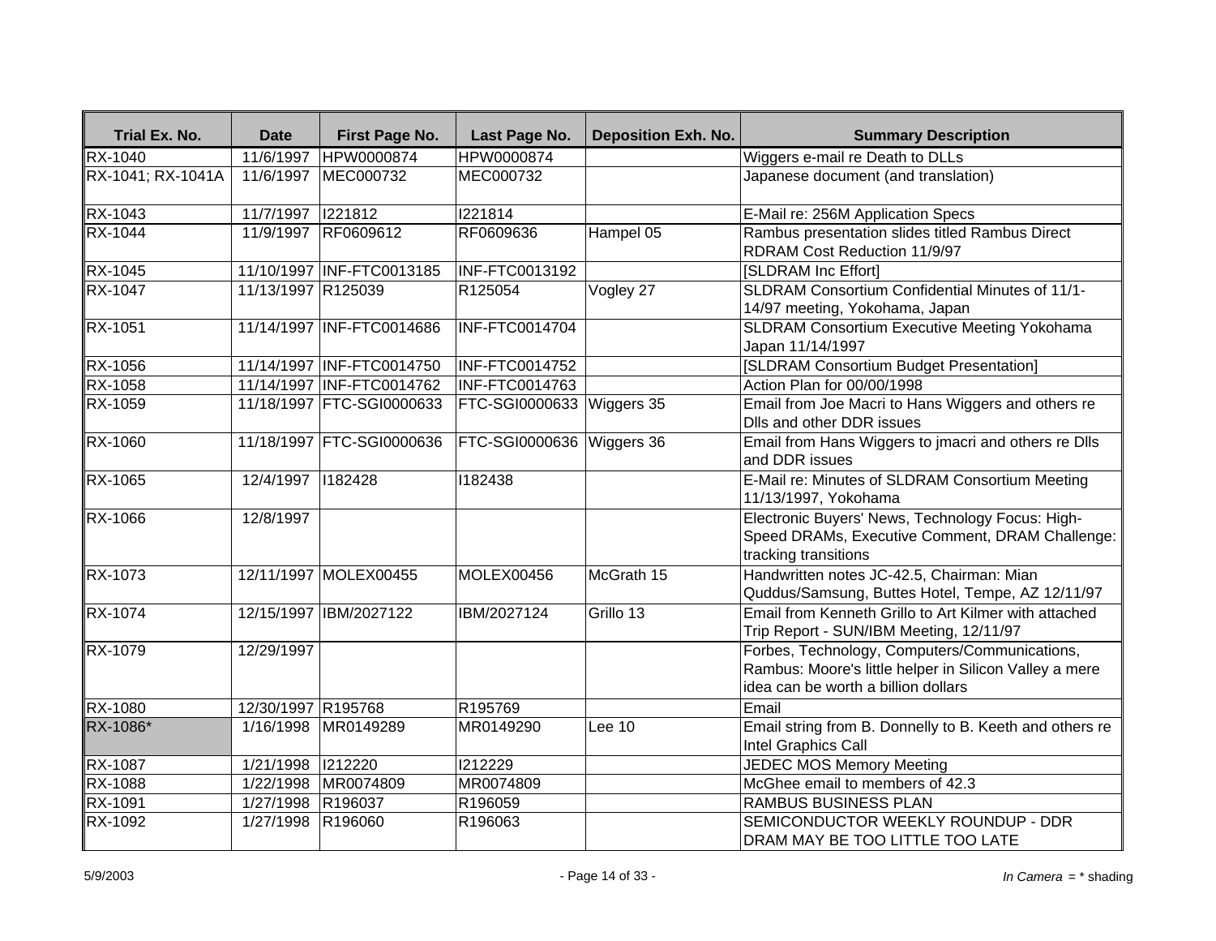| Trial Ex. No. | Date | First Page No. | Last Page No. | Deposition Exh. No. | Summary Description |
|---|---|---|---|---|---|
| RX-1040 | 11/6/1997 | HPW0000874 | HPW0000874 | | Wiggers e-mail re Death to DLLs |
| RX-1041; RX-1041A | 11/6/1997 | MEC000732 | MEC000732 | | Japanese document (and translation) |
| RX-1043 | 11/7/1997 | I221812 | I221814 | | E-Mail re: 256M Application Specs |
| RX-1044 | 11/9/1997 | RF0609612 | RF0609636 | Hampel 05 | Rambus presentation slides titled Rambus Direct RDRAM Cost Reduction 11/9/97 |
| RX-1045 | 11/10/1997 | INF-FTC0013185 | INF-FTC0013192 | | [SLDRAM Inc Effort] |
| RX-1047 | 11/13/1997 | R125039 | R125054 | Vogley 27 | SLDRAM Consortium Confidential Minutes of 11/1-14/97 meeting, Yokohama, Japan |
| RX-1051 | 11/14/1997 | INF-FTC0014686 | INF-FTC0014704 | | SLDRAM Consortium Executive Meeting Yokohama Japan 11/14/1997 |
| RX-1056 | 11/14/1997 | INF-FTC0014750 | INF-FTC0014752 | | [SLDRAM Consortium Budget Presentation] |
| RX-1058 | 11/14/1997 | INF-FTC0014762 | INF-FTC0014763 | | Action Plan for 00/00/1998 |
| RX-1059 | 11/18/1997 | FTC-SGI0000633 | FTC-SGI0000633 | Wiggers 35 | Email from Joe Macri to Hans Wiggers and others re Dlls and other DDR issues |
| RX-1060 | 11/18/1997 | FTC-SGI0000636 | FTC-SGI0000636 | Wiggers 36 | Email from Hans Wiggers to jmacri and others re Dlls and DDR issues |
| RX-1065 | 12/4/1997 | I182428 | I182438 | | E-Mail re: Minutes of SLDRAM Consortium Meeting 11/13/1997, Yokohama |
| RX-1066 | 12/8/1997 | | | | Electronic Buyers' News, Technology Focus: High-Speed DRAMs, Executive Comment, DRAM Challenge: tracking transitions |
| RX-1073 | 12/11/1997 | MOLEX00455 | MOLEX00456 | McGrath 15 | Handwritten notes JC-42.5, Chairman: Mian Quddus/Samsung, Buttes Hotel, Tempe, AZ 12/11/97 |
| RX-1074 | 12/15/1997 | IBM/2027122 | IBM/2027124 | Grillo 13 | Email from Kenneth Grillo to Art Kilmer with attached Trip Report - SUN/IBM Meeting, 12/11/97 |
| RX-1079 | 12/29/1997 | | | | Forbes, Technology, Computers/Communications, Rambus: Moore's little helper in Silicon Valley a mere idea can be worth a billion dollars |
| RX-1080 | 12/30/1997 | R195768 | R195769 | | Email |
| RX-1086* | 1/16/1998 | MR0149289 | MR0149290 | Lee 10 | Email string from B. Donnelly to B. Keeth and others re Intel Graphics Call |
| RX-1087 | 1/21/1998 | I212220 | I212229 | | JEDEC MOS Memory Meeting |
| RX-1088 | 1/22/1998 | MR0074809 | MR0074809 | | McGhee email to members of 42.3 |
| RX-1091 | 1/27/1998 | R196037 | R196059 | | RAMBUS BUSINESS PLAN |
| RX-1092 | 1/27/1998 | R196060 | R196063 | | SEMICONDUCTOR WEEKLY ROUNDUP - DDR DRAM MAY BE TOO LITTLE TOO LATE |

*In Camera* = * shading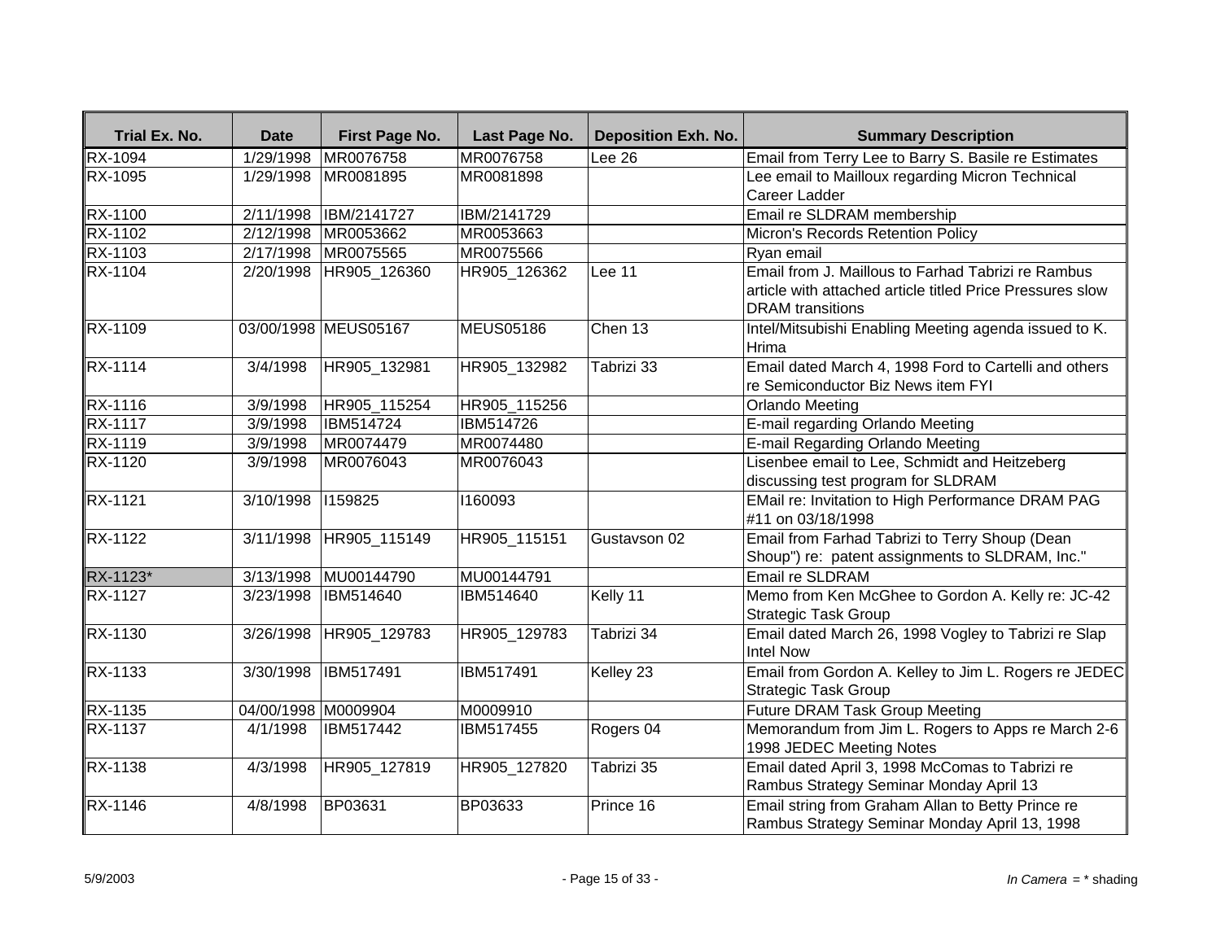| Trial Ex. No. | Date | First Page No. | Last Page No. | Deposition Exh. No. | Summary Description |
|---|---|---|---|---|---|
| RX-1094 | 1/29/1998 | MR0076758 | MR0076758 | Lee 26 | Email from Terry Lee to Barry S. Basile re Estimates |
| RX-1095 | 1/29/1998 | MR0081895 | MR0081898 | | Lee email to Mailloux regarding Micron Technical Career Ladder |
| RX-1100 | 2/11/1998 | IBM/2141727 | IBM/2141729 | | Email re SLDRAM membership |
| RX-1102 | 2/12/1998 | MR0053662 | MR0053663 | | Micron's Records Retention Policy |
| RX-1103 | 2/17/1998 | MR0075565 | MR0075566 | | Ryan email |
| RX-1104 | 2/20/1998 | HR905_126360 | HR905_126362 | Lee 11 | Email from J. Maillous to Farhad Tabrizi re Rambus article with attached article titled Price Pressures slow DRAM transitions |
| RX-1109 | 03/00/1998 | MEUS05167 | MEUS05186 | Chen 13 | Intel/Mitsubishi Enabling Meeting agenda issued to K. Hrima |
| RX-1114 | 3/4/1998 | HR905_132981 | HR905_132982 | Tabrizi 33 | Email dated March 4, 1998 Ford to Cartelli and others re Semiconductor Biz News item FYI |
| RX-1116 | 3/9/1998 | HR905_115254 | HR905_115256 | | Orlando Meeting |
| RX-1117 | 3/9/1998 | IBM514724 | IBM514726 | | E-mail regarding Orlando Meeting |
| RX-1119 | 3/9/1998 | MR0074479 | MR0074480 | | E-mail Regarding Orlando Meeting |
| RX-1120 | 3/9/1998 | MR0076043 | MR0076043 | | Lisenbee email to Lee, Schmidt and Heitzeberg discussing test program for SLDRAM |
| RX-1121 | 3/10/1998 | I159825 | I160093 | | EMail re: Invitation to High Performance DRAM PAG #11 on 03/18/1998 |
| RX-1122 | 3/11/1998 | HR905_115149 | HR905_115151 | Gustavson 02 | Email from Farhad Tabrizi to Terry Shoup (Dean Shoup") re: patent assignments to SLDRAM, Inc." |
| RX-1123* | 3/13/1998 | MU00144790 | MU00144791 | | Email re SLDRAM |
| RX-1127 | 3/23/1998 | IBM514640 | IBM514640 | Kelly 11 | Memo from Ken McGhee to Gordon A. Kelly re: JC-42 Strategic Task Group |
| RX-1130 | 3/26/1998 | HR905_129783 | HR905_129783 | Tabrizi 34 | Email dated March 26, 1998 Vogley to Tabrizi re Slap Intel Now |
| RX-1133 | 3/30/1998 | IBM517491 | IBM517491 | Kelley 23 | Email from Gordon A. Kelley to Jim L. Rogers re JEDEC Strategic Task Group |
| RX-1135 | 04/00/1998 | M0009904 | M0009910 | | Future DRAM Task Group Meeting |
| RX-1137 | 4/1/1998 | IBM517442 | IBM517455 | Rogers 04 | Memorandum from Jim L. Rogers to Apps re March 2-6 1998 JEDEC Meeting Notes |
| RX-1138 | 4/3/1998 | HR905_127819 | HR905_127820 | Tabrizi 35 | Email dated April 3, 1998 McComas to Tabrizi re Rambus Strategy Seminar Monday April 13 |
| RX-1146 | 4/8/1998 | BP03631 | BP03633 | Prince 16 | Email string from Graham Allan to Betty Prince re Rambus Strategy Seminar Monday April 13, 1998 |

5/9/2003 *In Camera* = * shading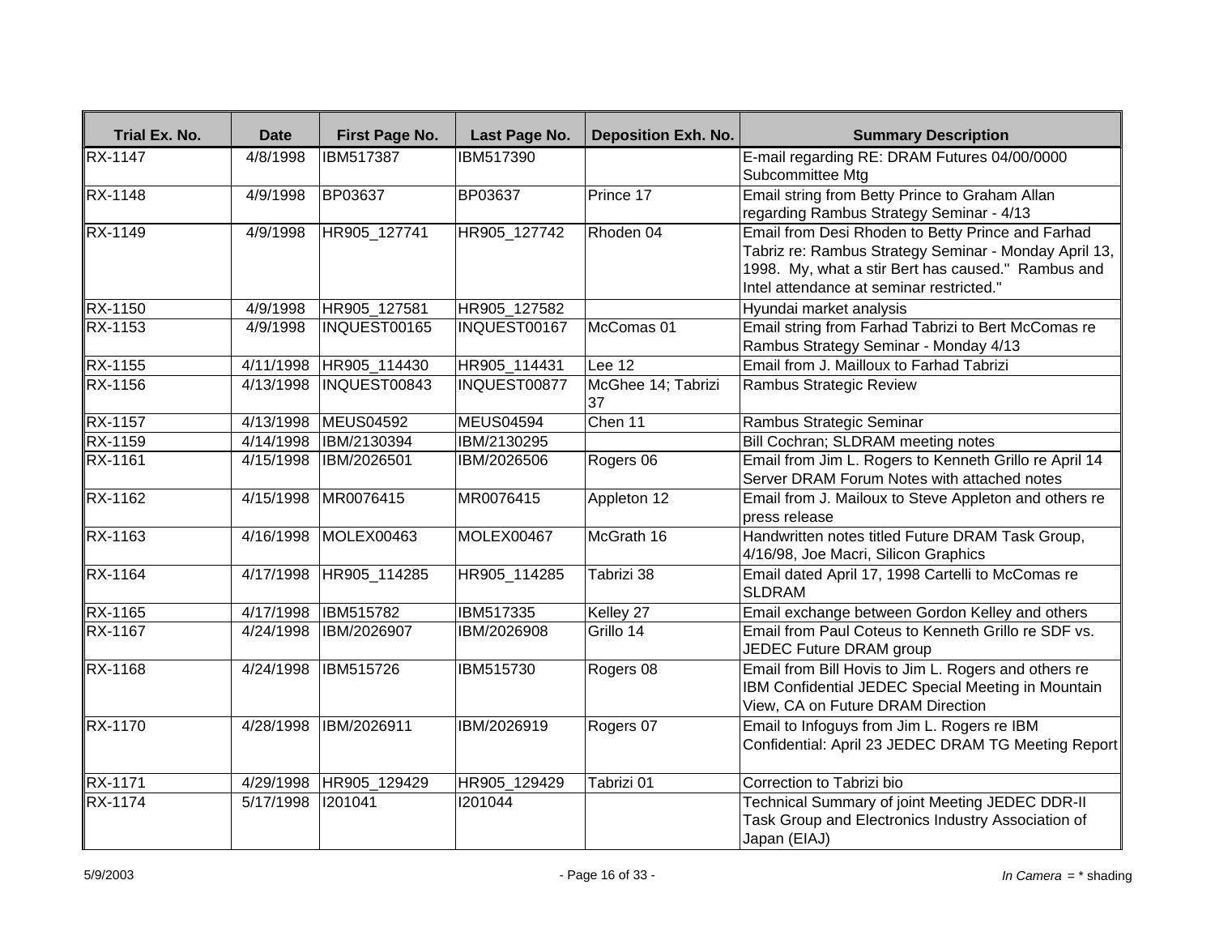| Trial Ex. No. | Date | First Page No. | Last Page No. | Deposition Exh. No. | Summary Description |
|---|---|---|---|---|---|
| RX-1147 | 4/8/1998 | IBM517387 | IBM517390 | | E-mail regarding RE: DRAM Futures 04/00/0000 Subcommittee Mtg |
| RX-1148 | 4/9/1998 | BP03637 | BP03637 | Prince 17 | Email string from Betty Prince to Graham Allan regarding Rambus Strategy Seminar - 4/13 |
| RX-1149 | 4/9/1998 | HR905_127741 | HR905_127742 | Rhoden 04 | Email from Desi Rhoden to Betty Prince and Farhad Tabriz re: Rambus Strategy Seminar - Monday April 13, 1998. My, what a stir Bert has caused." Rambus and Intel attendance at seminar restricted." |
| RX-1150 | 4/9/1998 | HR905_127581 | HR905_127582 | | Hyundai market analysis |
| RX-1153 | 4/9/1998 | INQUEST00165 | INQUEST00167 | McComas 01 | Email string from Farhad Tabrizi to Bert McComas re Rambus Strategy Seminar - Monday 4/13 |
| RX-1155 | 4/11/1998 | HR905_114430 | HR905_114431 | Lee 12 | Email from J. Mailloux to Farhad Tabrizi |
| RX-1156 | 4/13/1998 | INQUEST00843 | INQUEST00877 | McGhee 14; Tabrizi 37 | Rambus Strategic Review |
| RX-1157 | 4/13/1998 | MEUS04592 | MEUS04594 | Chen 11 | Rambus Strategic Seminar |
| RX-1159 | 4/14/1998 | IBM/2130394 | IBM/2130295 | | Bill Cochran; SLDRAM meeting notes |
| RX-1161 | 4/15/1998 | IBM/2026501 | IBM/2026506 | Rogers 06 | Email from Jim L. Rogers to Kenneth Grillo re April 14 Server DRAM Forum Notes with attached notes |
| RX-1162 | 4/15/1998 | MR0076415 | MR0076415 | Appleton 12 | Email from J. Mailoux to Steve Appleton and others re press release |
| RX-1163 | 4/16/1998 | MOLEX00463 | MOLEX00467 | McGrath 16 | Handwritten notes titled Future DRAM Task Group, 4/16/98, Joe Macri, Silicon Graphics |
| RX-1164 | 4/17/1998 | HR905_114285 | HR905_114285 | Tabrizi 38 | Email dated April 17, 1998 Cartelli to McComas re SLDRAM |
| RX-1165 | 4/17/1998 | IBM515782 | IBM517335 | Kelley 27 | Email exchange between Gordon Kelley and others |
| RX-1167 | 4/24/1998 | IBM/2026907 | IBM/2026908 | Grillo 14 | Email from Paul Coteus to Kenneth Grillo re SDF vs. JEDEC Future DRAM group |
| RX-1168 | 4/24/1998 | IBM515726 | IBM515730 | Rogers 08 | Email from Bill Hovis to Jim L. Rogers and others re IBM Confidential JEDEC Special Meeting in Mountain View, CA on Future DRAM Direction |
| RX-1170 | 4/28/1998 | IBM/2026911 | IBM/2026919 | Rogers 07 | Email to Infoguys from Jim L. Rogers re IBM Confidential: April 23 JEDEC DRAM TG Meeting Report |
| RX-1171 | 4/29/1998 | HR905_129429 | HR905_129429 | Tabrizi 01 | Correction to Tabrizi bio |
| RX-1174 | 5/17/1998 | I201041 | I201044 | | Technical Summary of joint Meeting JEDEC DDR-II Task Group and Electronics Industry Association of Japan (EIAJ) |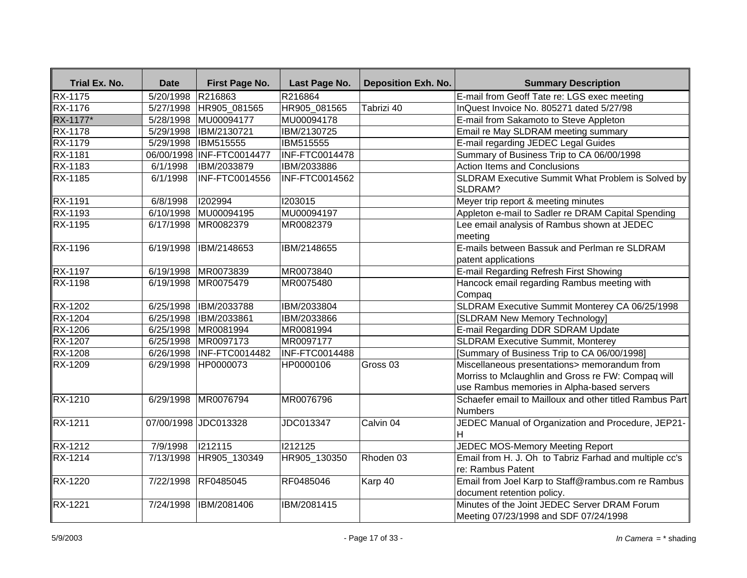| Trial Ex. No. | Date | First Page No. | Last Page No. | Deposition Exh. No. | Summary Description |
|---|---|---|---|---|---|
| RX-1175 | 5/20/1998 | R216863 | R216864 | | E-mail from Geoff Tate re: LGS exec meeting |
| RX-1176 | 5/27/1998 | HR905_081565 | HR905_081565 | Tabrizi 40 | InQuest Invoice No. 805271 dated 5/27/98 |
| RX-1177* | 5/28/1998 | MU00094177 | MU00094178 | | E-mail from Sakamoto to Steve Appleton |
| RX-1178 | 5/29/1998 | IBM/2130721 | IBM/2130725 | | Email re May SLDRAM meeting summary |
| RX-1179 | 5/29/1998 | IBM515555 | IBM515555 | | E-mail regarding JEDEC Legal Guides |
| RX-1181 | 06/00/1998 | INF-FTC0014477 | INF-FTC0014478 | | Summary of Business Trip to CA 06/00/1998 |
| RX-1183 | 6/1/1998 | IBM/2033879 | IBM/2033886 | | Action Items and Conclusions |
| RX-1185 | 6/1/1998 | INF-FTC0014556 | INF-FTC0014562 | | SLDRAM Executive Summit What Problem is Solved by SLDRAM? |
| RX-1191 | 6/8/1998 | I202994 | I203015 | | Meyer trip report & meeting minutes |
| RX-1193 | 6/10/1998 | MU00094195 | MU00094197 | | Appleton e-mail to Sadler re DRAM Capital Spending |
| RX-1195 | 6/17/1998 | MR0082379 | MR0082379 | | Lee email analysis of Rambus shown at JEDEC meeting |
| RX-1196 | 6/19/1998 | IBM/2148653 | IBM/2148655 | | E-mails between Bassuk and Perlman re SLDRAM patent applications |
| RX-1197 | 6/19/1998 | MR0073839 | MR0073840 | | E-mail Regarding Refresh First Showing |
| RX-1198 | 6/19/1998 | MR0075479 | MR0075480 | | Hancock email regarding Rambus meeting with Compaq |
| RX-1202 | 6/25/1998 | IBM/2033788 | IBM/2033804 | | SLDRAM Executive Summit Monterey CA 06/25/1998 |
| RX-1204 | 6/25/1998 | IBM/2033861 | IBM/2033866 | | [SLDRAM New Memory Technology] |
| RX-1206 | 6/25/1998 | MR0081994 | MR0081994 | | E-mail Regarding DDR SDRAM Update |
| RX-1207 | 6/25/1998 | MR0097173 | MR0097177 | | SLDRAM Executive Summit, Monterey |
| RX-1208 | 6/26/1998 | INF-FTC0014482 | INF-FTC0014488 | | [Summary of Business Trip to CA 06/00/1998] |
| RX-1209 | 6/29/1998 | HP0000073 | HP0000106 | Gross 03 | Miscellaneous presentations> memorandum from Morriss to Mclaughlin and Gross re FW: Compaq will use Rambus memories in Alpha-based servers |
| RX-1210 | 6/29/1998 | MR0076794 | MR0076796 | | Schaefer email to Mailloux and other titled Rambus Part Numbers |
| RX-1211 | 07/00/1998 | JDC013328 | JDC013347 | Calvin 04 | JEDEC Manual of Organization and Procedure, JEP21-H |
| RX-1212 | 7/9/1998 | I212115 | I212125 | | JEDEC MOS-Memory Meeting Report |
| RX-1214 | 7/13/1998 | HR905_130349 | HR905_130350 | Rhoden 03 | Email from H. J. Oh to Tabriz Farhad and multiple cc's re: Rambus Patent |
| RX-1220 | 7/22/1998 | RF0485045 | RF0485046 | Karp 40 | Email from Joel Karp to Staff@rambus.com re Rambus document retention policy. |
| RX-1221 | 7/24/1998 | IBM/2081406 | IBM/2081415 | | Minutes of the Joint JEDEC Server DRAM Forum Meeting 07/23/1998 and SDF 07/24/1998 |

5/9/2003 *In Camera* = * shading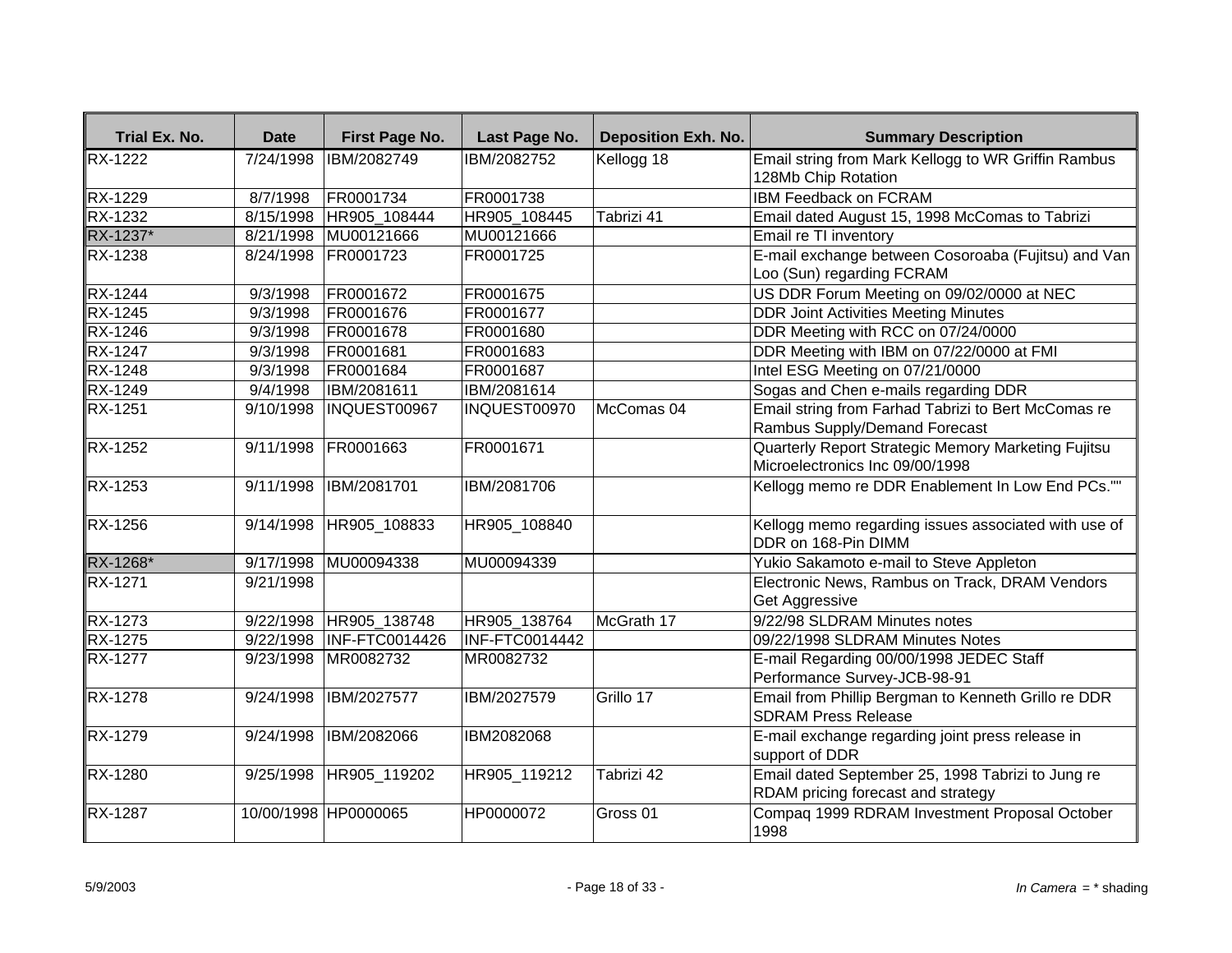| Trial Ex. No. | Date | First Page No. | Last Page No. | Deposition Exh. No. | Summary Description |
|---|---|---|---|---|---|
| RX-1222 | 7/24/1998 | IBM/2082749 | IBM/2082752 | Kellogg 18 | Email string from Mark Kellogg to WR Griffin Rambus 128Mb Chip Rotation |
| RX-1229 | 8/7/1998 | FR0001734 | FR0001738 | | IBM Feedback on FCRAM |
| RX-1232 | 8/15/1998 | HR905_108444 | HR905_108445 | Tabrizi 41 | Email dated August 15, 1998 McComas to Tabrizi |
| RX-1237* | 8/21/1998 | MU00121666 | MU00121666 | | Email re TI inventory |
| RX-1238 | 8/24/1998 | FR0001723 | FR0001725 | | E-mail exchange between Cosoroaba (Fujitsu) and Van Loo (Sun) regarding FCRAM |
| RX-1244 | 9/3/1998 | FR0001672 | FR0001675 | | US DDR Forum Meeting on 09/02/0000 at NEC |
| RX-1245 | 9/3/1998 | FR0001676 | FR0001677 | | DDR Joint Activities Meeting Minutes |
| RX-1246 | 9/3/1998 | FR0001678 | FR0001680 | | DDR Meeting with RCC on 07/24/0000 |
| RX-1247 | 9/3/1998 | FR0001681 | FR0001683 | | DDR Meeting with IBM on 07/22/0000 at FMI |
| RX-1248 | 9/3/1998 | FR0001684 | FR0001687 | | Intel ESG Meeting on 07/21/0000 |
| RX-1249 | 9/4/1998 | IBM/2081611 | IBM/2081614 | | Sogas and Chen e-mails regarding DDR |
| RX-1251 | 9/10/1998 | INQUEST00967 | INQUEST00970 | McComas 04 | Email string from Farhad Tabrizi to Bert McComas re Rambus Supply/Demand Forecast |
| RX-1252 | 9/11/1998 | FR0001663 | FR0001671 | | Quarterly Report Strategic Memory Marketing Fujitsu Microelectronics Inc 09/00/1998 |
| RX-1253 | 9/11/1998 | IBM/2081701 | IBM/2081706 | | Kellogg memo re DDR Enablement In Low End PCs."" |
| RX-1256 | 9/14/1998 | HR905_108833 | HR905_108840 | | Kellogg memo regarding issues associated with use of DDR on 168-Pin DIMM |
| RX-1268* | 9/17/1998 | MU00094338 | MU00094339 | | Yukio Sakamoto e-mail to Steve Appleton |
| RX-1271 | 9/21/1998 | | | | Electronic News, Rambus on Track, DRAM Vendors Get Aggressive |
| RX-1273 | 9/22/1998 | HR905_138748 | HR905_138764 | McGrath 17 | 9/22/98 SLDRAM Minutes notes |
| RX-1275 | 9/22/1998 | INF-FTC0014426 | INF-FTC0014442 | | 09/22/1998 SLDRAM Minutes Notes |
| RX-1277 | 9/23/1998 | MR0082732 | MR0082732 | | E-mail Regarding 00/00/1998 JEDEC Staff Performance Survey-JCB-98-91 |
| RX-1278 | 9/24/1998 | IBM/2027577 | IBM/2027579 | Grillo 17 | Email from Phillip Bergman to Kenneth Grillo re DDR SDRAM Press Release |
| RX-1279 | 9/24/1998 | IBM/2082066 | IBM2082068 | | E-mail exchange regarding joint press release in support of DDR |
| RX-1280 | 9/25/1998 | HR905_119202 | HR905_119212 | Tabrizi 42 | Email dated September 25, 1998 Tabrizi to Jung re RDAM pricing forecast and strategy |
| RX-1287 | 10/00/1998 | HP0000065 | HP0000072 | Gross 01 | Compaq 1999 RDRAM Investment Proposal October 1998 |

5/9/2003 *In Camera* = * shading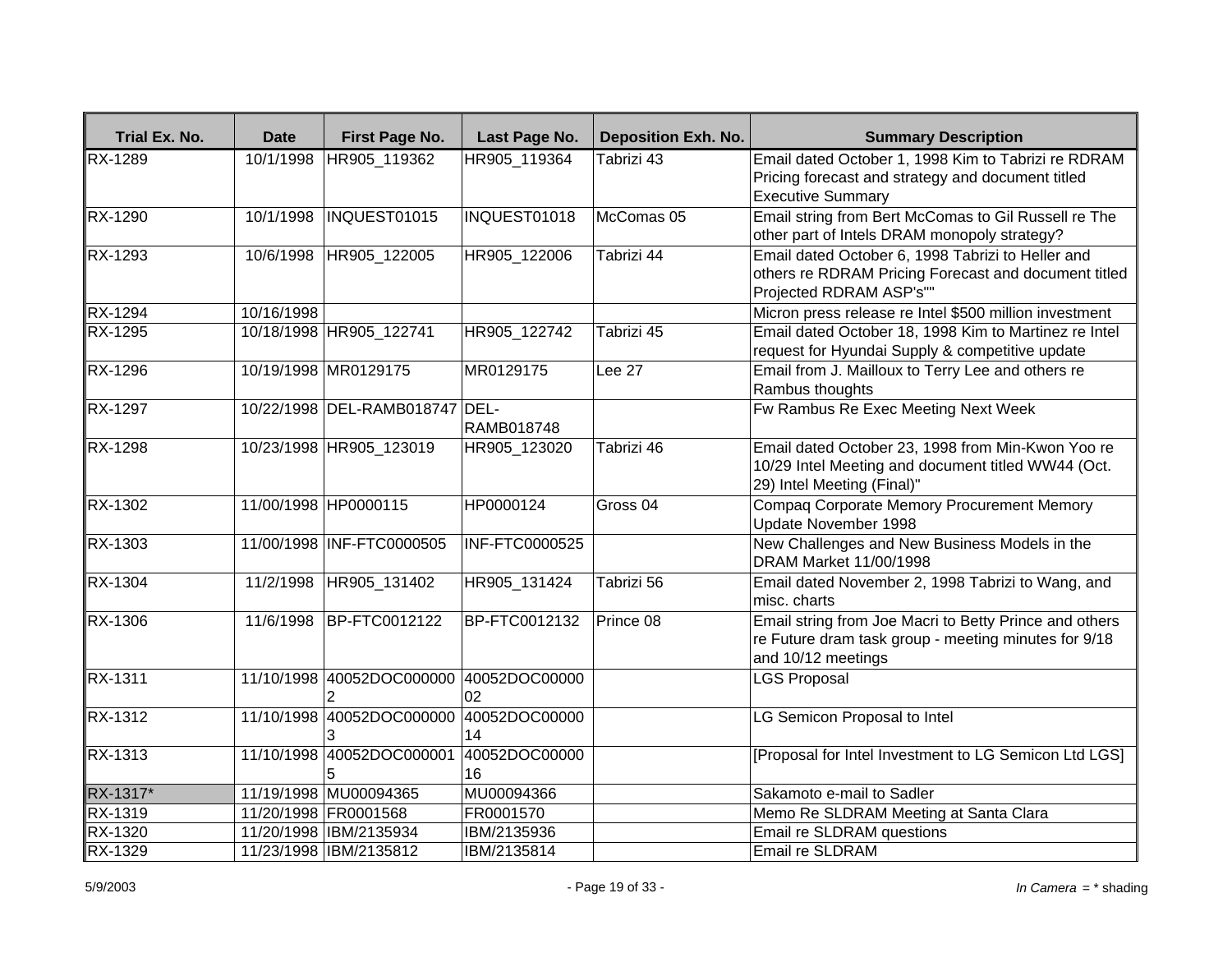| Trial Ex. No. | Date | First Page No. | Last Page No. | Deposition Exh. No. | Summary Description |
| --- | --- | --- | --- | --- | --- |
| RX-1289 | 10/1/1998 | HR905_119362 | HR905_119364 | Tabrizi 43 | Email dated October 1, 1998 Kim to Tabrizi re RDRAM Pricing forecast and strategy and document titled Executive Summary |
| RX-1290 | 10/1/1998 | INQUEST01015 | INQUEST01018 | McComas 05 | Email string from Bert McComas to Gil Russell re The other part of Intels DRAM monopoly strategy? |
| RX-1293 | 10/6/1998 | HR905_122005 | HR905_122006 | Tabrizi 44 | Email dated October 6, 1998 Tabrizi to Heller and others re RDRAM Pricing Forecast and document titled Projected RDRAM ASP's"" |
| RX-1294 | 10/16/1998 | | | | Micron press release re Intel $500 million investment |
| RX-1295 | 10/18/1998 | HR905_122741 | HR905_122742 | Tabrizi 45 | Email dated October 18, 1998 Kim to Martinez re Intel request for Hyundai Supply & competitive update |
| RX-1296 | 10/19/1998 | MR0129175 | MR0129175 | Lee 27 | Email from J. Mailloux to Terry Lee and others re Rambus thoughts |
| RX-1297 | 10/22/1998 | DEL-RAMB018747 | DEL-RAMB018748 | | Fw Rambus Re Exec Meeting Next Week |
| RX-1298 | 10/23/1998 | HR905_123019 | HR905_123020 | Tabrizi 46 | Email dated October 23, 1998 from Min-Kwon Yoo re 10/29 Intel Meeting and document titled WW44 (Oct. 29) Intel Meeting (Final)" |
| RX-1302 | 11/00/1998 | HP0000115 | HP0000124 | Gross 04 | Compaq Corporate Memory Procurement Memory Update November 1998 |
| RX-1303 | 11/00/1998 | INF-FTC0000505 | INF-FTC0000525 | | New Challenges and New Business Models in the DRAM Market 11/00/1998 |
| RX-1304 | 11/2/1998 | HR905_131402 | HR905_131424 | Tabrizi 56 | Email dated November 2, 1998 Tabrizi to Wang, and misc. charts |
| RX-1306 | 11/6/1998 | BP-FTC0012122 | BP-FTC0012132 | Prince 08 | Email string from Joe Macri to Betty Prince and others re Future dram task group - meeting minutes for 9/18 and 10/12 meetings |
| RX-1311 | 11/10/1998 | 40052DOC0000002 | 40052DOC0000002 | | LGS Proposal |
| RX-1312 | 11/10/1998 | 40052DOC0000003 | 40052DOC0000014 | | LG Semicon Proposal to Intel |
| RX-1313 | 11/10/1998 | 40052DOC0000015 | 40052DOC0000016 | | [Proposal for Intel Investment to LG Semicon Ltd LGS] |
| RX-1317* | 11/19/1998 | MU00094365 | MU00094366 | | Sakamoto e-mail to Sadler |
| RX-1319 | 11/20/1998 | FR0001568 | FR0001570 | | Memo Re SLDRAM Meeting at Santa Clara |
| RX-1320 | 11/20/1998 | IBM/2135934 | IBM/2135936 | | Email re SLDRAM questions |
| RX-1329 | 11/23/1998 | IBM/2135812 | IBM/2135814 | | Email re SLDRAM |

5/9/2003

*In Camera* = * shading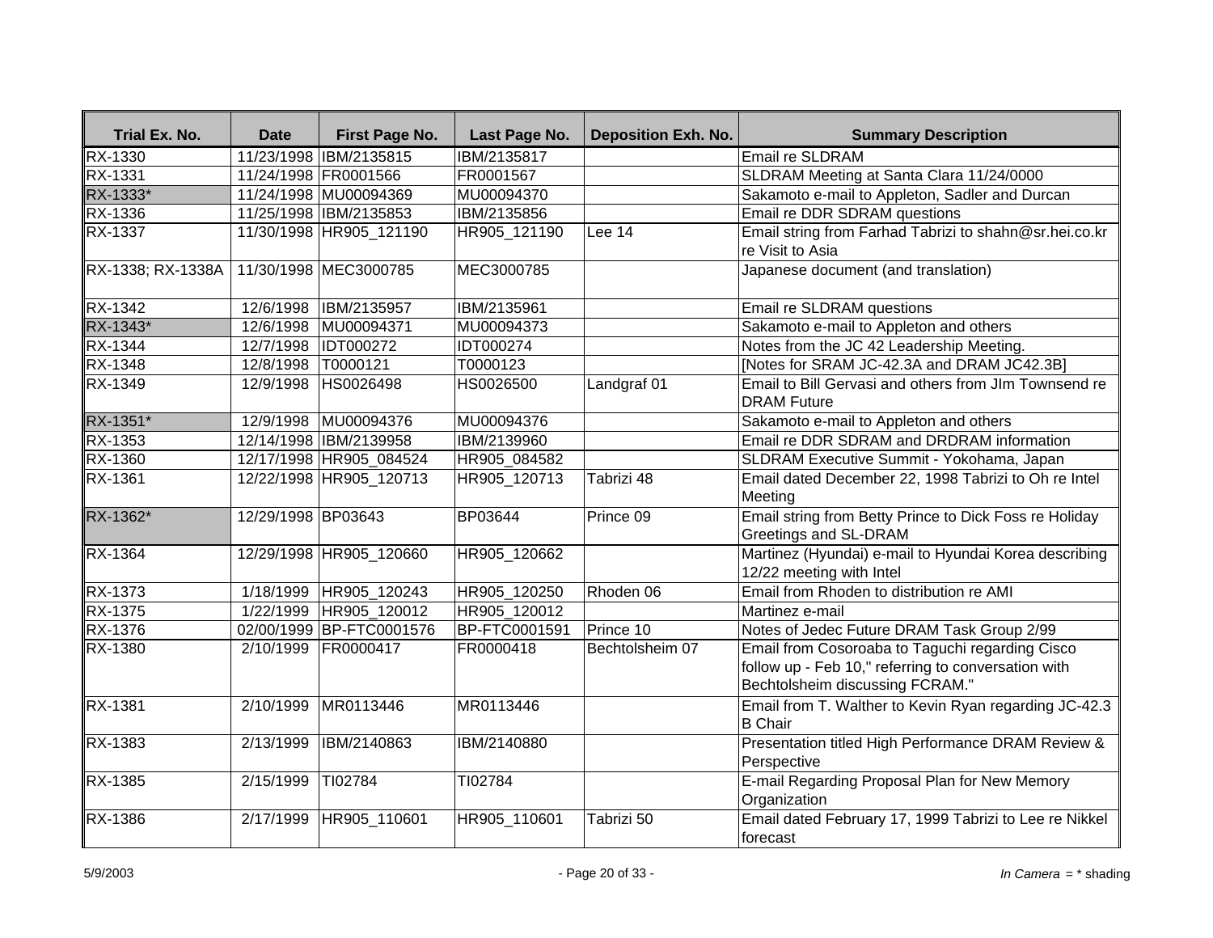| Trial Ex. No. | Date | First Page No. | Last Page No. | Deposition Exh. No. | Summary Description |
|---|---|---|---|---|---|
| RX-1330 | 11/23/1998 | IBM/2135815 | IBM/2135817 | | Email re SLDRAM |
| RX-1331 | 11/24/1998 | FR0001566 | FR0001567 | | SLDRAM Meeting at Santa Clara 11/24/0000 |
| RX-1333* | 11/24/1998 | MU00094369 | MU00094370 | | Sakamoto e-mail to Appleton, Sadler and Durcan |
| RX-1336 | 11/25/1998 | IBM/2135853 | IBM/2135856 | | Email re DDR SDRAM questions |
| RX-1337 | 11/30/1998 | HR905_121190 | HR905_121190 | Lee 14 | Email string from Farhad Tabrizi to shahn@sr.hei.co.kr re Visit to Asia |
| RX-1338; RX-1338A | 11/30/1998 | MEC3000785 | MEC3000785 | | Japanese document (and translation) |
| RX-1342 | 12/6/1998 | IBM/2135957 | IBM/2135961 | | Email re SLDRAM questions |
| RX-1343* | 12/6/1998 | MU00094371 | MU00094373 | | Sakamoto e-mail to Appleton and others |
| RX-1344 | 12/7/1998 | IDT000272 | IDT000274 | | Notes from the JC 42 Leadership Meeting. |
| RX-1348 | 12/8/1998 | T0000121 | T0000123 | | [Notes for SRAM JC-42.3A and DRAM JC42.3B] |
| RX-1349 | 12/9/1998 | HS0026498 | HS0026500 | Landgraf 01 | Email to Bill Gervasi and others from JIm Townsend re DRAM Future |
| RX-1351* | 12/9/1998 | MU00094376 | MU00094376 | | Sakamoto e-mail to Appleton and others |
| RX-1353 | 12/14/1998 | IBM/2139958 | IBM/2139960 | | Email re DDR SDRAM and DRDRAM information |
| RX-1360 | 12/17/1998 | HR905_084524 | HR905_084582 | | SLDRAM Executive Summit - Yokohama, Japan |
| RX-1361 | 12/22/1998 | HR905_120713 | HR905_120713 | Tabrizi 48 | Email dated December 22, 1998 Tabrizi to Oh re Intel Meeting |
| RX-1362* | 12/29/1998 | BP03643 | BP03644 | Prince 09 | Email string from Betty Prince to Dick Foss re Holiday Greetings and SL-DRAM |
| RX-1364 | 12/29/1998 | HR905_120660 | HR905_120662 | | Martinez (Hyundai) e-mail to Hyundai Korea describing 12/22 meeting with Intel |
| RX-1373 | 1/18/1999 | HR905_120243 | HR905_120250 | Rhoden 06 | Email from Rhoden to distribution re AMI |
| RX-1375 | 1/22/1999 | HR905_120012 | HR905_120012 | | Martinez e-mail |
| RX-1376 | 02/00/1999 | BP-FTC0001576 | BP-FTC0001591 | Prince 10 | Notes of Jedec Future DRAM Task Group 2/99 |
| RX-1380 | 2/10/1999 | FR0000417 | FR0000418 | Bechtolsheim 07 | Email from Cosoroaba to Taguchi regarding Cisco follow up - Feb 10," referring to conversation with Bechtolsheim discussing FCRAM." |
| RX-1381 | 2/10/1999 | MR0113446 | MR0113446 | | Email from T. Walther to Kevin Ryan regarding JC-42.3 B Chair |
| RX-1383 | 2/13/1999 | IBM/2140863 | IBM/2140880 | | Presentation titled High Performance DRAM Review & Perspective |
| RX-1385 | 2/15/1999 | TI02784 | TI02784 | | E-mail Regarding Proposal Plan for New Memory Organization |
| RX-1386 | 2/17/1999 | HR905_110601 | HR905_110601 | Tabrizi 50 | Email dated February 17, 1999 Tabrizi to Lee re Nikkel forecast |

5/9/2003

*In Camera* = * shading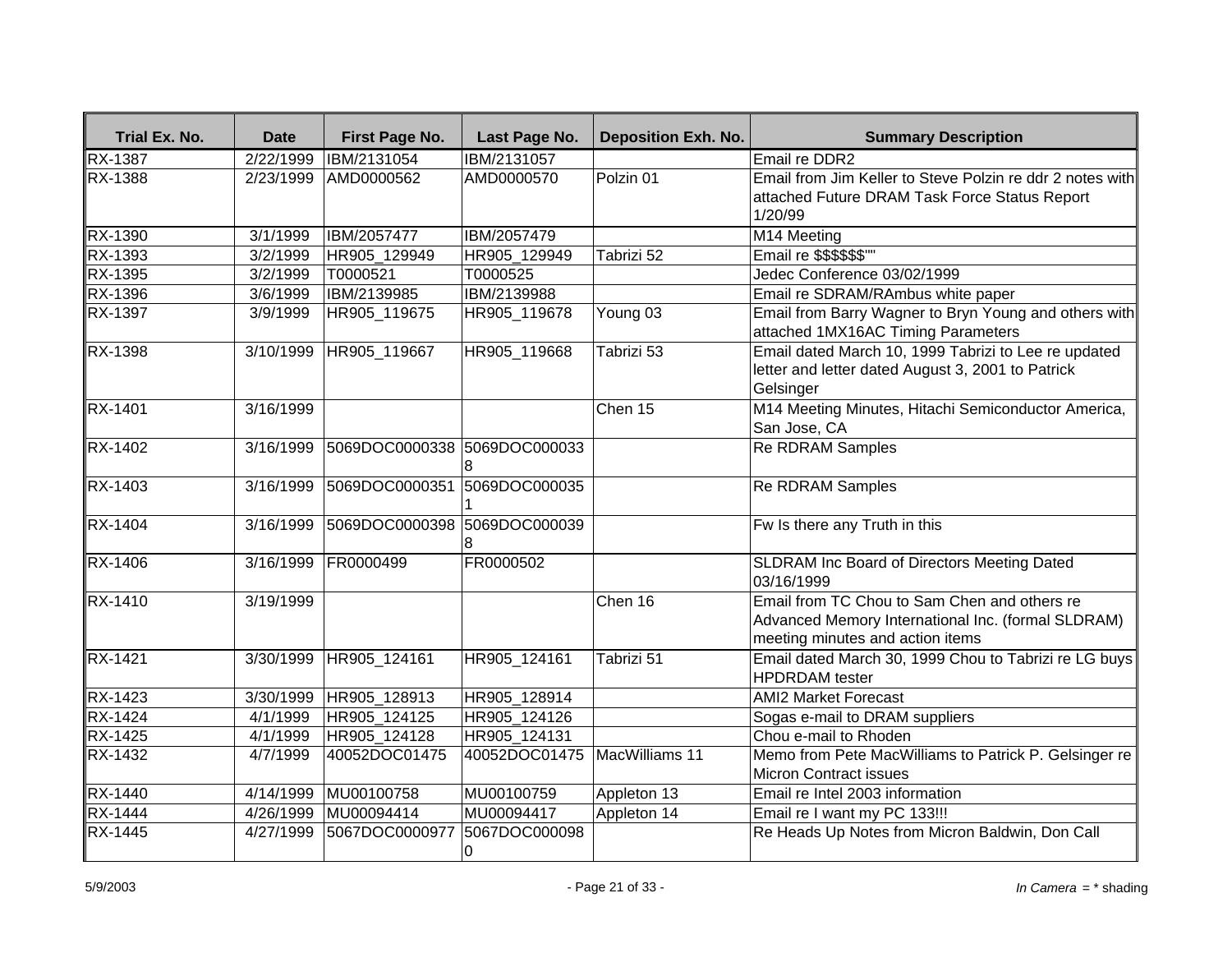| Trial Ex. No. | Date | First Page No. | Last Page No. | Deposition Exh. No. | Summary Description |
|---|---|---|---|---|---|
| RX-1387 | 2/22/1999 | IBM/2131054 | IBM/2131057 | | Email re DDR2 |
| RX-1388 | 2/23/1999 | AMD0000562 | AMD0000570 | Polzin 01 | Email from Jim Keller to Steve Polzin re ddr 2 notes with attached Future DRAM Task Force Status Report 1/20/99 |
| RX-1390 | 3/1/1999 | IBM/2057477 | IBM/2057479 | | M14 Meeting |
| RX-1393 | 3/2/1999 | HR905_129949 | HR905_129949 | Tabrizi 52 | Email re $$$$$$"" |
| RX-1395 | 3/2/1999 | T0000521 | T0000525 | | Jedec Conference 03/02/1999 |
| RX-1396 | 3/6/1999 | IBM/2139985 | IBM/2139988 | | Email re SDRAM/RAmbus white paper |
| RX-1397 | 3/9/1999 | HR905_119675 | HR905_119678 | Young 03 | Email from Barry Wagner to Bryn Young and others with attached 1MX16AC Timing Parameters |
| RX-1398 | 3/10/1999 | HR905_119667 | HR905_119668 | Tabrizi 53 | Email dated March 10, 1999 Tabrizi to Lee re updated letter and letter dated August 3, 2001 to Patrick Gelsinger |
| RX-1401 | 3/16/1999 | | | Chen 15 | M14 Meeting Minutes, Hitachi Semiconductor America, San Jose, CA |
| RX-1402 | 3/16/1999 | 5069DOC0000338 | 5069DOC0000338 | | Re RDRAM Samples |
| RX-1403 | 3/16/1999 | 5069DOC0000351 | 5069DOC0000351 | | Re RDRAM Samples |
| RX-1404 | 3/16/1999 | 5069DOC0000398 | 5069DOC0000398 | | Fw Is there any Truth in this |
| RX-1406 | 3/16/1999 | FR0000499 | FR0000502 | | SLDRAM Inc Board of Directors Meeting Dated 03/16/1999 |
| RX-1410 | 3/19/1999 | | | Chen 16 | Email from TC Chou to Sam Chen and others re Advanced Memory International Inc. (formal SLDRAM) meeting minutes and action items |
| RX-1421 | 3/30/1999 | HR905_124161 | HR905_124161 | Tabrizi 51 | Email dated March 30, 1999 Chou to Tabrizi re LG buys HPDRDAM tester |
| RX-1423 | 3/30/1999 | HR905_128913 | HR905_128914 | | AMI2 Market Forecast |
| RX-1424 | 4/1/1999 | HR905_124125 | HR905_124126 | | Sogas e-mail to DRAM suppliers |
| RX-1425 | 4/1/1999 | HR905_124128 | HR905_124131 | | Chou e-mail to Rhoden |
| RX-1432 | 4/7/1999 | 40052DOC01475 | 40052DOC01475 | MacWilliams 11 | Memo from Pete MacWilliams to Patrick P. Gelsinger re Micron Contract issues |
| RX-1440 | 4/14/1999 | MU00100758 | MU00100759 | Appleton 13 | Email re Intel 2003 information |
| RX-1444 | 4/26/1999 | MU00094414 | MU00094417 | Appleton 14 | Email re I want my PC 133!!! |
| RX-1445 | 4/27/1999 | 5067DOC0000977 | 5067DOC0000980 | | Re Heads Up Notes from Micron Baldwin, Don Call |

5/9/2003

*In Camera* = * shading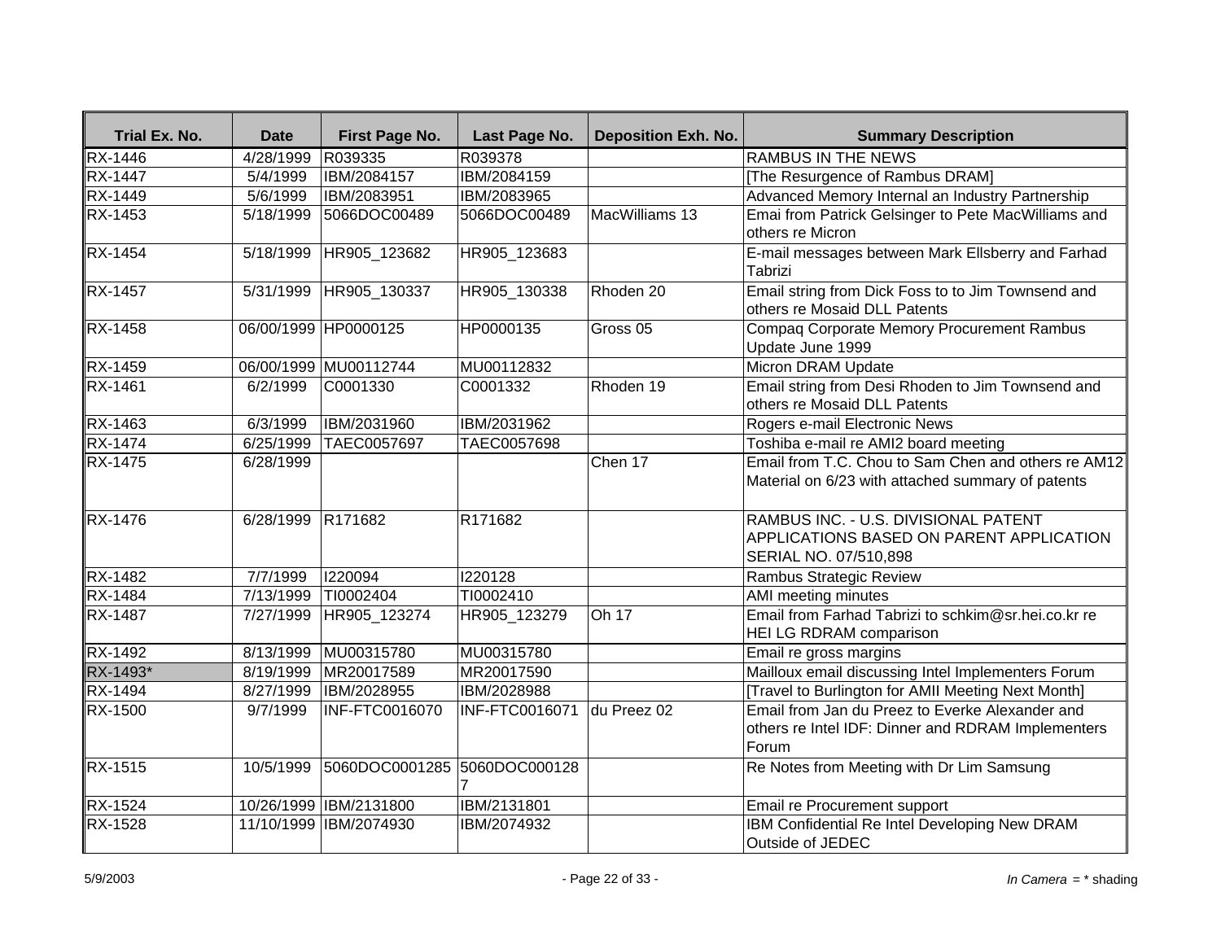| Trial Ex. No. | Date | First Page No. | Last Page No. | Deposition Exh. No. | Summary Description |
|---|---|---|---|---|---|
| RX-1446 | 4/28/1999 | R039335 | R039378 | | RAMBUS IN THE NEWS |
| RX-1447 | 5/4/1999 | IBM/2084157 | IBM/2084159 | | [The Resurgence of Rambus DRAM] |
| RX-1449 | 5/6/1999 | IBM/2083951 | IBM/2083965 | | Advanced Memory Internal an Industry Partnership |
| RX-1453 | 5/18/1999 | 5066DOC00489 | 5066DOC00489 | MacWilliams 13 | Emai from Patrick Gelsinger to Pete MacWilliams and others re Micron |
| RX-1454 | 5/18/1999 | HR905_123682 | HR905_123683 | | E-mail messages between Mark Ellsberry and Farhad Tabrizi |
| RX-1457 | 5/31/1999 | HR905_130337 | HR905_130338 | Rhoden 20 | Email string from Dick Foss to to Jim Townsend and others re Mosaid DLL Patents |
| RX-1458 | 06/00/1999 | HP0000125 | HP0000135 | Gross 05 | Compaq Corporate Memory Procurement Rambus Update June 1999 |
| RX-1459 | 06/00/1999 | MU00112744 | MU00112832 | | Micron DRAM Update |
| RX-1461 | 6/2/1999 | C0001330 | C0001332 | Rhoden 19 | Email string from Desi Rhoden to Jim Townsend and others re Mosaid DLL Patents |
| RX-1463 | 6/3/1999 | IBM/2031960 | IBM/2031962 | | Rogers e-mail Electronic News |
| RX-1474 | 6/25/1999 | TAEC0057697 | TAEC0057698 | | Toshiba e-mail re AMI2 board meeting |
| RX-1475 | 6/28/1999 | | | Chen 17 | Email from T.C. Chou to Sam Chen and others re AM12 Material on 6/23 with attached summary of patents |
| RX-1476 | 6/28/1999 | R171682 | R171682 | | RAMBUS INC. - U.S. DIVISIONAL PATENT APPLICATIONS BASED ON PARENT APPLICATION SERIAL NO. 07/510,898 |
| RX-1482 | 7/7/1999 | I220094 | I220128 | | Rambus Strategic Review |
| RX-1484 | 7/13/1999 | TI0002404 | TI0002410 | | AMI meeting minutes |
| RX-1487 | 7/27/1999 | HR905_123274 | HR905_123279 | Oh 17 | Email from Farhad Tabrizi to schkim@sr.hei.co.kr re HEI LG RDRAM comparison |
| RX-1492 | 8/13/1999 | MU00315780 | MU00315780 | | Email re gross margins |
| RX-1493* | 8/19/1999 | MR20017589 | MR20017590 | | Mailloux email discussing Intel Implementers Forum |
| RX-1494 | 8/27/1999 | IBM/2028955 | IBM/2028988 | | [Travel to Burlington for AMII Meeting Next Month] |
| RX-1500 | 9/7/1999 | INF-FTC0016070 | INF-FTC0016071 | du Preez 02 | Email from Jan du Preez to Everke Alexander and others re Intel IDF: Dinner and RDRAM Implementers Forum |
| RX-1515 | 10/5/1999 | 5060DOC0001285 | 5060DOC0001287 | | Re Notes from Meeting with Dr Lim Samsung |
| RX-1524 | 10/26/1999 | IBM/2131800 | IBM/2131801 | | Email re Procurement support |
| RX-1528 | 11/10/1999 | IBM/2074930 | IBM/2074932 | | IBM Confidential Re Intel Developing New DRAM Outside of JEDEC |

5/9/2003

*In Camera* = * shading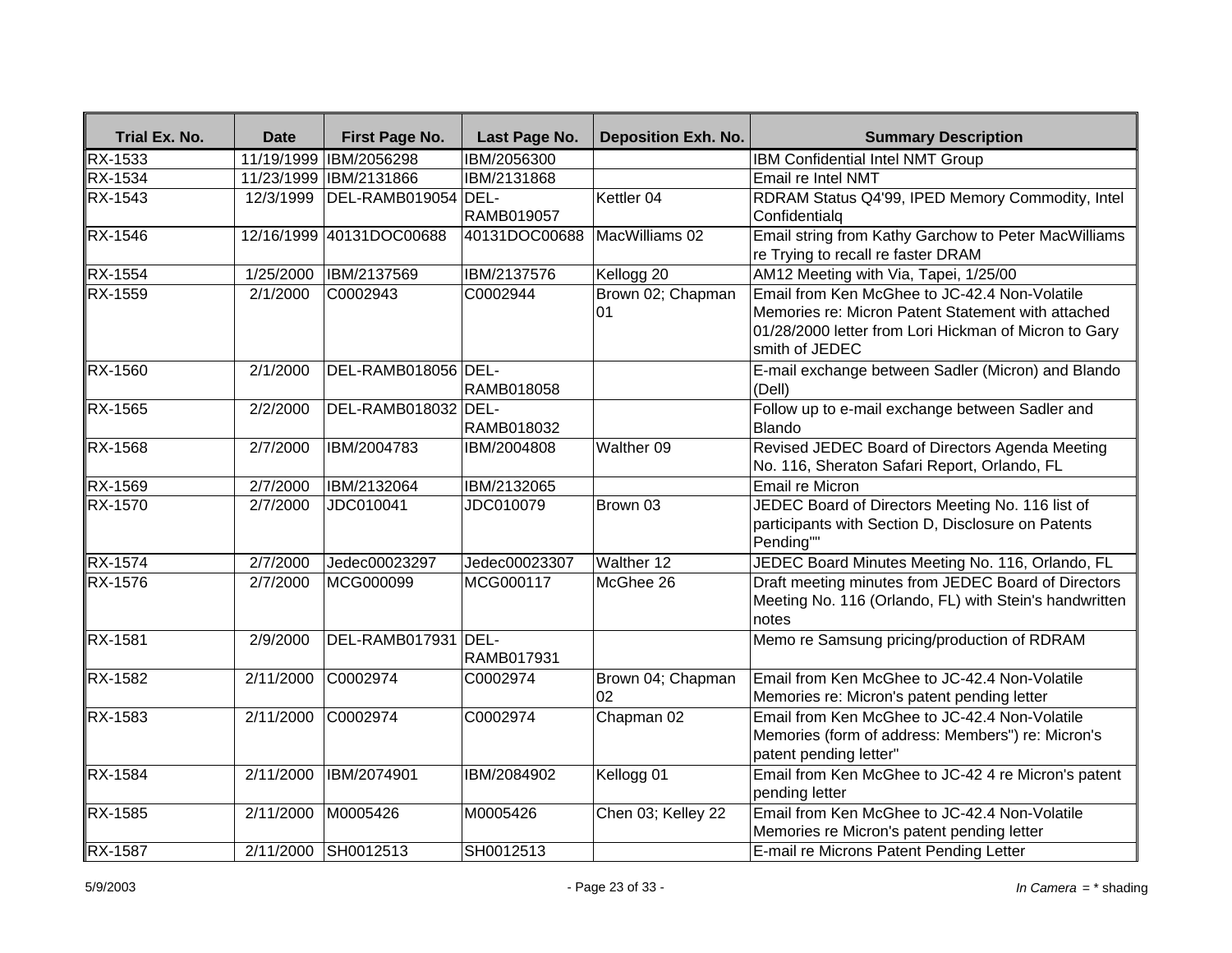| Trial Ex. No. | Date | First Page No. | Last Page No. | Deposition Exh. No. | Summary Description |
|---|---|---|---|---|---|
| RX-1533 | 11/19/1999 | IBM/2056298 | IBM/2056300 | | IBM Confidential Intel NMT Group |
| RX-1534 | 11/23/1999 | IBM/2131866 | IBM/2131868 | | Email re Intel NMT |
| RX-1543 | 12/3/1999 | DEL-RAMB019054 | DEL-RAMB019057 | Kettler 04 | RDRAM Status Q4'99, IPED Memory Commodity, Intel Confidentialq |
| RX-1546 | 12/16/1999 | 40131DOC00688 | 40131DOC00688 | MacWilliams 02 | Email string from Kathy Garchow to Peter MacWilliams re Trying to recall re faster DRAM |
| RX-1554 | 1/25/2000 | IBM/2137569 | IBM/2137576 | Kellogg 20 | AM12 Meeting with Via, Tapei, 1/25/00 |
| RX-1559 | 2/1/2000 | C0002943 | C0002944 | Brown 02; Chapman 01 | Email from Ken McGhee to JC-42.4 Non-Volatile Memories re: Micron Patent Statement with attached 01/28/2000 letter from Lori Hickman of Micron to Gary smith of JEDEC |
| RX-1560 | 2/1/2000 | DEL-RAMB018056 | DEL-RAMB018058 | | E-mail exchange between Sadler (Micron) and Blando (Dell) |
| RX-1565 | 2/2/2000 | DEL-RAMB018032 | DEL-RAMB018032 | | Follow up to e-mail exchange between Sadler and Blando |
| RX-1568 | 2/7/2000 | IBM/2004783 | IBM/2004808 | Walther 09 | Revised JEDEC Board of Directors Agenda Meeting No. 116, Sheraton Safari Report, Orlando, FL |
| RX-1569 | 2/7/2000 | IBM/2132064 | IBM/2132065 | | Email re Micron |
| RX-1570 | 2/7/2000 | JDC010041 | JDC010079 | Brown 03 | JEDEC Board of Directors Meeting No. 116 list of participants with Section D, Disclosure on Patents Pending"" |
| RX-1574 | 2/7/2000 | Jedec00023297 | Jedec00023307 | Walther 12 | JEDEC Board Minutes Meeting No. 116, Orlando, FL |
| RX-1576 | 2/7/2000 | MCG000099 | MCG000117 | McGhee 26 | Draft meeting minutes from JEDEC Board of Directors Meeting No. 116 (Orlando, FL) with Stein's handwritten notes |
| RX-1581 | 2/9/2000 | DEL-RAMB017931 | DEL-RAMB017931 | | Memo re Samsung pricing/production of RDRAM |
| RX-1582 | 2/11/2000 | C0002974 | C0002974 | Brown 04; Chapman 02 | Email from Ken McGhee to JC-42.4 Non-Volatile Memories re: Micron's patent pending letter |
| RX-1583 | 2/11/2000 | C0002974 | C0002974 | Chapman 02 | Email from Ken McGhee to JC-42.4 Non-Volatile Memories (form of address: Members") re: Micron's patent pending letter" |
| RX-1584 | 2/11/2000 | IBM/2074901 | IBM/2084902 | Kellogg 01 | Email from Ken McGhee to JC-42 4 re Micron's patent pending letter |
| RX-1585 | 2/11/2000 | M0005426 | M0005426 | Chen 03; Kelley 22 | Email from Ken McGhee to JC-42.4 Non-Volatile Memories re Micron's patent pending letter |
| RX-1587 | 2/11/2000 | SH0012513 | SH0012513 | | E-mail re Microns Patent Pending Letter |

5/9/2003

*In Camera* = * shading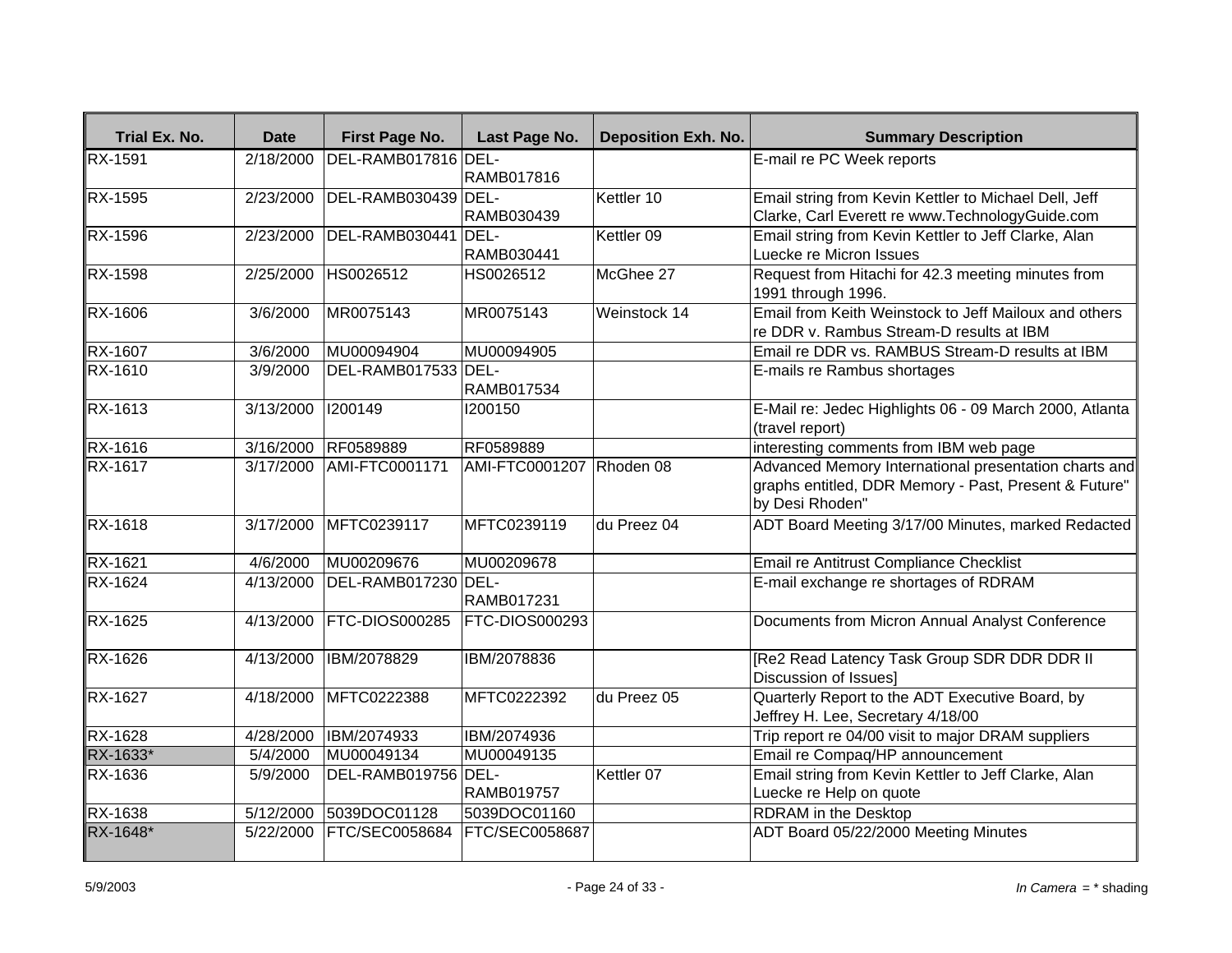| Trial Ex. No. | Date | First Page No. | Last Page No. | Deposition Exh. No. | Summary Description |
|---|---|---|---|---|---|
| RX-1591 | 2/18/2000 | DEL-RAMB017816 | DEL-RAMB017816 | | E-mail re PC Week reports |
| RX-1595 | 2/23/2000 | DEL-RAMB030439 | DEL-RAMB030439 | Kettler 10 | Email string from Kevin Kettler to Michael Dell, Jeff Clarke, Carl Everett re www.TechnologyGuide.com |
| RX-1596 | 2/23/2000 | DEL-RAMB030441 | DEL-RAMB030441 | Kettler 09 | Email string from Kevin Kettler to Jeff Clarke, Alan Luecke re Micron Issues |
| RX-1598 | 2/25/2000 | HS0026512 | HS0026512 | McGhee 27 | Request from Hitachi for 42.3 meeting minutes from 1991 through 1996. |
| RX-1606 | 3/6/2000 | MR0075143 | MR0075143 | Weinstock 14 | Email from Keith Weinstock to Jeff Mailoux and others re DDR v. Rambus Stream-D results at IBM |
| RX-1607 | 3/6/2000 | MU00094904 | MU00094905 | | Email re DDR vs. RAMBUS Stream-D results at IBM |
| RX-1610 | 3/9/2000 | DEL-RAMB017533 | DEL-RAMB017534 | | E-mails re Rambus shortages |
| RX-1613 | 3/13/2000 | I200149 | I200150 | | E-Mail re: Jedec Highlights 06 - 09 March 2000, Atlanta (travel report) |
| RX-1616 | 3/16/2000 | RF0589889 | RF0589889 | | interesting comments from IBM web page |
| RX-1617 | 3/17/2000 | AMI-FTC0001171 | AMI-FTC0001207 | Rhoden 08 | Advanced Memory International presentation charts and graphs entitled, DDR Memory - Past, Present & Future" by Desi Rhoden" |
| RX-1618 | 3/17/2000 | MFTC0239117 | MFTC0239119 | du Preez 04 | ADT Board Meeting 3/17/00 Minutes, marked Redacted |
| RX-1621 | 4/6/2000 | MU00209676 | MU00209678 | | Email re Antitrust Compliance Checklist |
| RX-1624 | 4/13/2000 | DEL-RAMB017230 | DEL-RAMB017231 | | E-mail exchange re shortages of RDRAM |
| RX-1625 | 4/13/2000 | FTC-DIOS000285 | FTC-DIOS000293 | | Documents from Micron Annual Analyst Conference |
| RX-1626 | 4/13/2000 | IBM/2078829 | IBM/2078836 | | [Re2 Read Latency Task Group SDR DDR DDR II Discussion of Issues] |
| RX-1627 | 4/18/2000 | MFTC0222388 | MFTC0222392 | du Preez 05 | Quarterly Report to the ADT Executive Board, by Jeffrey H. Lee, Secretary 4/18/00 |
| RX-1628 | 4/28/2000 | IBM/2074933 | IBM/2074936 | | Trip report re 04/00 visit to major DRAM suppliers |
| RX-1633* | 5/4/2000 | MU00049134 | MU00049135 | | Email re Compaq/HP announcement |
| RX-1636 | 5/9/2000 | DEL-RAMB019756 | DEL-RAMB019757 | Kettler 07 | Email string from Kevin Kettler to Jeff Clarke, Alan Luecke re Help on quote |
| RX-1638 | 5/12/2000 | 5039DOC01128 | 5039DOC01160 | | RDRAM in the Desktop |
| RX-1648* | 5/22/2000 | FTC/SEC0058684 | FTC/SEC0058687 | | ADT Board 05/22/2000 Meeting Minutes |

*In Camera* = * shading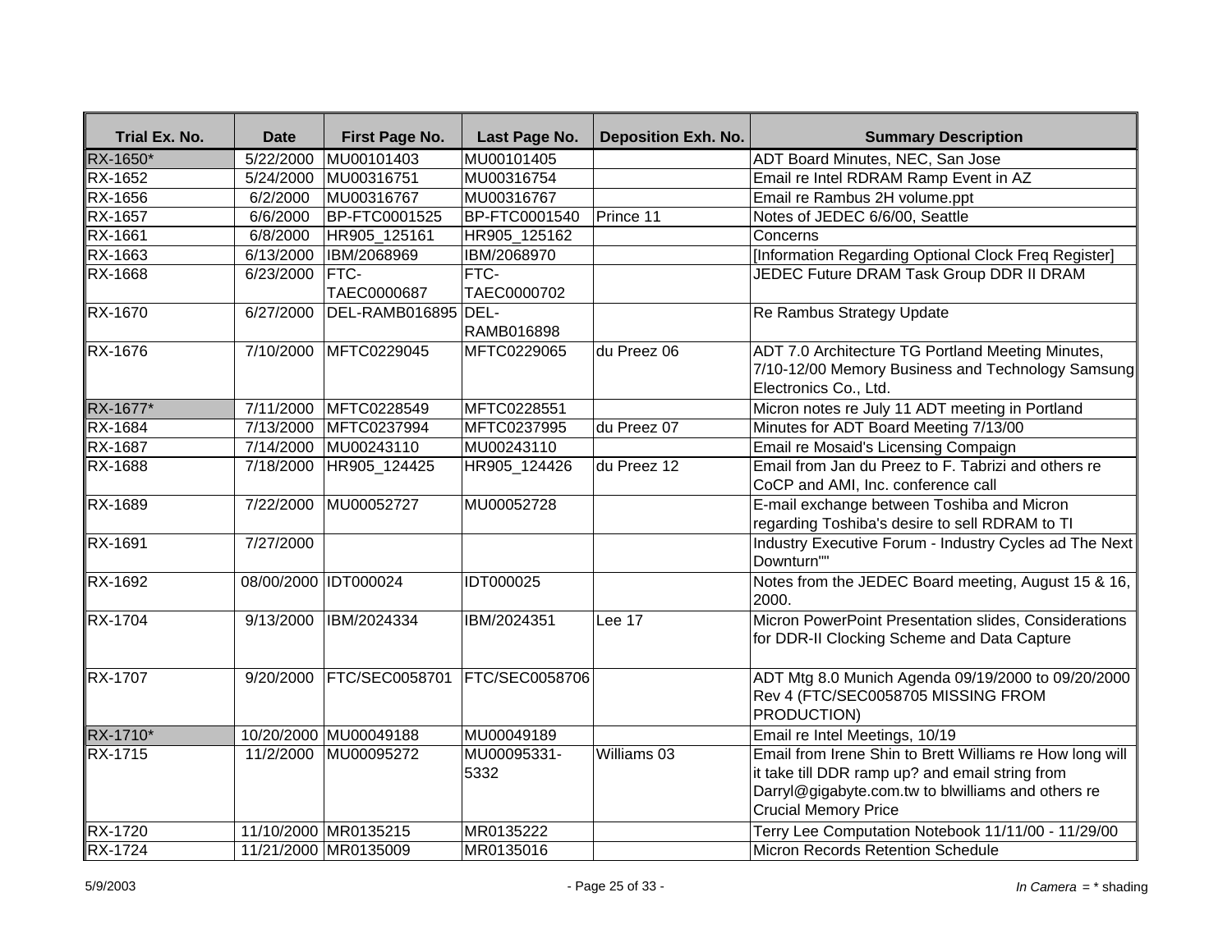| Trial Ex. No. | Date | First Page No. | Last Page No. | Deposition Exh. No. | Summary Description |
|---|---|---|---|---|---|
| RX-1650* | 5/22/2000 | MU00101403 | MU00101405 | | ADT Board Minutes, NEC, San Jose |
| RX-1652 | 5/24/2000 | MU00316751 | MU00316754 | | Email re Intel RDRAM Ramp Event in AZ |
| RX-1656 | 6/2/2000 | MU00316767 | MU00316767 | | Email re Rambus 2H volume.ppt |
| RX-1657 | 6/6/2000 | BP-FTC0001525 | BP-FTC0001540 | Prince 11 | Notes of JEDEC 6/6/00, Seattle |
| RX-1661 | 6/8/2000 | HR905_125161 | HR905_125162 | | Concerns |
| RX-1663 | 6/13/2000 | IBM/2068969 | IBM/2068970 | | [Information Regarding Optional Clock Freq Register] |
| RX-1668 | 6/23/2000 | FTC-TAEC0000687 | FTC-TAEC0000702 | | JEDEC Future DRAM Task Group DDR II DRAM |
| RX-1670 | 6/27/2000 | DEL-RAMB016895 | DEL-RAMB016898 | | Re Rambus Strategy Update |
| RX-1676 | 7/10/2000 | MFTC0229045 | MFTC0229065 | du Preez 06 | ADT 7.0 Architecture TG Portland Meeting Minutes, 7/10-12/00 Memory Business and Technology Samsung Electronics Co., Ltd. |
| RX-1677* | 7/11/2000 | MFTC0228549 | MFTC0228551 | | Micron notes re July 11 ADT meeting in Portland |
| RX-1684 | 7/13/2000 | MFTC0237994 | MFTC0237995 | du Preez 07 | Minutes for ADT Board Meeting 7/13/00 |
| RX-1687 | 7/14/2000 | MU00243110 | MU00243110 | | Email re Mosaid's Licensing Compaign |
| RX-1688 | 7/18/2000 | HR905_124425 | HR905_124426 | du Preez 12 | Email from Jan du Preez to F. Tabrizi and others re CoCP and AMI, Inc. conference call |
| RX-1689 | 7/22/2000 | MU00052727 | MU00052728 | | E-mail exchange between Toshiba and Micron regarding Toshiba's desire to sell RDRAM to TI |
| RX-1691 | 7/27/2000 | | | | Industry Executive Forum - Industry Cycles ad The Next Downturn"" |
| RX-1692 | 08/00/2000 | IDT000024 | IDT000025 | | Notes from the JEDEC Board meeting, August 15 & 16, 2000. |
| RX-1704 | 9/13/2000 | IBM/2024334 | IBM/2024351 | Lee 17 | Micron PowerPoint Presentation slides, Considerations for DDR-II Clocking Scheme and Data Capture |
| RX-1707 | 9/20/2000 | FTC/SEC0058701 | FTC/SEC0058706 | | ADT Mtg 8.0 Munich Agenda 09/19/2000 to 09/20/2000 Rev 4 (FTC/SEC0058705 MISSING FROM PRODUCTION) |
| RX-1710* | 10/20/2000 | MU00049188 | MU00049189 | | Email re Intel Meetings, 10/19 |
| RX-1715 | 11/2/2000 | MU00095272 | MU00095331-5332 | Williams 03 | Email from Irene Shin to Brett Williams re How long will it take till DDR ramp up? and email string from Darryl@gigabyte.com.tw to blwilliams and others re Crucial Memory Price |
| RX-1720 | 11/10/2000 | MR0135215 | MR0135222 | | Terry Lee Computation Notebook 11/11/00 - 11/29/00 |
| RX-1724 | 11/21/2000 | MR0135009 | MR0135016 | | Micron Records Retention Schedule |

*In Camera* = * shading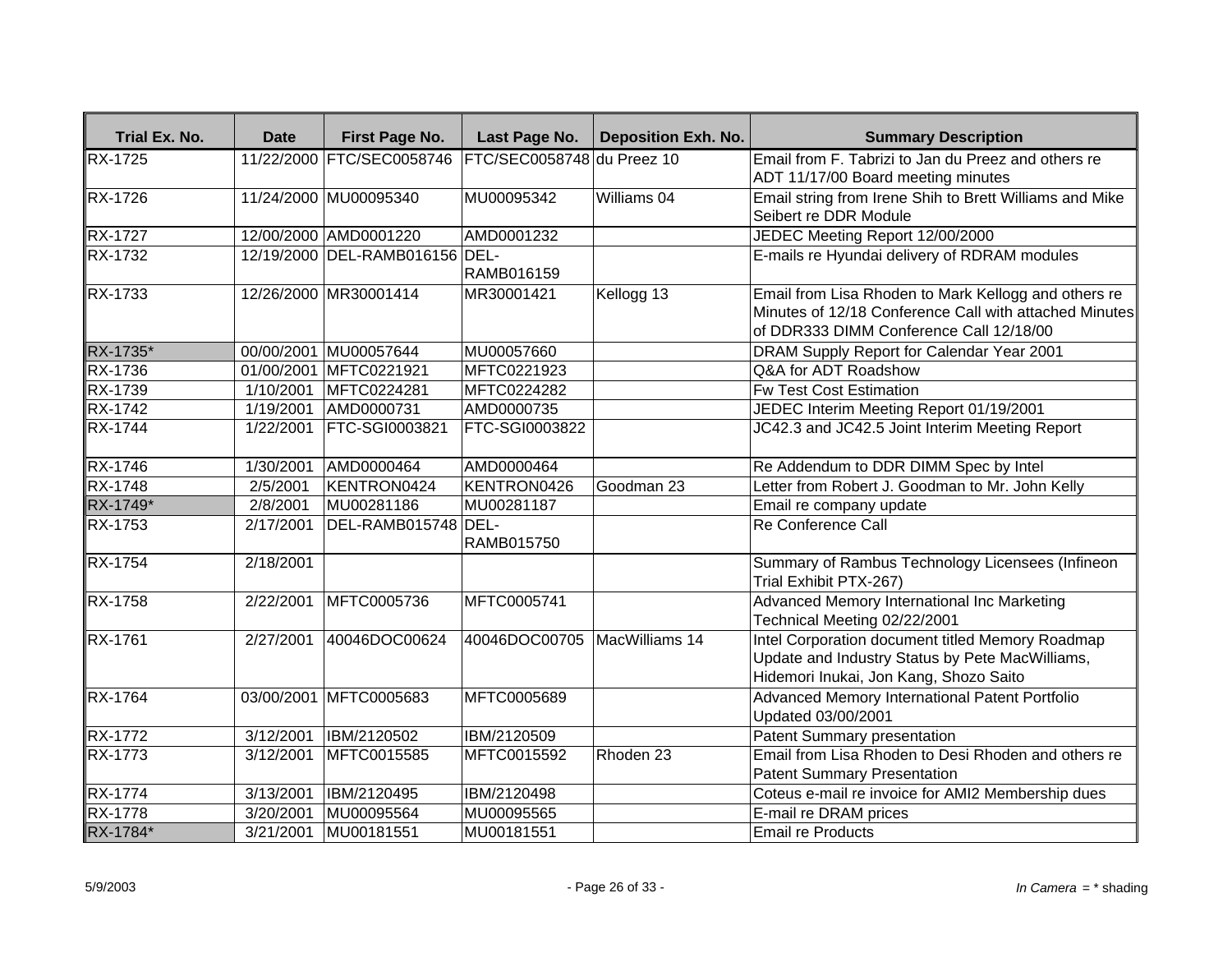| Trial Ex. No. | Date | First Page No. | Last Page No. | Deposition Exh. No. | Summary Description |
|---|---|---|---|---|---|
| RX-1725 | 11/22/2000 | FTC/SEC0058746 | FTC/SEC0058748 | du Preez 10 | Email from F. Tabrizi to Jan du Preez and others re ADT 11/17/00 Board meeting minutes |
| RX-1726 | 11/24/2000 | MU00095340 | MU00095342 | Williams 04 | Email string from Irene Shih to Brett Williams and Mike Seibert re DDR Module |
| RX-1727 | 12/00/2000 | AMD0001220 | AMD0001232 | | JEDEC Meeting Report 12/00/2000 |
| RX-1732 | 12/19/2000 | DEL-RAMB016156 | DEL-RAMB016159 | | E-mails re Hyundai delivery of RDRAM modules |
| RX-1733 | 12/26/2000 | MR30001414 | MR30001421 | Kellogg 13 | Email from Lisa Rhoden to Mark Kellogg and others re Minutes of 12/18 Conference Call with attached Minutes of DDR333 DIMM Conference Call 12/18/00 |
| RX-1735* | 00/00/2001 | MU00057644 | MU00057660 | | DRAM Supply Report for Calendar Year 2001 |
| RX-1736 | 01/00/2001 | MFTC0221921 | MFTC0221923 | | Q&A for ADT Roadshow |
| RX-1739 | 1/10/2001 | MFTC0224281 | MFTC0224282 | | Fw Test Cost Estimation |
| RX-1742 | 1/19/2001 | AMD0000731 | AMD0000735 | | JEDEC Interim Meeting Report 01/19/2001 |
| RX-1744 | 1/22/2001 | FTC-SGI0003821 | FTC-SGI0003822 | | JC42.3 and JC42.5 Joint Interim Meeting Report |
| RX-1746 | 1/30/2001 | AMD0000464 | AMD0000464 | | Re Addendum to DDR DIMM Spec by Intel |
| RX-1748 | 2/5/2001 | KENTRON0424 | KENTRON0426 | Goodman 23 | Letter from Robert J. Goodman to Mr. John Kelly |
| RX-1749* | 2/8/2001 | MU00281186 | MU00281187 | | Email re company update |
| RX-1753 | 2/17/2001 | DEL-RAMB015748 | DEL-RAMB015750 | | Re Conference Call |
| RX-1754 | 2/18/2001 | | | | Summary of Rambus Technology Licensees (Infineon Trial Exhibit PTX-267) |
| RX-1758 | 2/22/2001 | MFTC0005736 | MFTC0005741 | | Advanced Memory International Inc Marketing Technical Meeting 02/22/2001 |
| RX-1761 | 2/27/2001 | 40046DOC00624 | 40046DOC00705 | MacWilliams 14 | Intel Corporation document titled Memory Roadmap Update and Industry Status by Pete MacWilliams, Hidemori Inukai, Jon Kang, Shozo Saito |
| RX-1764 | 03/00/2001 | MFTC0005683 | MFTC0005689 | | Advanced Memory International Patent Portfolio Updated 03/00/2001 |
| RX-1772 | 3/12/2001 | IBM/2120502 | IBM/2120509 | | Patent Summary presentation |
| RX-1773 | 3/12/2001 | MFTC0015585 | MFTC0015592 | Rhoden 23 | Email from Lisa Rhoden to Desi Rhoden and others re Patent Summary Presentation |
| RX-1774 | 3/13/2001 | IBM/2120495 | IBM/2120498 | | Coteus e-mail re invoice for AMI2 Membership dues |
| RX-1778 | 3/20/2001 | MU00095564 | MU00095565 | | E-mail re DRAM prices |
| RX-1784* | 3/21/2001 | MU00181551 | MU00181551 | | Email re Products |

5/9/2003 *In Camera* = * shading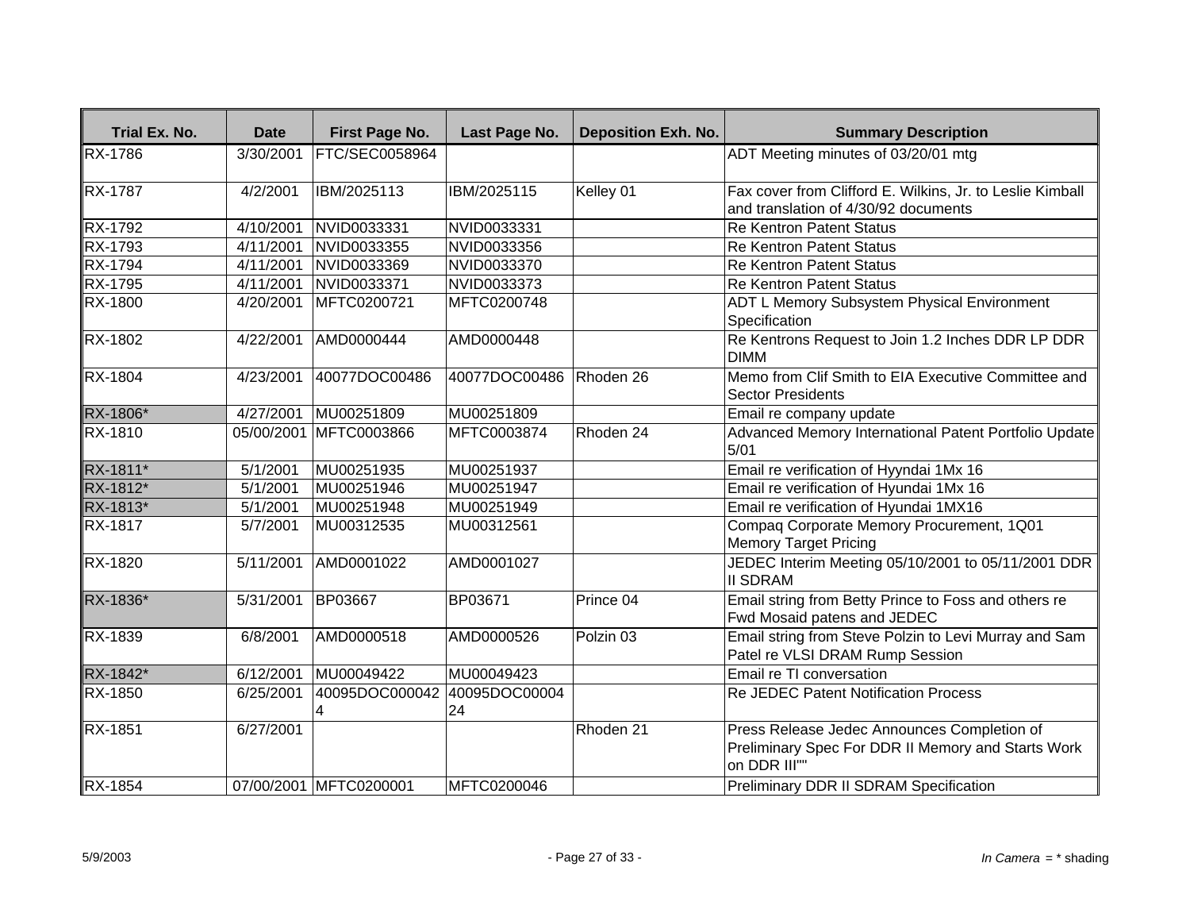| Trial Ex. No. | Date | First Page No. | Last Page No. | Deposition Exh. No. | Summary Description |
|---|---|---|---|---|---|
| RX-1786 | 3/30/2001 | FTC/SEC0058964 | | | ADT Meeting minutes of 03/20/01 mtg |
| RX-1787 | 4/2/2001 | IBM/2025113 | IBM/2025115 | Kelley 01 | Fax cover from Clifford E. Wilkins, Jr. to Leslie Kimball and translation of 4/30/92 documents |
| RX-1792 | 4/10/2001 | NVID0033331 | NVID0033331 | | Re Kentron Patent Status |
| RX-1793 | 4/11/2001 | NVID0033355 | NVID0033356 | | Re Kentron Patent Status |
| RX-1794 | 4/11/2001 | NVID0033369 | NVID0033370 | | Re Kentron Patent Status |
| RX-1795 | 4/11/2001 | NVID0033371 | NVID0033373 | | Re Kentron Patent Status |
| RX-1800 | 4/20/2001 | MFTC0200721 | MFTC0200748 | | ADT L Memory Subsystem Physical Environment Specification |
| RX-1802 | 4/22/2001 | AMD0000444 | AMD0000448 | | Re Kentrons Request to Join 1.2 Inches DDR LP DDR DIMM |
| RX-1804 | 4/23/2001 | 40077DOC00486 | 40077DOC00486 | Rhoden 26 | Memo from Clif Smith to EIA Executive Committee and Sector Presidents |
| RX-1806* | 4/27/2001 | MU00251809 | MU00251809 | | Email re company update |
| RX-1810 | 05/00/2001 | MFTC0003866 | MFTC0003874 | Rhoden 24 | Advanced Memory International Patent Portfolio Update 5/01 |
| RX-1811* | 5/1/2001 | MU00251935 | MU00251937 | | Email re verification of Hyyndai 1Mx 16 |
| RX-1812* | 5/1/2001 | MU00251946 | MU00251947 | | Email re verification of Hyundai 1Mx 16 |
| RX-1813* | 5/1/2001 | MU00251948 | MU00251949 | | Email re verification of Hyundai 1MX16 |
| RX-1817 | 5/7/2001 | MU00312535 | MU00312561 | | Compaq Corporate Memory Procurement, 1Q01 Memory Target Pricing |
| RX-1820 | 5/11/2001 | AMD0001022 | AMD0001027 | | JEDEC Interim Meeting 05/10/2001 to 05/11/2001 DDR II SDRAM |
| RX-1836* | 5/31/2001 | BP03667 | BP03671 | Prince 04 | Email string from Betty Prince to Foss and others re Fwd Mosaid patens and JEDEC |
| RX-1839 | 6/8/2001 | AMD0000518 | AMD0000526 | Polzin 03 | Email string from Steve Polzin to Levi Murray and Sam Patel re VLSI DRAM Rump Session |
| RX-1842* | 6/12/2001 | MU00049422 | MU00049423 | | Email re TI conversation |
| RX-1850 | 6/25/2001 | 40095DOC0000424 | 40095DOC0000424 | | Re JEDEC Patent Notification Process |
| RX-1851 | 6/27/2001 | | | Rhoden 21 | Press Release Jedec Announces Completion of Preliminary Spec For DDR II Memory and Starts Work on DDR III"" |
| RX-1854 | 07/00/2001 | MFTC0200001 | MFTC0200046 | | Preliminary DDR II SDRAM Specification |

5/9/2003

*In Camera* = * shading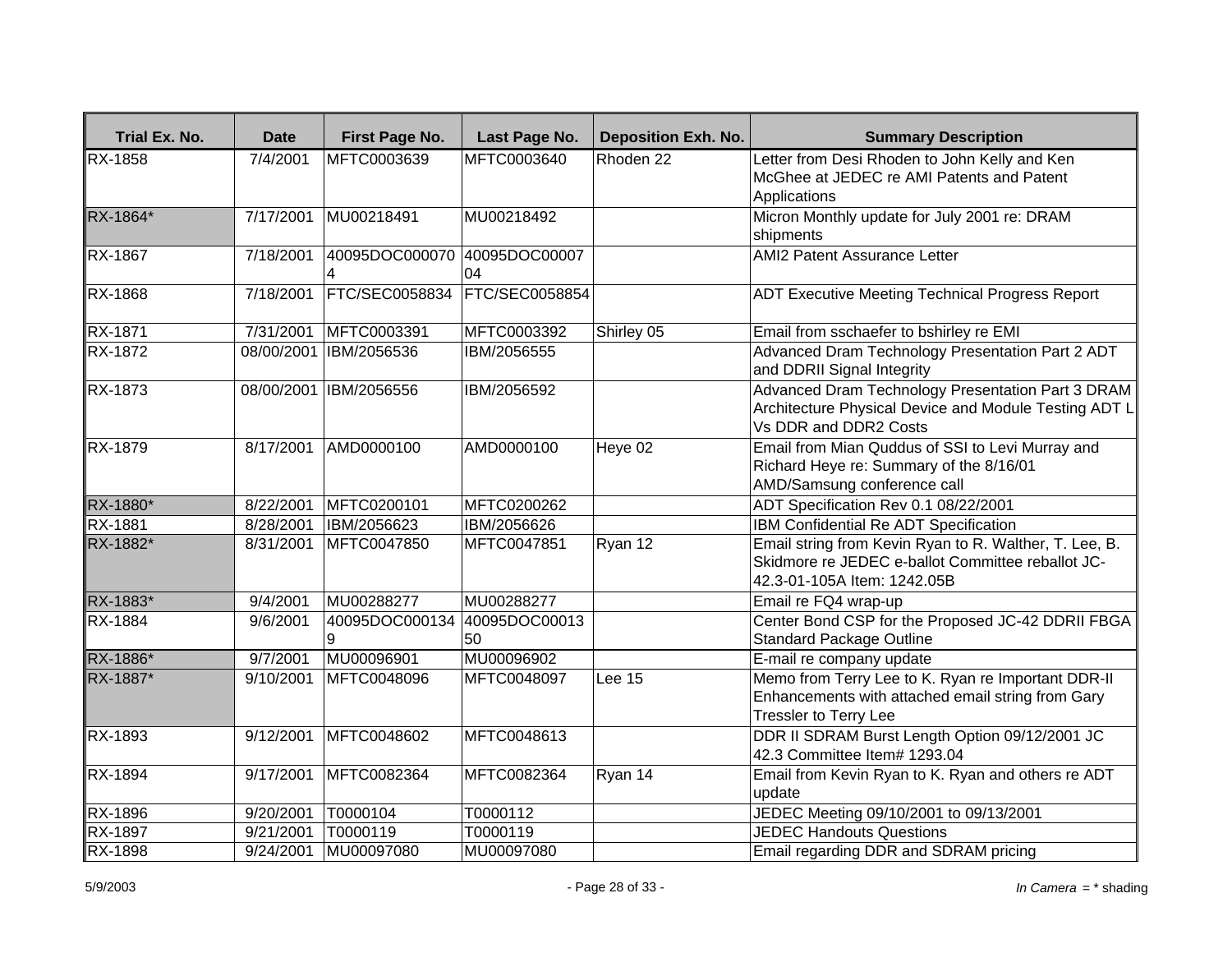| Trial Ex. No. | Date | First Page No. | Last Page No. | Deposition Exh. No. | Summary Description |
|---|---|---|---|---|---|
| RX-1858 | 7/4/2001 | MFTC0003639 | MFTC0003640 | Rhoden 22 | Letter from Desi Rhoden to John Kelly and Ken McGhee at JEDEC re AMI Patents and Patent Applications |
| RX-1864* | 7/17/2001 | MU00218491 | MU00218492 | | Micron Monthly update for July 2001 re: DRAM shipments |
| RX-1867 | 7/18/2001 | 40095DOC0000704 | 40095DOC0000704 | | AMI2 Patent Assurance Letter |
| RX-1868 | 7/18/2001 | FTC/SEC0058834 | FTC/SEC0058854 | | ADT Executive Meeting Technical Progress Report |
| RX-1871 | 7/31/2001 | MFTC0003391 | MFTC0003392 | Shirley 05 | Email from sschaefer to bshirley re EMI |
| RX-1872 | 08/00/2001 | IBM/2056536 | IBM/2056555 | | Advanced Dram Technology Presentation Part 2 ADT and DDRII Signal Integrity |
| RX-1873 | 08/00/2001 | IBM/2056556 | IBM/2056592 | | Advanced Dram Technology Presentation Part 3 DRAM Architecture Physical Device and Module Testing ADT L Vs DDR and DDR2 Costs |
| RX-1879 | 8/17/2001 | AMD0000100 | AMD0000100 | Heye 02 | Email from Mian Quddus of SSI to Levi Murray and Richard Heye re: Summary of the 8/16/01 AMD/Samsung conference call |
| RX-1880* | 8/22/2001 | MFTC0200101 | MFTC0200262 | | ADT Specification Rev 0.1 08/22/2001 |
| RX-1881 | 8/28/2001 | IBM/2056623 | IBM/2056626 | | IBM Confidential Re ADT Specification |
| RX-1882* | 8/31/2001 | MFTC0047850 | MFTC0047851 | Ryan 12 | Email string from Kevin Ryan to R. Walther, T. Lee, B. Skidmore re JEDEC e-ballot Committee reballot JC-42.3-01-105A Item: 1242.05B |
| RX-1883* | 9/4/2001 | MU00288277 | MU00288277 | | Email re FQ4 wrap-up |
| RX-1884 | 9/6/2001 | 40095DOC0001349 | 40095DOC0001350 | | Center Bond CSP for the Proposed JC-42 DDRII FBGA Standard Package Outline |
| RX-1886* | 9/7/2001 | MU00096901 | MU00096902 | | E-mail re company update |
| RX-1887* | 9/10/2001 | MFTC0048096 | MFTC0048097 | Lee 15 | Memo from Terry Lee to K. Ryan re Important DDR-II Enhancements with attached email string from Gary Tressler to Terry Lee |
| RX-1893 | 9/12/2001 | MFTC0048602 | MFTC0048613 | | DDR II SDRAM Burst Length Option 09/12/2001 JC 42.3 Committee Item# 1293.04 |
| RX-1894 | 9/17/2001 | MFTC0082364 | MFTC0082364 | Ryan 14 | Email from Kevin Ryan to K. Ryan and others re ADT update |
| RX-1896 | 9/20/2001 | T0000104 | T0000112 | | JEDEC Meeting 09/10/2001 to 09/13/2001 |
| RX-1897 | 9/21/2001 | T0000119 | T0000119 | | JEDEC Handouts Questions |
| RX-1898 | 9/24/2001 | MU00097080 | MU00097080 | | Email regarding DDR and SDRAM pricing |

5/9/2003

*In Camera* = * shading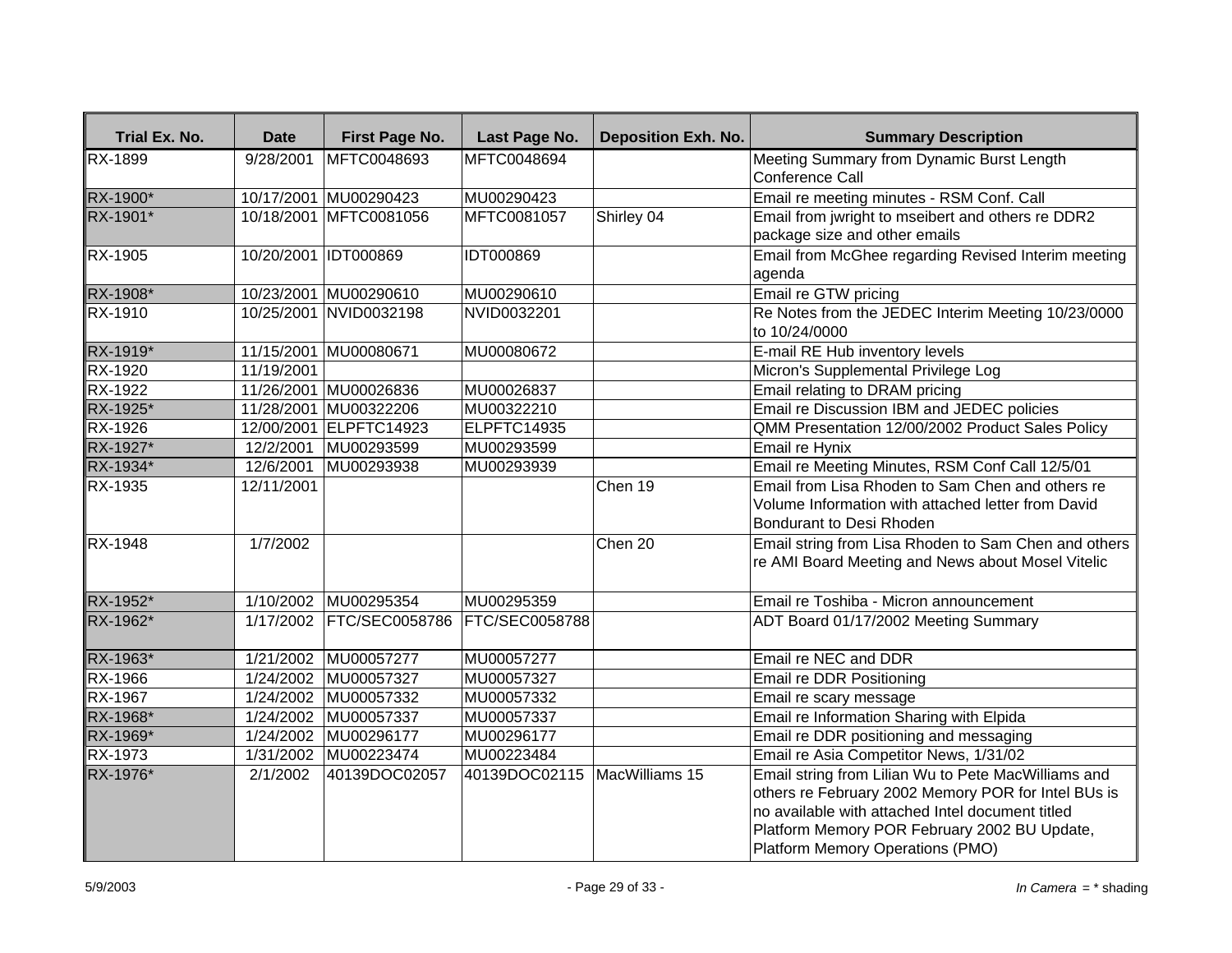| Trial Ex. No. | Date | First Page No. | Last Page No. | Deposition Exh. No. | Summary Description |
|---|---|---|---|---|---|
| RX-1899 | 9/28/2001 | MFTC0048693 | MFTC0048694 | | Meeting Summary from Dynamic Burst Length Conference Call |
| RX-1900* | 10/17/2001 | MU00290423 | MU00290423 | | Email re meeting minutes - RSM Conf. Call |
| RX-1901* | 10/18/2001 | MFTC0081056 | MFTC0081057 | Shirley 04 | Email from jwright to mseibert and others re DDR2 package size and other emails |
| RX-1905 | 10/20/2001 | IDT000869 | IDT000869 | | Email from McGhee regarding Revised Interim meeting agenda |
| RX-1908* | 10/23/2001 | MU00290610 | MU00290610 | | Email re GTW pricing |
| RX-1910 | 10/25/2001 | NVID0032198 | NVID0032201 | | Re Notes from the JEDEC Interim Meeting 10/23/0000 to 10/24/0000 |
| RX-1919* | 11/15/2001 | MU00080671 | MU00080672 | | E-mail RE Hub inventory levels |
| RX-1920 | 11/19/2001 | | | | Micron's Supplemental Privilege Log |
| RX-1922 | 11/26/2001 | MU00026836 | MU00026837 | | Email relating to DRAM pricing |
| RX-1925* | 11/28/2001 | MU00322206 | MU00322210 | | Email re Discussion IBM and JEDEC policies |
| RX-1926 | 12/00/2001 | ELPFTC14923 | ELPFTC14935 | | QMM Presentation 12/00/2002 Product Sales Policy |
| RX-1927* | 12/2/2001 | MU00293599 | MU00293599 | | Email re Hynix |
| RX-1934* | 12/6/2001 | MU00293938 | MU00293939 | | Email re Meeting Minutes, RSM Conf Call 12/5/01 |
| RX-1935 | 12/11/2001 | | | Chen 19 | Email from Lisa Rhoden to Sam Chen and others re Volume Information with attached letter from David Bondurant to Desi Rhoden |
| RX-1948 | 1/7/2002 | | | Chen 20 | Email string from Lisa Rhoden to Sam Chen and others re AMI Board Meeting and News about Mosel Vitelic |
| RX-1952* | 1/10/2002 | MU00295354 | MU00295359 | | Email re Toshiba - Micron announcement |
| RX-1962* | 1/17/2002 | FTC/SEC0058786 | FTC/SEC0058788 | | ADT Board 01/17/2002 Meeting Summary |
| RX-1963* | 1/21/2002 | MU00057277 | MU00057277 | | Email re NEC and DDR |
| RX-1966 | 1/24/2002 | MU00057327 | MU00057327 | | Email re DDR Positioning |
| RX-1967 | 1/24/2002 | MU00057332 | MU00057332 | | Email re scary message |
| RX-1968* | 1/24/2002 | MU00057337 | MU00057337 | | Email re Information Sharing with Elpida |
| RX-1969* | 1/24/2002 | MU00296177 | MU00296177 | | Email re DDR positioning and messaging |
| RX-1973 | 1/31/2002 | MU00223474 | MU00223484 | | Email re Asia Competitor News, 1/31/02 |
| RX-1976* | 2/1/2002 | 40139DOC02057 | 40139DOC02115 | MacWilliams 15 | Email string from Lilian Wu to Pete MacWilliams and others re February 2002 Memory POR for Intel BUs is no available with attached Intel document titled Platform Memory POR February 2002 BU Update, Platform Memory Operations (PMO) |

5/9/2003 *In Camera* = * shading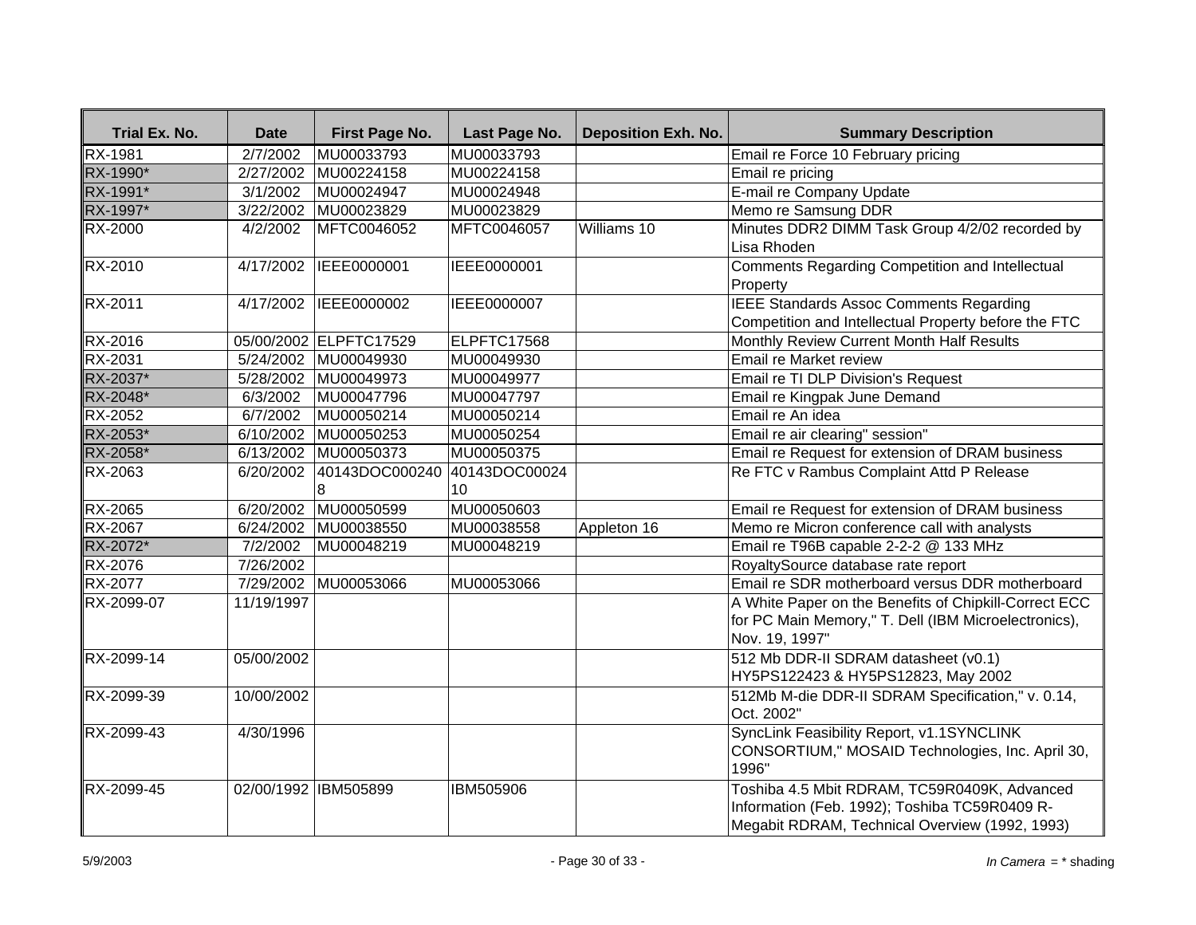| Trial Ex. No. | Date | First Page No. | Last Page No. | Deposition Exh. No. | Summary Description |
|---|---|---|---|---|---|
| RX-1981 | 2/7/2002 | MU00033793 | MU00033793 | | Email re Force 10 February pricing |
| RX-1990* | 2/27/2002 | MU00224158 | MU00224158 | | Email re pricing |
| RX-1991* | 3/1/2002 | MU00024947 | MU00024948 | | E-mail re Company Update |
| RX-1997* | 3/22/2002 | MU00023829 | MU00023829 | | Memo re Samsung DDR |
| RX-2000 | 4/2/2002 | MFTC0046052 | MFTC0046057 | Williams 10 | Minutes DDR2 DIMM Task Group 4/2/02 recorded by Lisa Rhoden |
| RX-2010 | 4/17/2002 | IEEE0000001 | IEEE0000001 | | Comments Regarding Competition and Intellectual Property |
| RX-2011 | 4/17/2002 | IEEE0000002 | IEEE0000007 | | IEEE Standards Assoc Comments Regarding Competition and Intellectual Property before the FTC |
| RX-2016 | 05/00/2002 | ELPFTC17529 | ELPFTC17568 | | Monthly Review Current Month Half Results |
| RX-2031 | 5/24/2002 | MU00049930 | MU00049930 | | Email re Market review |
| RX-2037* | 5/28/2002 | MU00049973 | MU00049977 | | Email re TI DLP Division's Request |
| RX-2048* | 6/3/2002 | MU00047796 | MU00047797 | | Email re Kingpak June Demand |
| RX-2052 | 6/7/2002 | MU00050214 | MU00050214 | | Email re An idea |
| RX-2053* | 6/10/2002 | MU00050253 | MU00050254 | | Email re air clearing" session" |
| RX-2058* | 6/13/2002 | MU00050373 | MU00050375 | | Email re Request for extension of DRAM business |
| RX-2063 | 6/20/2002 | 40143DOC0002408 | 40143DOC0002410 | | Re FTC v Rambus Complaint Attd P Release |
| RX-2065 | 6/20/2002 | MU00050599 | MU00050603 | | Email re Request for extension of DRAM business |
| RX-2067 | 6/24/2002 | MU00038550 | MU00038558 | Appleton 16 | Memo re Micron conference call with analysts |
| RX-2072* | 7/2/2002 | MU00048219 | MU00048219 | | Email re T96B capable 2-2-2 @ 133 MHz |
| RX-2076 | 7/26/2002 | | | | RoyaltySource database rate report |
| RX-2077 | 7/29/2002 | MU00053066 | MU00053066 | | Email re SDR motherboard versus DDR motherboard |
| RX-2099-07 | 11/19/1997 | | | | A White Paper on the Benefits of Chipkill-Correct ECC for PC Main Memory," T. Dell (IBM Microelectronics), Nov. 19, 1997" |
| RX-2099-14 | 05/00/2002 | | | | 512 Mb DDR-II SDRAM datasheet (v0.1) HY5PS122423 & HY5PS12823, May 2002 |
| RX-2099-39 | 10/00/2002 | | | | 512Mb M-die DDR-II SDRAM Specification," v. 0.14, Oct. 2002" |
| RX-2099-43 | 4/30/1996 | | | | SyncLink Feasibility Report, v1.1SYNCLINK CONSORTIUM," MOSAID Technologies, Inc. April 30, 1996" |
| RX-2099-45 | 02/00/1992 | IBM505899 | IBM505906 | | Toshiba 4.5 Mbit RDRAM, TC59R0409K, Advanced Information (Feb. 1992); Toshiba TC59R0409 R-Megabit RDRAM, Technical Overview (1992, 1993) |

5/9/2003 *In Camera* = * shading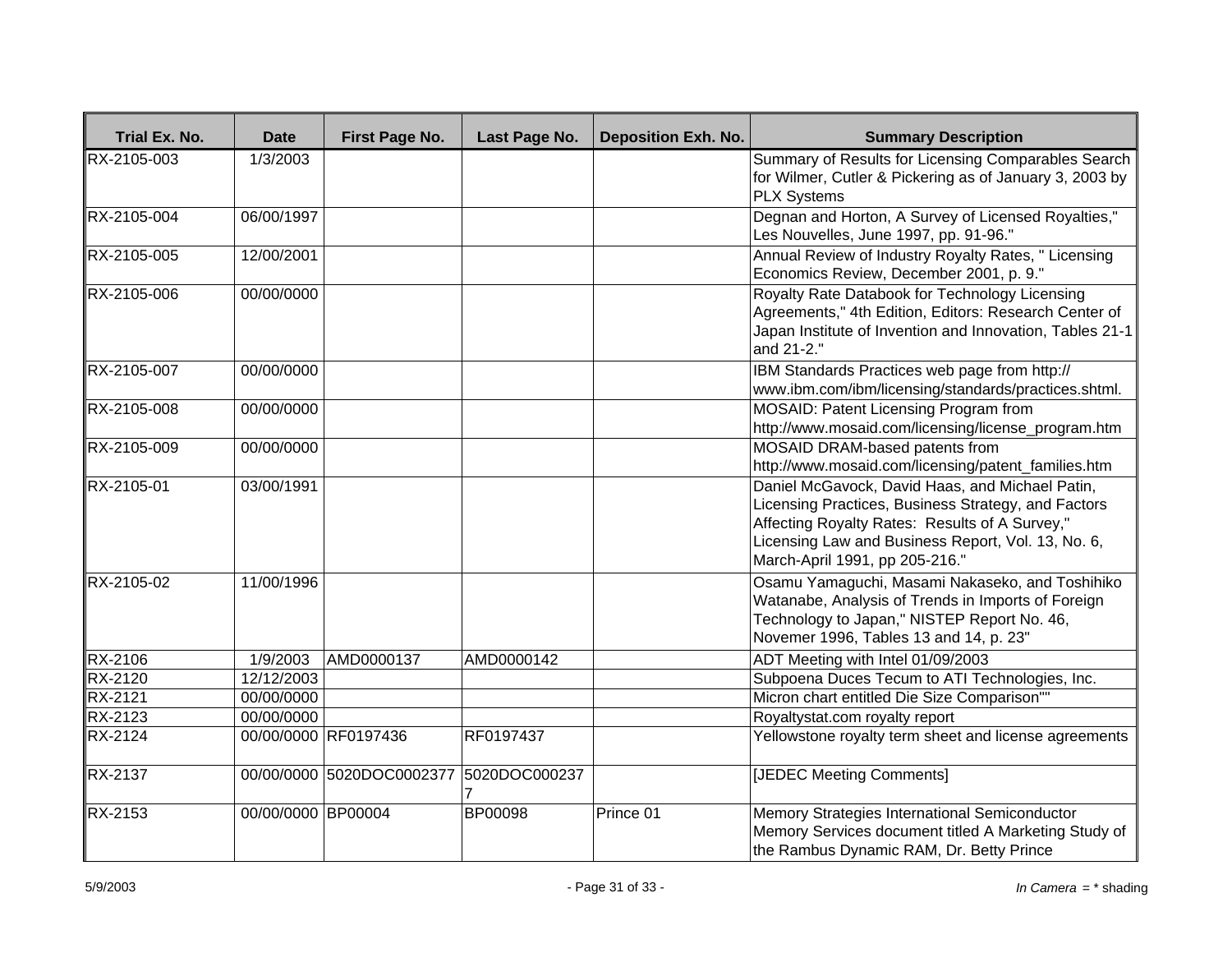| Trial Ex. No. | Date | First Page No. | Last Page No. | Deposition Exh. No. | Summary Description |
|---|---|---|---|---|---|
| RX-2105-003 | 1/3/2003 | | | | Summary of Results for Licensing Comparables Search for Wilmer, Cutler & Pickering as of January 3, 2003 by PLX Systems |
| RX-2105-004 | 06/00/1997 | | | | Degnan and Horton, A Survey of Licensed Royalties," Les Nouvelles, June 1997, pp. 91-96." |
| RX-2105-005 | 12/00/2001 | | | | Annual Review of Industry Royalty Rates, " Licensing Economics Review, December 2001, p. 9." |
| RX-2105-006 | 00/00/0000 | | | | Royalty Rate Databook for Technology Licensing Agreements," 4th Edition, Editors: Research Center of Japan Institute of Invention and Innovation, Tables 21-1 and 21-2." |
| RX-2105-007 | 00/00/0000 | | | | IBM Standards Practices web page from http:// www.ibm.com/ibm/licensing/standards/practices.shtml. |
| RX-2105-008 | 00/00/0000 | | | | MOSAID: Patent Licensing Program from http://www.mosaid.com/licensing/license_program.htm |
| RX-2105-009 | 00/00/0000 | | | | MOSAID DRAM-based patents from http://www.mosaid.com/licensing/patent_families.htm |
| RX-2105-01 | 03/00/1991 | | | | Daniel McGavock, David Haas, and Michael Patin, Licensing Practices, Business Strategy, and Factors Affecting Royalty Rates: Results of A Survey," Licensing Law and Business Report, Vol. 13, No. 6, March-April 1991, pp 205-216." |
| RX-2105-02 | 11/00/1996 | | | | Osamu Yamaguchi, Masami Nakaseko, and Toshihiko Watanabe, Analysis of Trends in Imports of Foreign Technology to Japan," NISTEP Report No. 46, Novemer 1996, Tables 13 and 14, p. 23" |
| RX-2106 | 1/9/2003 | AMD0000137 | AMD0000142 | | ADT Meeting with Intel 01/09/2003 |
| RX-2120 | 12/12/2003 | | | | Subpoena Duces Tecum to ATI Technologies, Inc. |
| RX-2121 | 00/00/0000 | | | | Micron chart entitled Die Size Comparison"" |
| RX-2123 | 00/00/0000 | | | | Royaltystat.com royalty report |
| RX-2124 | 00/00/0000 | RF0197436 | RF0197437 | | Yellowstone royalty term sheet and license agreements |
| RX-2137 | 00/00/0000 | 5020DOC0002377 | 5020DOC0002377 | | [JEDEC Meeting Comments] |
| RX-2153 | 00/00/0000 | BP00004 | BP00098 | Prince 01 | Memory Strategies International Semiconductor Memory Services document titled A Marketing Study of the Rambus Dynamic RAM, Dr. Betty Prince |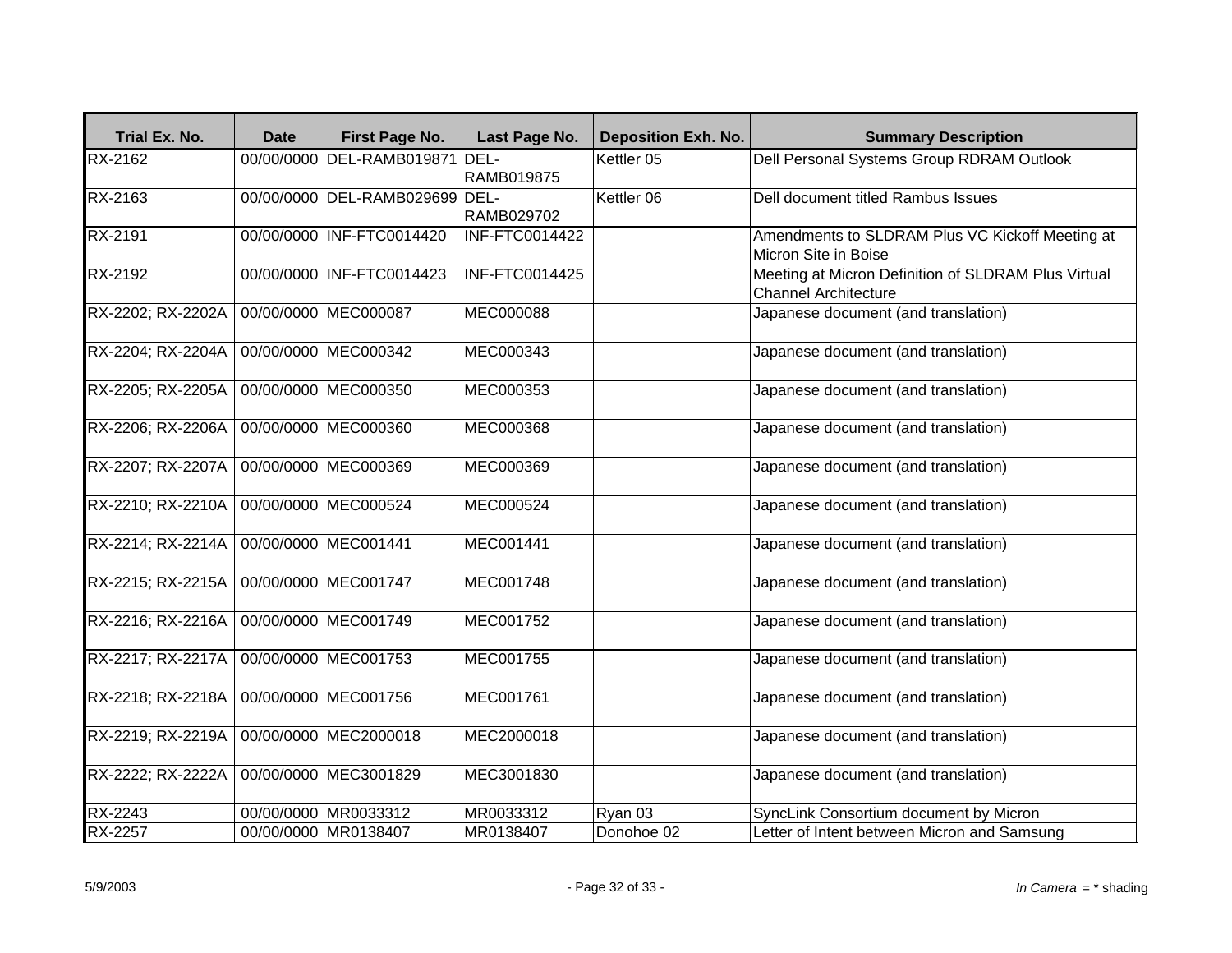| Trial Ex. No. | Date | First Page No. | Last Page No. | Deposition Exh. No. | Summary Description |
|---|---|---|---|---|---|
| RX-2162 | 00/00/0000 | DEL-RAMB019871 | DEL-RAMB019875 | Kettler 05 | Dell Personal Systems Group RDRAM Outlook |
| RX-2163 | 00/00/0000 | DEL-RAMB029699 | DEL-RAMB029702 | Kettler 06 | Dell document titled Rambus Issues |
| RX-2191 | 00/00/0000 | INF-FTC0014420 | INF-FTC0014422 | | Amendments to SLDRAM Plus VC Kickoff Meeting at Micron Site in Boise |
| RX-2192 | 00/00/0000 | INF-FTC0014423 | INF-FTC0014425 | | Meeting at Micron Definition of SLDRAM Plus Virtual Channel Architecture |
| RX-2202; RX-2202A | 00/00/0000 | MEC000087 | MEC000088 | | Japanese document (and translation) |
| RX-2204; RX-2204A | 00/00/0000 | MEC000342 | MEC000343 | | Japanese document (and translation) |
| RX-2205; RX-2205A | 00/00/0000 | MEC000350 | MEC000353 | | Japanese document (and translation) |
| RX-2206; RX-2206A | 00/00/0000 | MEC000360 | MEC000368 | | Japanese document (and translation) |
| RX-2207; RX-2207A | 00/00/0000 | MEC000369 | MEC000369 | | Japanese document (and translation) |
| RX-2210; RX-2210A | 00/00/0000 | MEC000524 | MEC000524 | | Japanese document (and translation) |
| RX-2214; RX-2214A | 00/00/0000 | MEC001441 | MEC001441 | | Japanese document (and translation) |
| RX-2215; RX-2215A | 00/00/0000 | MEC001747 | MEC001748 | | Japanese document (and translation) |
| RX-2216; RX-2216A | 00/00/0000 | MEC001749 | MEC001752 | | Japanese document (and translation) |
| RX-2217; RX-2217A | 00/00/0000 | MEC001753 | MEC001755 | | Japanese document (and translation) |
| RX-2218; RX-2218A | 00/00/0000 | MEC001756 | MEC001761 | | Japanese document (and translation) |
| RX-2219; RX-2219A | 00/00/0000 | MEC2000018 | MEC2000018 | | Japanese document (and translation) |
| RX-2222; RX-2222A | 00/00/0000 | MEC3001829 | MEC3001830 | | Japanese document (and translation) |
| RX-2243 | 00/00/0000 | MR0033312 | MR0033312 | Ryan 03 | SyncLink Consortium document by Micron |
| RX-2257 | 00/00/0000 | MR0138407 | MR0138407 | Donohoe 02 | Letter of Intent between Micron and Samsung |

5/9/2003

*In Camera* = * shading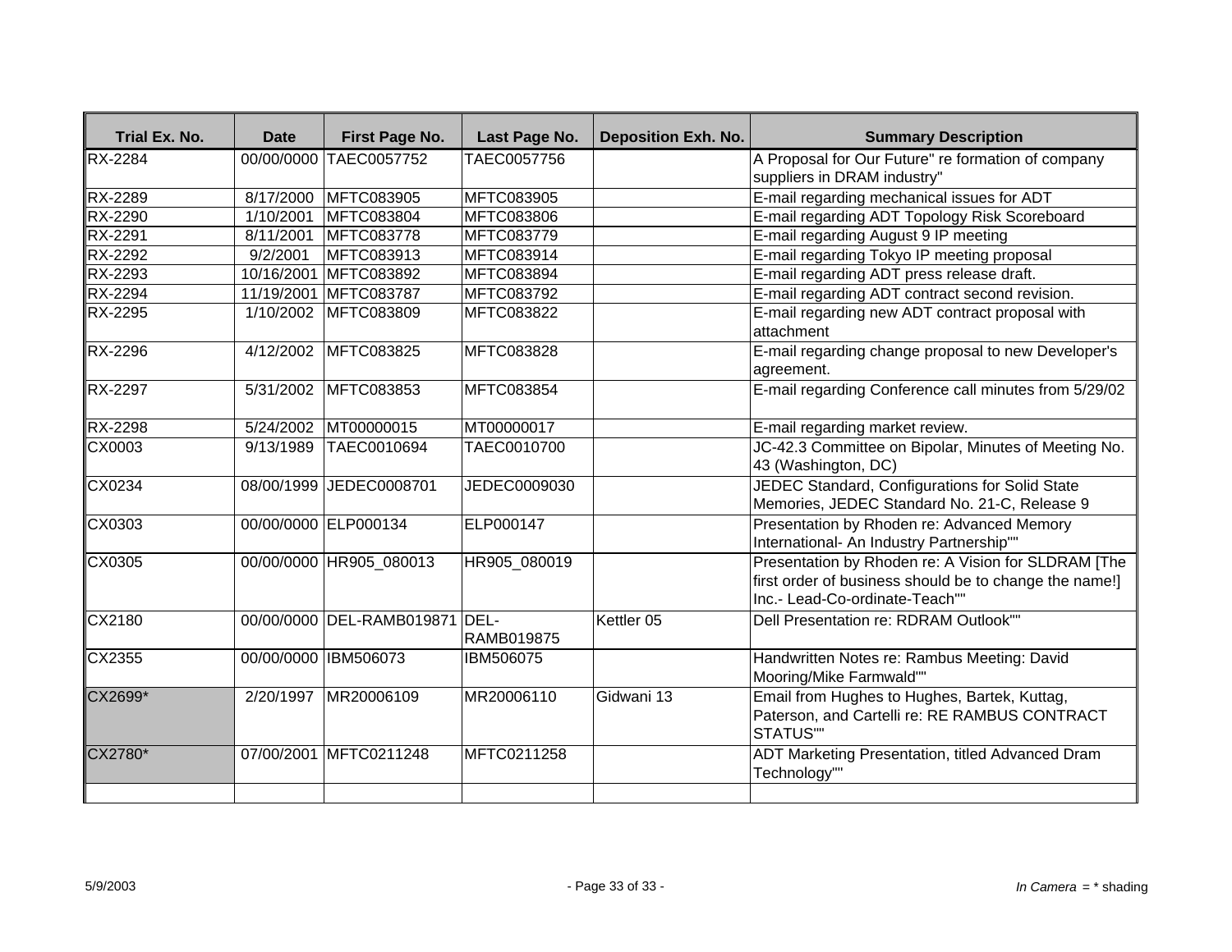| Trial Ex. No. | Date | First Page No. | Last Page No. | Deposition Exh. No. | Summary Description |
|---|---|---|---|---|---|
| RX-2284 | 00/00/0000 | TAEC0057752 | TAEC0057756 | | A Proposal for Our Future" re formation of company suppliers in DRAM industry" |
| RX-2289 | 8/17/2000 | MFTC083905 | MFTC083905 | | E-mail regarding mechanical issues for ADT |
| RX-2290 | 1/10/2001 | MFTC083804 | MFTC083806 | | E-mail regarding ADT Topology Risk Scoreboard |
| RX-2291 | 8/11/2001 | MFTC083778 | MFTC083779 | | E-mail regarding August 9 IP meeting |
| RX-2292 | 9/2/2001 | MFTC083913 | MFTC083914 | | E-mail regarding Tokyo IP meeting proposal |
| RX-2293 | 10/16/2001 | MFTC083892 | MFTC083894 | | E-mail regarding ADT press release draft. |
| RX-2294 | 11/19/2001 | MFTC083787 | MFTC083792 | | E-mail regarding ADT contract second revision. |
| RX-2295 | 1/10/2002 | MFTC083809 | MFTC083822 | | E-mail regarding new ADT contract proposal with attachment |
| RX-2296 | 4/12/2002 | MFTC083825 | MFTC083828 | | E-mail regarding change proposal to new Developer's agreement. |
| RX-2297 | 5/31/2002 | MFTC083853 | MFTC083854 | | E-mail regarding Conference call minutes from 5/29/02 |
| RX-2298 | 5/24/2002 | MT00000015 | MT00000017 | | E-mail regarding market review. |
| CX0003 | 9/13/1989 | TAEC0010694 | TAEC0010700 | | JC-42.3 Committee on Bipolar, Minutes of Meeting No. 43 (Washington, DC) |
| CX0234 | 08/00/1999 | JEDEC0008701 | JEDEC0009030 | | JEDEC Standard, Configurations for Solid State Memories, JEDEC Standard No. 21-C, Release 9 |
| CX0303 | 00/00/0000 | ELP000134 | ELP000147 | | Presentation by Rhoden re: Advanced Memory International- An Industry Partnership"" |
| CX0305 | 00/00/0000 | HR905_080013 | HR905_080019 | | Presentation by Rhoden re: A Vision for SLDRAM [The first order of business should be to change the name!] Inc.- Lead-Co-ordinate-Teach"" |
| CX2180 | 00/00/0000 | DEL-RAMB019871 | DEL-RAMB019875 | Kettler 05 | Dell Presentation re: RDRAM Outlook"" |
| CX2355 | 00/00/0000 | IBM506073 | IBM506075 | | Handwritten Notes re: Rambus Meeting: David Mooring/Mike Farmwald"" |
| CX2699* | 2/20/1997 | MR20006109 | MR20006110 | Gidwani 13 | Email from Hughes to Hughes, Bartek, Kuttag, Paterson, and Cartelli re: RE RAMBUS CONTRACT STATUS"" |
| CX2780* | 07/00/2001 | MFTC0211248 | MFTC0211258 | | ADT Marketing Presentation, titled Advanced Dram Technology"" |
| | | | | | |

5/9/2003

*In Camera* = * shading